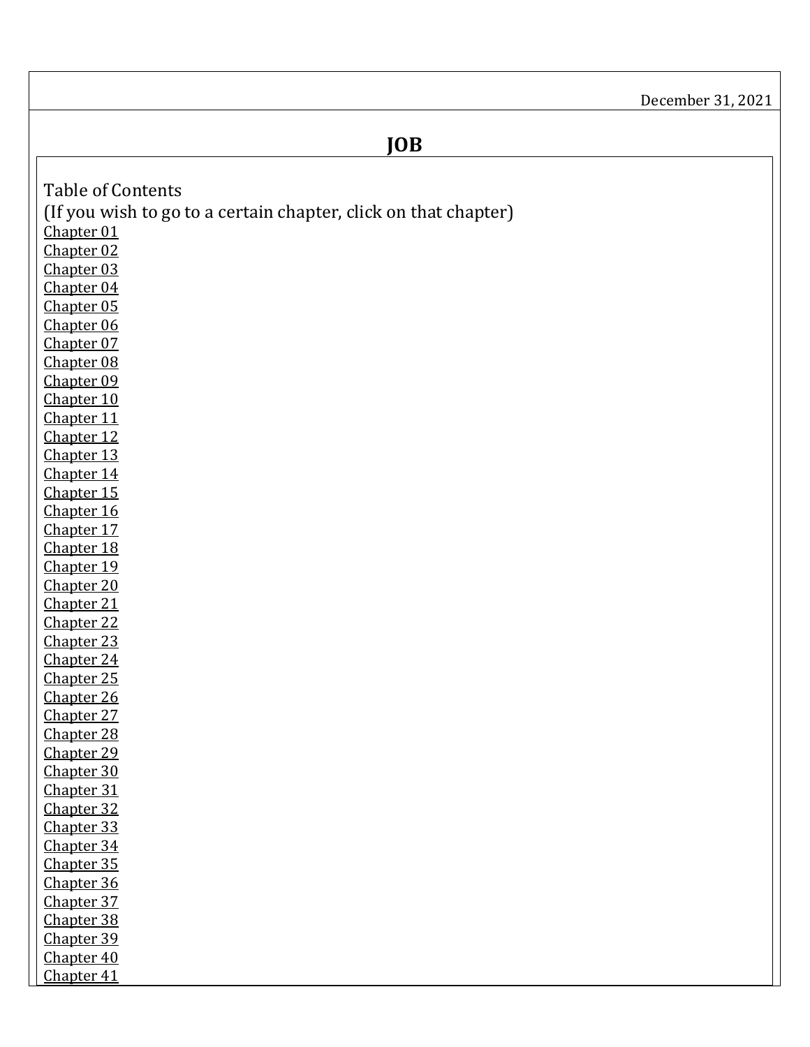December 31, 2021

# JOB

Table of Contents

(If you wish to go to a certain chapter, click on that chapter)

Chapter 01
Chapter 02
Chapter 03
Chapter 04
Chapter 05
Chapter 06
Chapter 07
Chapter 08
Chapter 09
Chapter 10
Chapter 11
Chapter 12
Chapter 13
Chapter 14
Chapter 15
Chapter 16
Chapter 17
Chapter 18
Chapter 19
Chapter 20
Chapter 21
Chapter 22
Chapter 23
Chapter 24
Chapter 25
Chapter 26
Chapter 27
Chapter 28
Chapter 29
Chapter 30
Chapter 31
Chapter 32
Chapter 33
Chapter 34
Chapter 35
Chapter 36
Chapter 37
Chapter 38
Chapter 39
Chapter 40
Chapter 41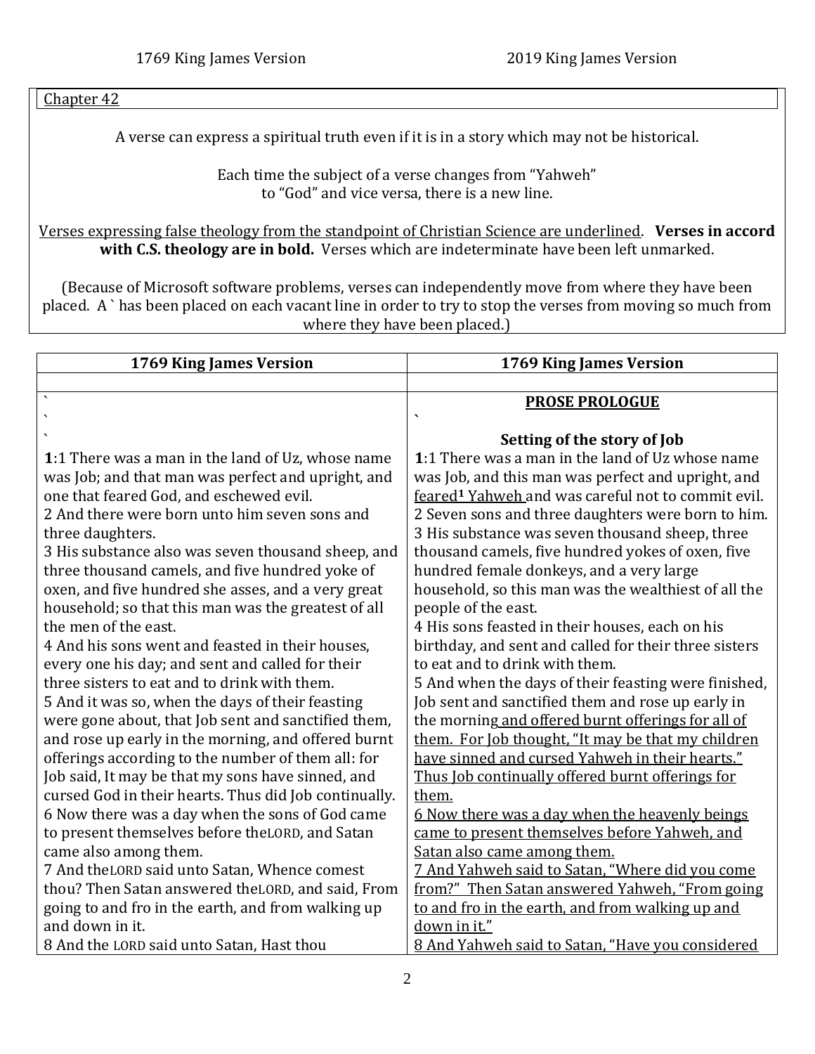1769 King James Version　　　　　　　　　　　　2019 King James Version

Chapter 42

A verse can express a spiritual truth even if it is in a story which may not be historical.

Each time the subject of a verse changes from "Yahweh" to "God" and vice versa, there is a new line.

<u>Verses expressing false theology from the standpoint of Christian Science are underlined</u>. **Verses in accord with C.S. theology are in bold.** Verses which are indeterminate have been left unmarked.

(Because of Microsoft software problems, verses can independently move from where they have been placed. A ` has been placed on each vacant line in order to try to stop the verses from moving so much from where they have been placed.)

| 1769 King James Version | 1769 King James Version |
|---|---|
| | |
| `<br>`<br>` | **<u>PROSE PROLOGUE</u>**<br>`<br>**Setting of the story of Job** |
| **1**:1 There was a man in the land of Uz, whose name was Job; and that man was perfect and upright, and one that feared God, and eschewed evil.<br>2 And there were born unto him seven sons and three daughters.<br>3 His substance also was seven thousand sheep, and three thousand camels, and five hundred yoke of oxen, and five hundred she asses, and a very great household; so that this man was the greatest of all the men of the east.<br>4 And his sons went and feasted in their houses, every one his day; and sent and called for their three sisters to eat and to drink with them.<br>5 And it was so, when the days of their feasting were gone about, that Job sent and sanctified them, and rose up early in the morning, and offered burnt offerings according to the number of them all: for Job said, It may be that my sons have sinned, and cursed God in their hearts. Thus did Job continually.<br>6 Now there was a day when the sons of God came to present themselves before theLORD, and Satan came also among them.<br>7 And theLORD said unto Satan, Whence comest thou? Then Satan answered theLORD, and said, From going to and fro in the earth, and from walking up and down in it.<br>8 And the LORD said unto Satan, Hast thou | **1**:1 There was a man in the land of Uz whose name was Job, and this man was perfect and upright, and <u>feared[1] Yahweh</u> and was careful not to commit evil.<br>2 Seven sons and three daughters were born to him.<br>3 His substance was seven thousand sheep, three thousand camels, five hundred yokes of oxen, five hundred female donkeys, and a very large household, so this man was the wealthiest of all the people of the east.<br>4 His sons feasted in their houses, each on his birthday, and sent and called for their three sisters to eat and to drink with them.<br>5 And when the days of their feasting were finished, Job sent and sanctified them and rose up early in the morning <u>and offered burnt offerings for all of them. For Job thought, "It may be that my children have sinned and cursed Yahweh in their hearts." Thus Job continually offered burnt offerings for them.</u><br><u>6 Now there was a day when the heavenly beings came to present themselves before Yahweh, and Satan also came among them.</u><br><u>7 And Yahweh said to Satan, "Where did you come from?" Then Satan answered Yahweh, "From going to and fro in the earth, and from walking up and down in it."</u><br><u>8 And Yahweh said to Satan, "Have you considered</u> |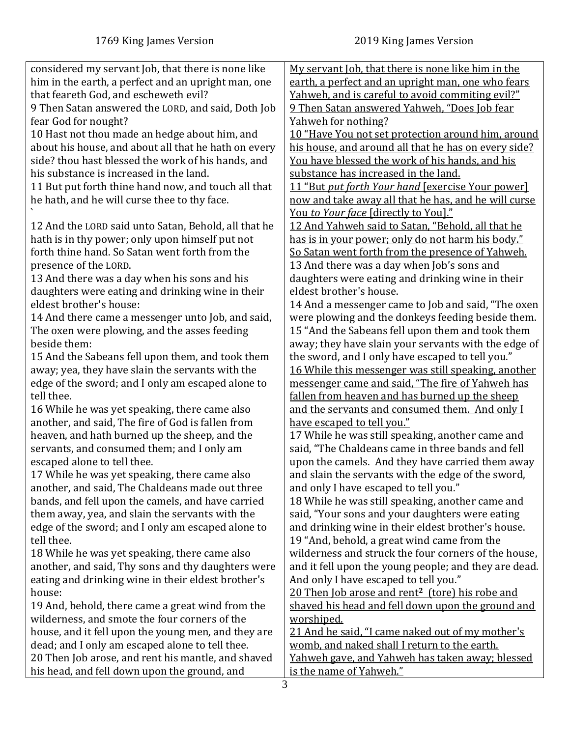| 1769 King James Version | 2019 King James Version |
| --- | --- |
| considered my servant Job, that there is none like him in the earth, a perfect and an upright man, one that feareth God, and escheweth evil? | My servant Job, that there is none like him in the earth, a perfect and an upright man, one who fears Yahweh, and is careful to avoid commiting evil?" |
| 9 Then Satan answered the LORD, and said, Doth Job fear God for nought? | 9 Then Satan answered Yahweh, "Does Job fear Yahweh for nothing? |
| 10 Hast not thou made an hedge about him, and about his house, and about all that he hath on every side? thou hast blessed the work of his hands, and his substance is increased in the land. | 10 "Have You not set protection around him, around his house, and around all that he has on every side? You have blessed the work of his hands, and his substance has increased in the land. |
| 11 But put forth thine hand now, and touch all that he hath, and he will curse thee to thy face. ` | 11 "But *put forth Your hand* [exercise Your power] now and take away all that he has, and he will curse You *to Your face* [directly to You]." |
| 12 And the LORD said unto Satan, Behold, all that he hath is in thy power; only upon himself put not forth thine hand. So Satan went forth from the presence of the LORD. | 12 And Yahweh said to Satan, "Behold, all that he has is in your power; only do not harm his body." So Satan went forth from the presence of Yahweh. |
| 13 And there was a day when his sons and his daughters were eating and drinking wine in their eldest brother's house: | 13 And there was a day when Job's sons and daughters were eating and drinking wine in their eldest brother's house. |
| 14 And there came a messenger unto Job, and said, The oxen were plowing, and the asses feeding beside them: | 14 And a messenger came to Job and said, "The oxen were plowing and the donkeys feeding beside them. |
| 15 And the Sabeans fell upon them, and took them away; yea, they have slain the servants with the edge of the sword; and I only am escaped alone to tell thee. | 15 "And the Sabeans fell upon them and took them away; they have slain your servants with the edge of the sword, and I only have escaped to tell you." |
| 16 While he was yet speaking, there came also another, and said, The fire of God is fallen from heaven, and hath burned up the sheep, and the servants, and consumed them; and I only am escaped alone to tell thee. | 16 While this messenger was still speaking, another messenger came and said, "The fire of Yahweh has fallen from heaven and has burned up the sheep and the servants and consumed them. And only I have escaped to tell you." |
| 17 While he was yet speaking, there came also another, and said, The Chaldeans made out three bands, and fell upon the camels, and have carried them away, yea, and slain the servants with the edge of the sword; and I only am escaped alone to tell thee. | 17 While he was still speaking, another came and said, "The Chaldeans came in three bands and fell upon the camels. And they have carried them away and slain the servants with the edge of the sword, and only I have escaped to tell you." |
| 18 While he was yet speaking, there came also another, and said, Thy sons and thy daughters were eating and drinking wine in their eldest brother's house: | 18 While he was still speaking, another came and said, "Your sons and your daughters were eating and drinking wine in their eldest brother's house. |
| 19 And, behold, there came a great wind from the wilderness, and smote the four corners of the house, and it fell upon the young men, and they are dead; and I only am escaped alone to tell thee. | 19 "And, behold, a great wind came from the wilderness and struck the four corners of the house, and it fell upon the young people; and they are dead. And only I have escaped to tell you." |
| 20 Then Job arose, and rent his mantle, and shaved his head, and fell down upon the ground, and | 20 Then Job arose and rent[2] (tore) his robe and shaved his head and fell down upon the ground and worshiped. |
| | 21 And he said, "I came naked out of my mother's womb, and naked shall I return to the earth. Yahweh gave, and Yahweh has taken away; blessed is the name of Yahweh." |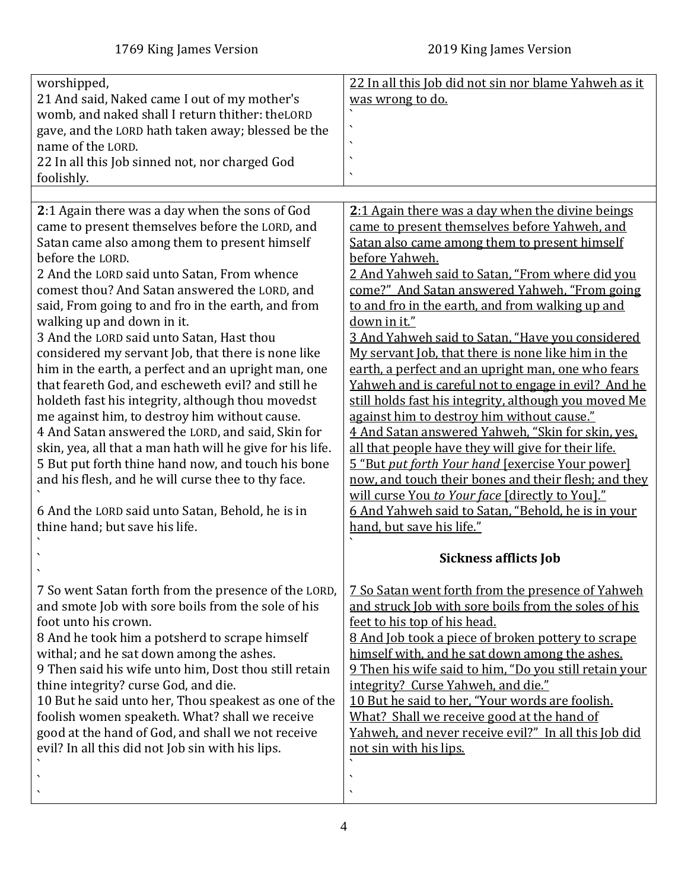| 1769 King James Version | 2019 King James Version |
|---|---|
| worshipped,<br>21 And said, Naked came I out of my mother's womb, and naked shall I return thither: theLORD gave, and the LORD hath taken away; blessed be the name of the LORD.<br>22 In all this Job sinned not, nor charged God foolishly. | 22 In all this Job did not sin nor blame Yahweh as it was wrong to do. |
| | |
| **2**:1 Again there was a day when the sons of God came to present themselves before the LORD, and Satan came also among them to present himself before the LORD.<br>2 And the LORD said unto Satan, From whence comest thou? And Satan answered the LORD, and said, From going to and fro in the earth, and from walking up and down in it.<br>3 And the LORD said unto Satan, Hast thou considered my servant Job, that there is none like him in the earth, a perfect and an upright man, one that feareth God, and escheweth evil? and still he holdeth fast his integrity, although thou movedst me against him, to destroy him without cause.<br>4 And Satan answered the LORD, and said, Skin for skin, yea, all that a man hath will he give for his life.<br>5 But put forth thine hand now, and touch his bone and his flesh, and he will curse thee to thy face.<br>6 And the LORD said unto Satan, Behold, he is in thine hand; but save his life.<br>7 So went Satan forth from the presence of the LORD, and smote Job with sore boils from the sole of his foot unto his crown.<br>8 And he took him a potsherd to scrape himself withal; and he sat down among the ashes.<br>9 Then said his wife unto him, Dost thou still retain thine integrity? curse God, and die.<br>10 But he said unto her, Thou speakest as one of the foolish women speaketh. What? shall we receive good at the hand of God, and shall we not receive evil? In all this did not Job sin with his lips. | **2**:1 Again there was a day when the divine beings came to present themselves before Yahweh, and Satan also came among them to present himself before Yahweh.<br>2 And Yahweh said to Satan, "From where did you come?" And Satan answered Yahweh, "From going to and fro in the earth, and from walking up and down in it."<br>3 And Yahweh said to Satan, "Have you considered My servant Job, that there is none like him in the earth, a perfect and an upright man, one who fears Yahweh and is careful not to engage in evil? And he still holds fast his integrity, although you moved Me against him to destroy him without cause."<br>4 And Satan answered Yahweh, "Skin for skin, yes, all that people have they will give for their life.<br>5 "But *put forth Your hand* [exercise Your power] now, and touch their bones and their flesh; and they will curse You *to Your face* [directly to You]."<br>6 And Yahweh said to Satan, "Behold, he is in your hand, but save his life."<br>**Sickness afflicts Job**<br>7 So Satan went forth from the presence of Yahweh and struck Job with sore boils from the soles of his feet to his top of his head.<br>8 And Job took a piece of broken pottery to scrape himself with, and he sat down among the ashes.<br>9 Then his wife said to him, "Do you still retain your integrity? Curse Yahweh, and die."<br>10 But he said to her, "Your words are foolish. What? Shall we receive good at the hand of Yahweh, and never receive evil?" In all this Job did not sin with his lips. |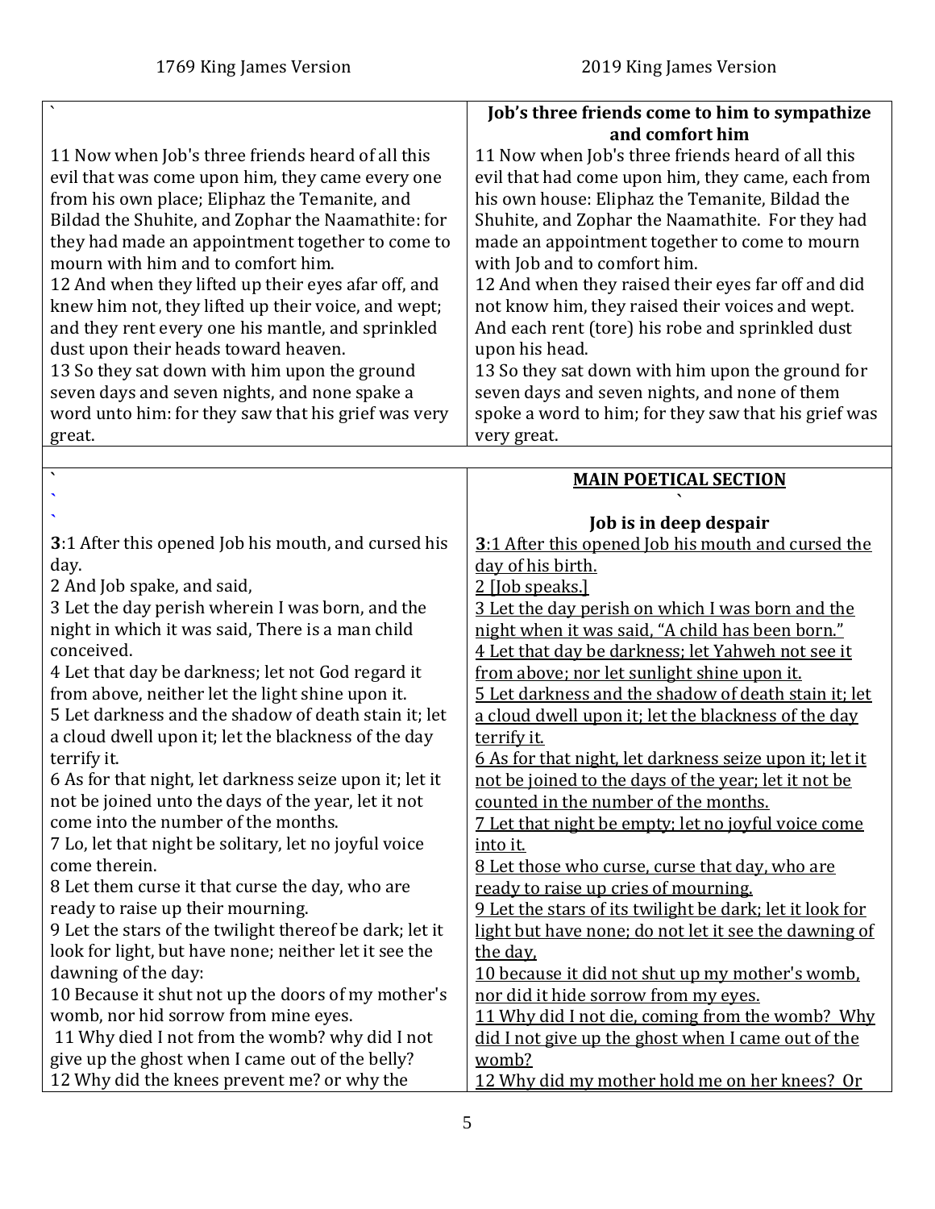| 1769 King James Version | 2019 King James Version |
|---|---|
| ` | **Job's three friends come to him to sympathize and comfort him** |
| 11 Now when Job's three friends heard of all this evil that was come upon him, they came every one from his own place; Eliphaz the Temanite, and Bildad the Shuhite, and Zophar the Naamathite: for they had made an appointment together to come to mourn with him and to comfort him.<br>12 And when they lifted up their eyes afar off, and knew him not, they lifted up their voice, and wept; and they rent every one his mantle, and sprinkled dust upon their heads toward heaven.<br>13 So they sat down with him upon the ground seven days and seven nights, and none spake a word unto him: for they saw that his grief was very great. | 11 Now when Job's three friends heard of all this evil that had come upon him, they came, each from his own house: Eliphaz the Temanite, Bildad the Shuhite, and Zophar the Naamathite. For they had made an appointment together to come to mourn with Job and to comfort him.<br>12 And when they raised their eyes far off and did not know him, they raised their voices and wept. And each rent (tore) his robe and sprinkled dust upon his head.<br>13 So they sat down with him upon the ground for seven days and seven nights, and none of them spoke a word to him; for they saw that his grief was very great. |
| | |
| `<br>`<br>` | **MAIN POETICAL SECTION**<br>`<br>**Job is in deep despair** |
| **3**:1 After this opened Job his mouth, and cursed his day.<br>2 And Job spake, and said,<br>3 Let the day perish wherein I was born, and the night in which it was said, There is a man child conceived.<br>4 Let that day be darkness; let not God regard it from above, neither let the light shine upon it.<br>5 Let darkness and the shadow of death stain it; let a cloud dwell upon it; let the blackness of the day terrify it.<br>6 As for that night, let darkness seize upon it; let it not be joined unto the days of the year, let it not come into the number of the months.<br>7 Lo, let that night be solitary, let no joyful voice come therein.<br>8 Let them curse it that curse the day, who are ready to raise up their mourning.<br>9 Let the stars of the twilight thereof be dark; let it look for light, but have none; neither let it see the dawning of the day:<br>10 Because it shut not up the doors of my mother's womb, nor hid sorrow from mine eyes.<br>11 Why died I not from the womb? why did I not give up the ghost when I came out of the belly?<br>12 Why did the knees prevent me? or why the | **3**:1 After this opened Job his mouth and cursed the day of his birth.<br>2 [Job speaks.]<br>3 Let the day perish on which I was born and the night when it was said, "A child has been born."<br>4 Let that day be darkness; let Yahweh not see it from above; nor let sunlight shine upon it.<br>5 Let darkness and the shadow of death stain it; let a cloud dwell upon it; let the blackness of the day terrify it.<br>6 As for that night, let darkness seize upon it; let it not be joined to the days of the year; let it not be counted in the number of the months.<br>7 Let that night be empty; let no joyful voice come into it.<br>8 Let those who curse, curse that day, who are ready to raise up cries of mourning.<br>9 Let the stars of its twilight be dark; let it look for light but have none; do not let it see the dawning of the day,<br>10 because it did not shut up my mother's womb, nor did it hide sorrow from my eyes.<br>11 Why did I not die, coming from the womb? Why did I not give up the ghost when I came out of the womb?<br>12 Why did my mother hold me on her knees? Or |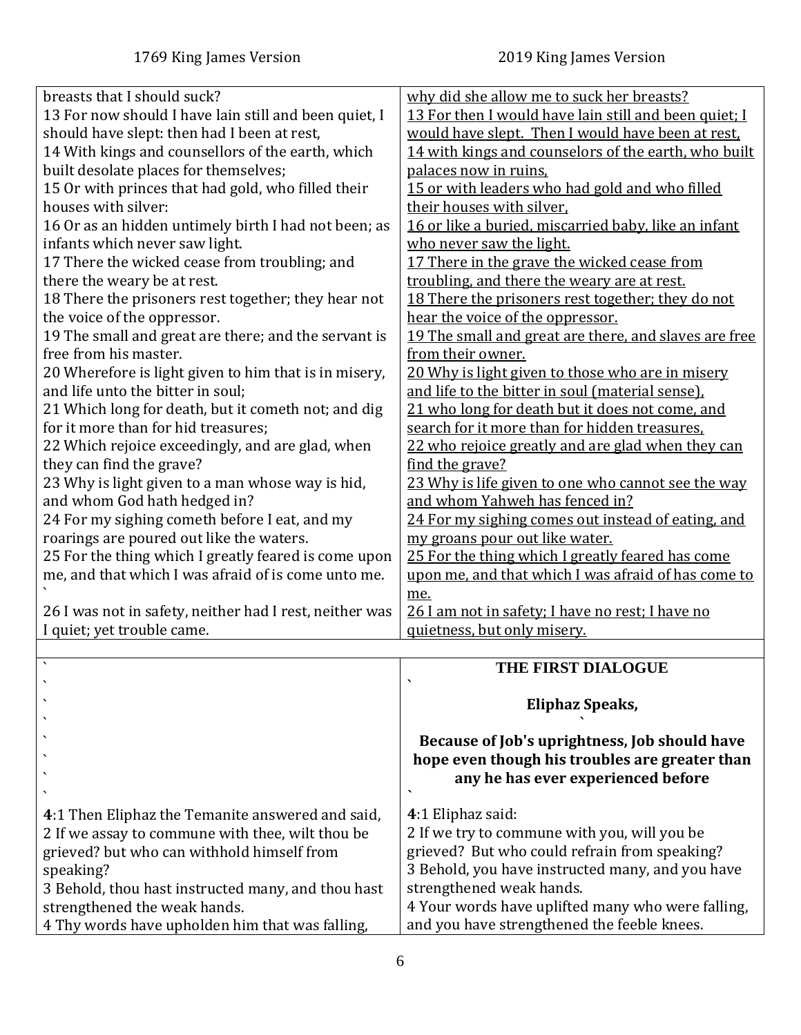| 1769 King James Version | 2019 King James Version |
|---|---|
| breasts that I should suck?<br>13 For now should I have lain still and been quiet, I should have slept: then had I been at rest,<br>14 With kings and counsellors of the earth, which built desolate places for themselves;<br>15 Or with princes that had gold, who filled their houses with silver:<br>16 Or as an hidden untimely birth I had not been; as infants which never saw light.<br>17 There the wicked cease from troubling; and there the weary be at rest.<br>18 There the prisoners rest together; they hear not the voice of the oppressor.<br>19 The small and great are there; and the servant is free from his master.<br>20 Wherefore is light given to him that is in misery, and life unto the bitter in soul;<br>21 Which long for death, but it cometh not; and dig for it more than for hid treasures;<br>22 Which rejoice exceedingly, and are glad, when they can find the grave?<br>23 Why is light given to a man whose way is hid, and whom God hath hedged in?<br>24 For my sighing cometh before I eat, and my roarings are poured out like the waters.<br>25 For the thing which I greatly feared is come upon me, and that which I was afraid of is come unto me.<br>26 I was not in safety, neither had I rest, neither was I quiet; yet trouble came. | <u>why did she allow me to suck her breasts?</u><br><u>13 For then I would have lain still and been quiet; I would have slept. Then I would have been at rest,</u><br><u>14 with kings and counselors of the earth, who built palaces now in ruins,</u><br><u>15 or with leaders who had gold and who filled their houses with silver,</u><br><u>16 or like a buried, miscarried baby, like an infant who never saw the light.</u><br><u>17 There in the grave the wicked cease from troubling, and there the weary are at rest.</u><br><u>18 There the prisoners rest together; they do not hear the voice of the oppressor.</u><br><u>19 The small and great are there, and slaves are free from their owner.</u><br><u>20 Why is light given to those who are in misery and life to the bitter in soul (material sense),</u><br><u>21 who long for death but it does not come, and search for it more than for hidden treasures,</u><br><u>22 who rejoice greatly and are glad when they can find the grave?</u><br><u>23 Why is life given to one who cannot see the way and whom Yahweh has fenced in?</u><br><u>24 For my sighing comes out instead of eating, and my groans pour out like water.</u><br><u>25 For the thing which I greatly feared has come upon me, and that which I was afraid of has come to me.</u><br><u>26 I am not in safety; I have no rest; I have no quietness, but only misery.</u> |
| | |
| | **THE FIRST DIALOGUE**<br><br>**Eliphaz Speaks,**<br><br>**Because of Job's uprightness, Job should have hope even though his troubles are greater than any he has ever experienced before** |
| **4**:1 Then Eliphaz the Temanite answered and said,<br>2 If we assay to commune with thee, wilt thou be grieved? but who can withhold himself from speaking?<br>3 Behold, thou hast instructed many, and thou hast strengthened the weak hands.<br>4 Thy words have upholden him that was falling, | **4**:1 Eliphaz said:<br>2 If we try to commune with you, will you be grieved? But who could refrain from speaking?<br>3 Behold, you have instructed many, and you have strengthened weak hands.<br>4 Your words have uplifted many who were falling, and you have strengthened the feeble knees. |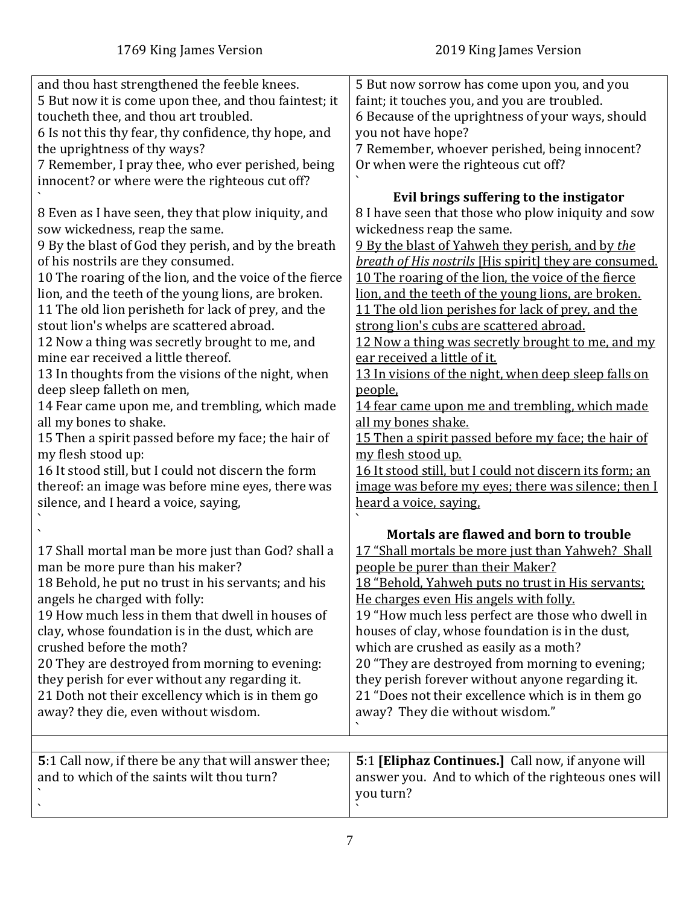| 1769 King James Version | 2019 King James Version |
|---|---|
| and thou hast strengthened the feeble knees.<br>5 But now it is come upon thee, and thou faintest; it toucheth thee, and thou art troubled.<br>6 Is not this thy fear, thy confidence, thy hope, and the uprightness of thy ways?<br>7 Remember, I pray thee, who ever perished, being innocent? or where were the righteous cut off?<br>`<br>8 Even as I have seen, they that plow iniquity, and sow wickedness, reap the same.<br>9 By the blast of God they perish, and by the breath of his nostrils are they consumed.<br>10 The roaring of the lion, and the voice of the fierce lion, and the teeth of the young lions, are broken.<br>11 The old lion perisheth for lack of prey, and the stout lion's whelps are scattered abroad.<br>12 Now a thing was secretly brought to me, and mine ear received a little thereof.<br>13 In thoughts from the visions of the night, when deep sleep falleth on men,<br>14 Fear came upon me, and trembling, which made all my bones to shake.<br>15 Then a spirit passed before my face; the hair of my flesh stood up:<br>16 It stood still, but I could not discern the form thereof: an image was before mine eyes, there was silence, and I heard a voice, saying,<br>`<br>`<br>17 Shall mortal man be more just than God? shall a man be more pure than his maker?<br>18 Behold, he put no trust in his servants; and his angels he charged with folly:<br>19 How much less in them that dwell in houses of clay, whose foundation is in the dust, which are crushed before the moth?<br>20 They are destroyed from morning to evening: they perish for ever without any regarding it.<br>21 Doth not their excellency which is in them go away? they die, even without wisdom. | 5 But now sorrow has come upon you, and you faint; it touches you, and you are troubled.<br>6 Because of the uprightness of your ways, should you not have hope?<br>7 Remember, whoever perished, being innocent? Or when were the righteous cut off?<br>`<br>**Evil brings suffering to the instigator**<br>8 I have seen that those who plow iniquity and sow wickedness reap the same.<br><u>9 By the blast of Yahweh they perish, and by *the breath of His nostrils* [His spirit] they are consumed.</u><br><u>10 The roaring of the lion, the voice of the fierce lion, and the teeth of the young lions, are broken.</u><br><u>11 The old lion perishes for lack of prey, and the strong lion's cubs are scattered abroad.</u><br><u>12 Now a thing was secretly brought to me, and my ear received a little of it.</u><br><u>13 In visions of the night, when deep sleep falls on people,</u><br><u>14 fear came upon me and trembling, which made all my bones shake.</u><br><u>15 Then a spirit passed before my face; the hair of my flesh stood up.</u><br><u>16 It stood still, but I could not discern its form; an image was before my eyes; there was silence; then I heard a voice, saying,</u><br>`<br>**Mortals are flawed and born to trouble**<br><u>17 "Shall mortals be more just than Yahweh? Shall people be purer than their Maker?</u><br><u>18 "Behold, Yahweh puts no trust in His servants; He charges even His angels with folly.</u><br>19 "How much less perfect are those who dwell in houses of clay, whose foundation is in the dust, which are crushed as easily as a moth?<br>20 "They are destroyed from morning to evening; they perish forever without anyone regarding it.<br>21 "Does not their excellence which is in them go away? They die without wisdom."<br>` |
| | |
| **5**:1 Call now, if there be any that will answer thee; and to which of the saints wilt thou turn?<br>`<br>` | **5**:1 **[Eliphaz Continues.]** Call now, if anyone will answer you. And to which of the righteous ones will you turn?<br>` |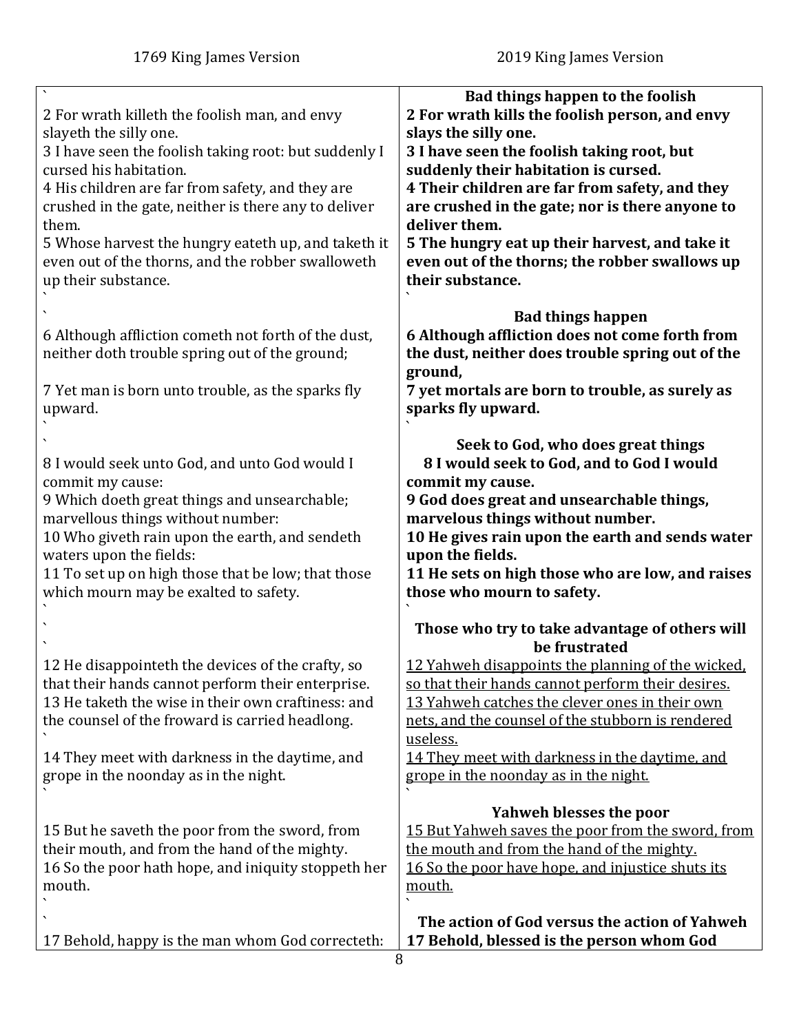| 1769 King James Version | 2019 King James Version |
|---|---|
| ` | **Bad things happen to the foolish** |
| 2 For wrath killeth the foolish man, and envy slayeth the silly one. | **2 For wrath kills the foolish person, and envy slays the silly one.** |
| 3 I have seen the foolish taking root: but suddenly I cursed his habitation. | **3 I have seen the foolish taking root, but suddenly their habitation is cursed.** |
| 4 His children are far from safety, and they are crushed in the gate, neither is there any to deliver them. | **4 Their children are far from safety, and they are crushed in the gate; nor is there anyone to deliver them.** |
| 5 Whose harvest the hungry eateth up, and taketh it even out of the thorns, and the robber swalloweth up their substance. | **5 The hungry eat up their harvest, and take it even out of the thorns; the robber swallows up their substance.** |
| ` | ` |
| ` | **Bad things happen** |
| 6 Although affliction cometh not forth of the dust, neither doth trouble spring out of the ground; | **6 Although affliction does not come forth from the dust, neither does trouble spring out of the ground,** |
| 7 Yet man is born unto trouble, as the sparks fly upward. | **7 yet mortals are born to trouble, as surely as sparks fly upward.** |
| ` | ` |
| ` | **Seek to God, who does great things** |
| 8 I would seek unto God, and unto God would I commit my cause: | **8 I would seek to God, and to God I would commit my cause.** |
| 9 Which doeth great things and unsearchable; marvellous things without number: | **9 God does great and unsearchable things, marvelous things without number.** |
| 10 Who giveth rain upon the earth, and sendeth waters upon the fields: | **10 He gives rain upon the earth and sends water upon the fields.** |
| 11 To set up on high those that be low; that those which mourn may be exalted to safety. | **11 He sets on high those who are low, and raises those who mourn to safety.** |
| ` | ` |
| ` ` | **Those who try to take advantage of others will be frustrated** |
| 12 He disappointeth the devices of the crafty, so that their hands cannot perform their enterprise. | <u>12 Yahweh disappoints the planning of the wicked, so that their hands cannot perform their desires.</u> |
| 13 He taketh the wise in their own craftiness: and the counsel of the froward is carried headlong. | <u>13 Yahweh catches the clever ones in their own nets, and the counsel of the stubborn is rendered useless.</u> |
| ` | |
| 14 They meet with darkness in the daytime, and grope in the noonday as in the night. | <u>14 They meet with darkness in the daytime, and grope in the noonday as in the night.</u> |
| ` | ` |
| | **Yahweh blesses the poor** |
| 15 But he saveth the poor from the sword, from their mouth, and from the hand of the mighty. | <u>15 But Yahweh saves the poor from the sword, from the mouth and from the hand of the mighty.</u> |
| 16 So the poor hath hope, and iniquity stoppeth her mouth. | <u>16 So the poor have hope, and injustice shuts its mouth.</u> |
| ` | ` |
| ` | **The action of God versus the action of Yahweh** |
| 17 Behold, happy is the man whom God correcteth: | **17 Behold, blessed is the person whom God** |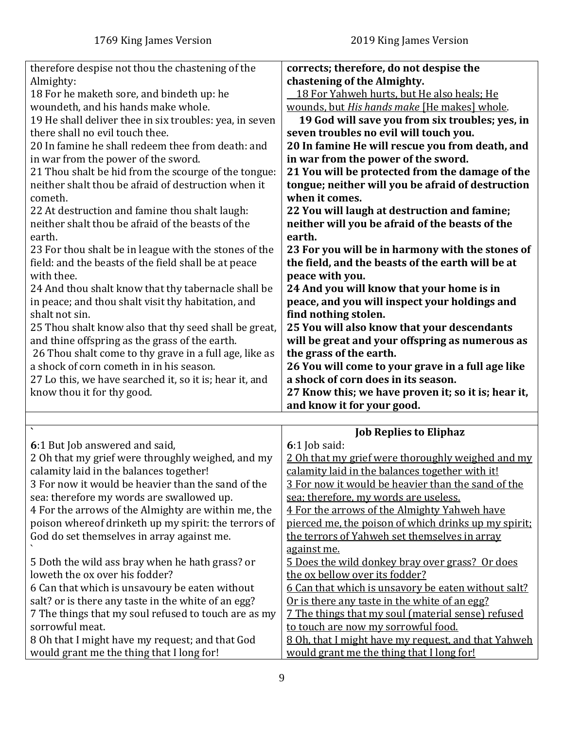| 1769 King James Version | 2019 King James Version |
|---|---|
| therefore despise not thou the chastening of the Almighty: | **corrects; therefore, do not despise the chastening of the Almighty.** |
| 18 For he maketh sore, and bindeth up: he woundeth, and his hands make whole. | <u>18 For Yahweh hurts, but He also heals; He wounds, but *His hands make* [He makes] whole.</u> |
| 19 He shall deliver thee in six troubles: yea, in seven there shall no evil touch thee. | **19 God will save you from six troubles; yes, in seven troubles no evil will touch you.** |
| 20 In famine he shall redeem thee from death: and in war from the power of the sword. | **20 In famine He will rescue you from death, and in war from the power of the sword.** |
| 21 Thou shalt be hid from the scourge of the tongue: neither shalt thou be afraid of destruction when it cometh. | **21 You will be protected from the damage of the tongue; neither will you be afraid of destruction when it comes.** |
| 22 At destruction and famine thou shalt laugh: neither shalt thou be afraid of the beasts of the earth. | **22 You will laugh at destruction and famine; neither will you be afraid of the beasts of the earth.** |
| 23 For thou shalt be in league with the stones of the field: and the beasts of the field shall be at peace with thee. | **23 For you will be in harmony with the stones of the field, and the beasts of the earth will be at peace with you.** |
| 24 And thou shalt know that thy tabernacle shall be in peace; and thou shalt visit thy habitation, and shalt not sin. | **24 And you will know that your home is in peace, and you will inspect your holdings and find nothing stolen.** |
| 25 Thou shalt know also that thy seed shall be great, and thine offspring as the grass of the earth. | **25 You will also know that your descendants will be great and your offspring as numerous as the grass of the earth.** |
| 26 Thou shalt come to thy grave in a full age, like as a shock of corn cometh in in his season. | **26 You will come to your grave in a full age like a shock of corn does in its season.** |
| 27 Lo this, we have searched it, so it is; hear it, and know thou it for thy good. | **27 Know this; we have proven it; so it is; hear it, and know it for your good.** |
| | |
| ` | **Job Replies to Eliphaz** |
| **6**:1 But Job answered and said, | **6**:1 Job said: |
| 2 Oh that my grief were throughly weighed, and my calamity laid in the balances together! | <u>2 Oh that my grief were thoroughly weighed and my calamity laid in the balances together with it!</u> |
| 3 For now it would be heavier than the sand of the sea: therefore my words are swallowed up. | <u>3 For now it would be heavier than the sand of the sea; therefore, my words are useless.</u> |
| 4 For the arrows of the Almighty are within me, the poison whereof drinketh up my spirit: the terrors of God do set themselves in array against me. ` | <u>4 For the arrows of the Almighty Yahweh have pierced me, the poison of which drinks up my spirit; the terrors of Yahweh set themselves in array against me.</u> |
| 5 Doth the wild ass bray when he hath grass? or loweth the ox over his fodder? | <u>5 Does the wild donkey bray over grass? Or does the ox bellow over its fodder?</u> |
| 6 Can that which is unsavoury be eaten without salt? or is there any taste in the white of an egg? | <u>6 Can that which is unsavoury be eaten without salt? Or is there any taste in the white of an egg?</u> |
| 7 The things that my soul refused to touch are as my sorrowful meat. | <u>7 The things that my soul (material sense) refused to touch are now my sorrowful food.</u> |
| 8 Oh that I might have my request; and that God would grant me the thing that I long for! | <u>8 Oh, that I might have my request, and that Yahweh would grant me the thing that I long for!</u> |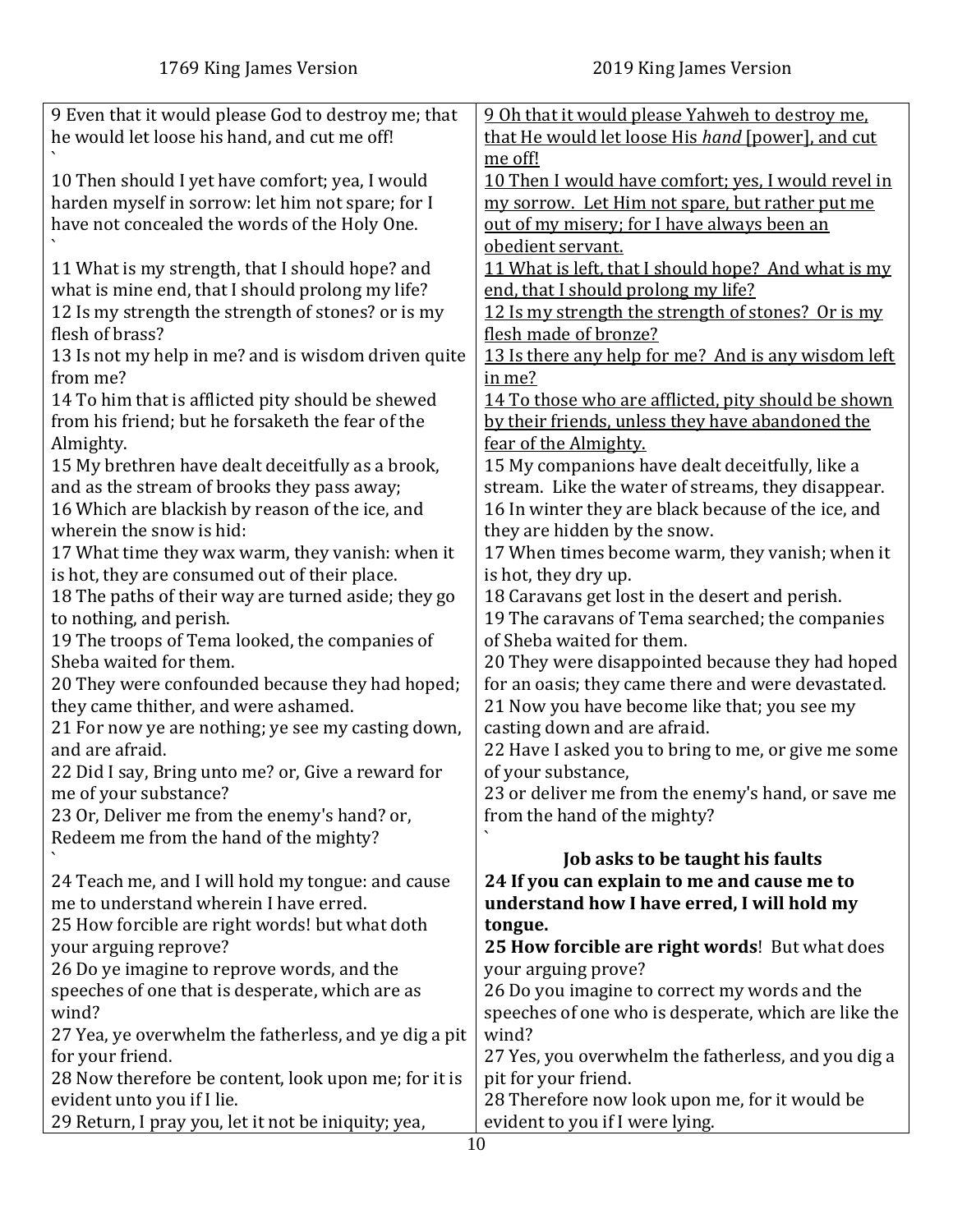| 1769 King James Version | 2019 King James Version |
|---|---|
| 9 Even that it would please God to destroy me; that he would let loose his hand, and cut me off! | 9 Oh that it would please Yahweh to destroy me, that He would let loose His *hand* [power], and cut me off! |
| 10 Then should I yet have comfort; yea, I would harden myself in sorrow: let him not spare; for I have not concealed the words of the Holy One. | 10 Then I would have comfort; yes, I would revel in my sorrow. Let Him not spare, but rather put me out of my misery; for I have always been an obedient servant. |
| 11 What is my strength, that I should hope? and what is mine end, that I should prolong my life? | 11 What is left, that I should hope? And what is my end, that I should prolong my life? |
| 12 Is my strength the strength of stones? or is my flesh of brass? | 12 Is my strength the strength of stones? Or is my flesh made of bronze? |
| 13 Is not my help in me? and is wisdom driven quite from me? | 13 Is there any help for me? And is any wisdom left in me? |
| 14 To him that is afflicted pity should be shewed from his friend; but he forsaketh the fear of the Almighty. | 14 To those who are afflicted, pity should be shown by their friends, unless they have abandoned the fear of the Almighty. |
| 15 My brethren have dealt deceitfully as a brook, and as the stream of brooks they pass away; | 15 My companions have dealt deceitfully, like a stream. Like the water of streams, they disappear. |
| 16 Which are blackish by reason of the ice, and wherein the snow is hid: | 16 In winter they are black because of the ice, and they are hidden by the snow. |
| 17 What time they wax warm, they vanish: when it is hot, they are consumed out of their place. | 17 When times become warm, they vanish; when it is hot, they dry up. |
| 18 The paths of their way are turned aside; they go to nothing, and perish. | 18 Caravans get lost in the desert and perish. |
| 19 The troops of Tema looked, the companies of Sheba waited for them. | 19 The caravans of Tema searched; the companies of Sheba waited for them. |
| 20 They were confounded because they had hoped; they came thither, and were ashamed. | 20 They were disappointed because they had hoped for an oasis; they came there and were devastated. |
| 21 For now ye are nothing; ye see my casting down, and are afraid. | 21 Now you have become like that; you see my casting down and are afraid. |
| 22 Did I say, Bring unto me? or, Give a reward for me of your substance? | 22 Have I asked you to bring to me, or give me some of your substance, |
| 23 Or, Deliver me from the enemy's hand? or, Redeem me from the hand of the mighty? | 23 or deliver me from the enemy's hand, or save me from the hand of the mighty? |
| | **Job asks to be taught his faults** |
| 24 Teach me, and I will hold my tongue: and cause me to understand wherein I have erred. | **24 If you can explain to me and cause me to understand how I have erred, I will hold my tongue.** |
| 25 How forcible are right words! but what doth your arguing reprove? | **25 How forcible are right words**! But what does your arguing prove? |
| 26 Do ye imagine to reprove words, and the speeches of one that is desperate, which are as wind? | 26 Do you imagine to correct my words and the speeches of one who is desperate, which are like the wind? |
| 27 Yea, ye overwhelm the fatherless, and ye dig a pit for your friend. | 27 Yes, you overwhelm the fatherless, and you dig a pit for your friend. |
| 28 Now therefore be content, look upon me; for it is evident unto you if I lie. | 28 Therefore now look upon me, for it would be evident to you if I were lying. |
| 29 Return, I pray you, let it not be iniquity; yea, | |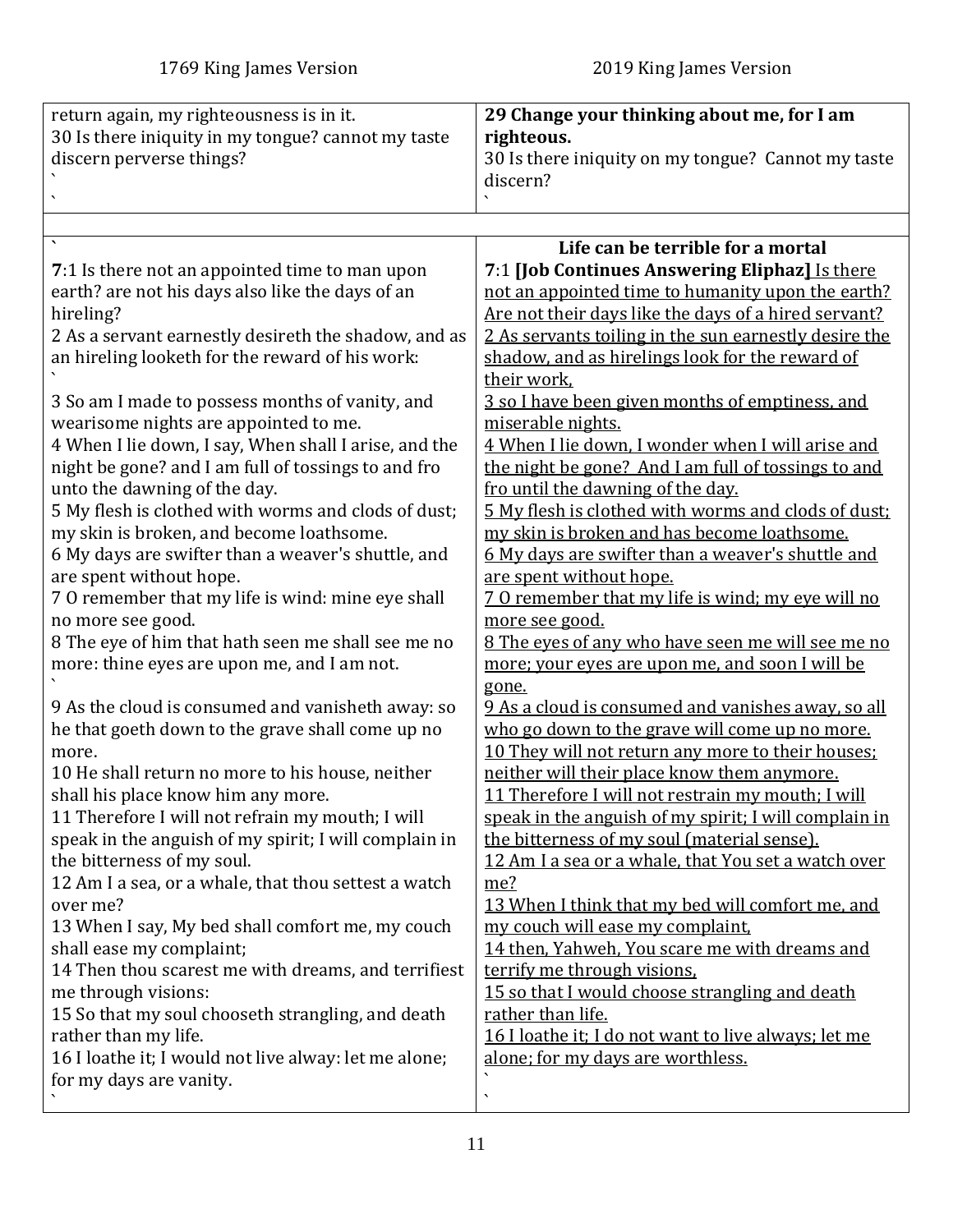| 1769 King James Version | 2019 King James Version |
|---|---|
| return again, my righteousness is in it.<br>30 Is there iniquity in my tongue? cannot my taste discern perverse things?<br>`<br>` | **29 Change your thinking about me, for I am righteous.**<br>30 Is there iniquity on my tongue? Cannot my taste discern?<br>` |
| | |
| `<br>**7**:1 Is there not an appointed time to man upon earth? are not his days also like the days of an hireling?<br>2 As a servant earnestly desireth the shadow, and as an hireling looketh for the reward of his work:<br>`<br>3 So am I made to possess months of vanity, and wearisome nights are appointed to me.<br>4 When I lie down, I say, When shall I arise, and the night be gone? and I am full of tossings to and fro unto the dawning of the day.<br>5 My flesh is clothed with worms and clods of dust; my skin is broken, and become loathsome.<br>6 My days are swifter than a weaver's shuttle, and are spent without hope.<br>7 O remember that my life is wind: mine eye shall no more see good.<br>8 The eye of him that hath seen me shall see me no more: thine eyes are upon me, and I am not.<br>`<br>9 As the cloud is consumed and vanisheth away: so he that goeth down to the grave shall come up no more.<br>10 He shall return no more to his house, neither shall his place know him any more.<br>11 Therefore I will not refrain my mouth; I will speak in the anguish of my spirit; I will complain in the bitterness of my soul.<br>12 Am I a sea, or a whale, that thou settest a watch over me?<br>13 When I say, My bed shall comfort me, my couch shall ease my complaint;<br>14 Then thou scarest me with dreams, and terrifiest me through visions:<br>15 So that my soul chooseth strangling, and death rather than my life.<br>16 I loathe it; I would not live alway: let me alone; for my days are vanity.<br>` | **Life can be terrible for a mortal**<br>**7**:1 **[Job Continues Answering Eliphaz]** <u>Is there not an appointed time to humanity upon the earth? Are not their days like the days of a hired servant?</u><br><u>2 As servants toiling in the sun earnestly desire the shadow, and as hirelings look for the reward of their work,</u><br><u>3 so I have been given months of emptiness, and miserable nights.</u><br><u>4 When I lie down, I wonder when I will arise and the night be gone? And I am full of tossings to and fro until the dawning of the day.</u><br><u>5 My flesh is clothed with worms and clods of dust; my skin is broken and has become loathsome.</u><br><u>6 My days are swifter than a weaver's shuttle and are spent without hope.</u><br><u>7 O remember that my life is wind; my eye will no more see good.</u><br><u>8 The eyes of any who have seen me will see me no more; your eyes are upon me, and soon I will be gone.</u><br><u>9 As a cloud is consumed and vanishes away, so all who go down to the grave will come up no more.</u><br><u>10 They will not return any more to their houses; neither will their place know them anymore.</u><br><u>11 Therefore I will not restrain my mouth; I will speak in the anguish of my spirit; I will complain in the bitterness of my soul (material sense).</u><br><u>12 Am I a sea or a whale, that You set a watch over me?</u><br><u>13 When I think that my bed will comfort me, and my couch will ease my complaint,</u><br><u>14 then, Yahweh, You scare me with dreams and terrify me through visions,</u><br><u>15 so that I would choose strangling and death rather than life.</u><br><u>16 I loathe it; I do not want to live always; let me alone; for my days are worthless.</u><br>`<br>` |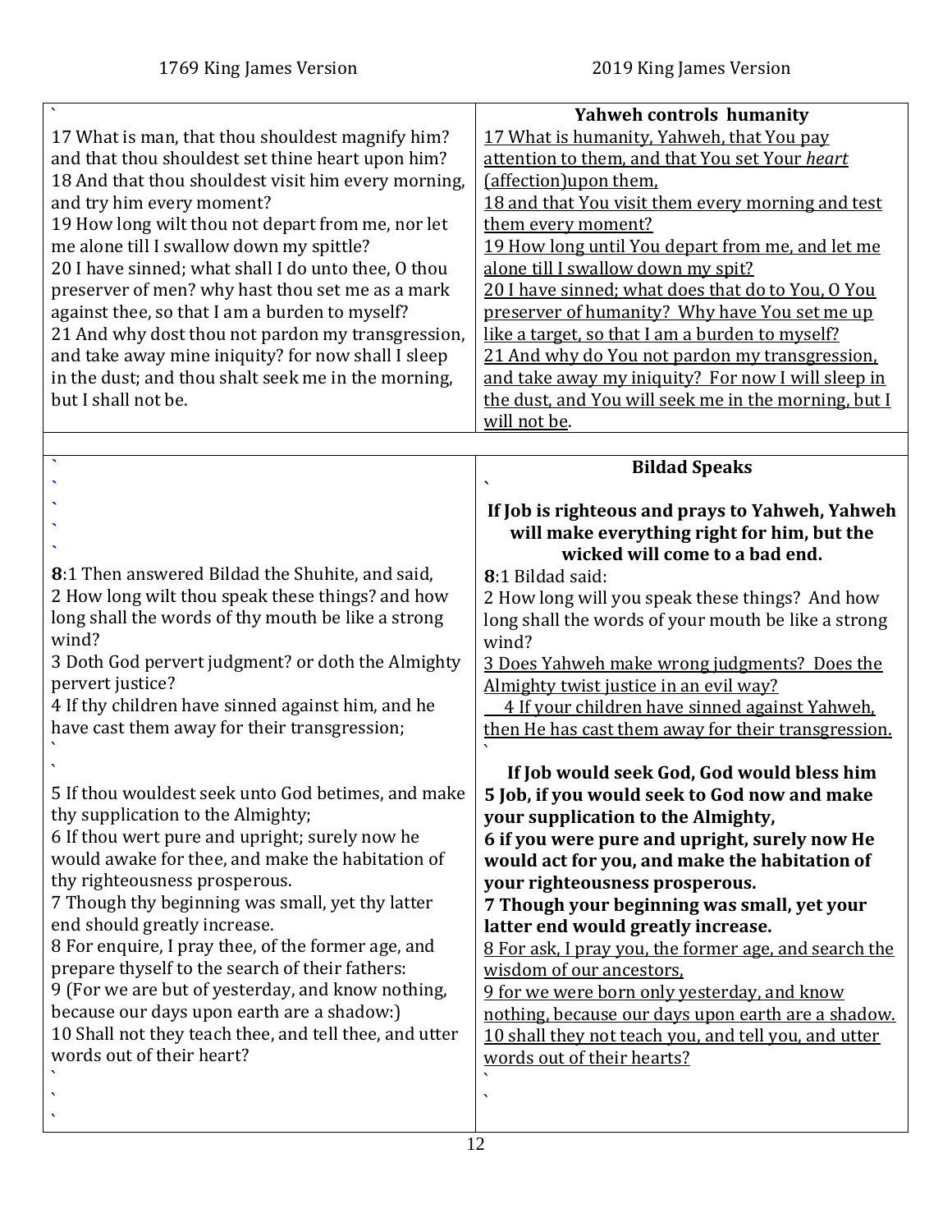| 1769 King James Version | 2019 King James Version |
| --- | --- |
| ` 17 What is man, that thou shouldest magnify him? and that thou shouldest set thine heart upon him? 18 And that thou shouldest visit him every morning, and try him every moment? 19 How long wilt thou not depart from me, nor let me alone till I swallow down my spittle? 20 I have sinned; what shall I do unto thee, O thou preserver of men? why hast thou set me as a mark against thee, so that I am a burden to myself? 21 And why dost thou not pardon my transgression, and take away mine iniquity? for now shall I sleep in the dust; and thou shalt seek me in the morning, but I shall not be. | **Yahweh controls humanity** <u>17 What is humanity, Yahweh, that You pay attention to them, and that You set Your *heart* (affection)upon them,</u> <u>18 and that You visit them every morning and test them every moment?</u> <u>19 How long until You depart from me, and let me alone till I swallow down my spit?</u> <u>20 I have sinned; what does that do to You, O You preserver of humanity? Why have You set me up like a target, so that I am a burden to myself?</u> <u>21 And why do You not pardon my transgression, and take away my iniquity? For now I will sleep in the dust, and You will seek me in the morning, but I will not be</u>. |
| | |
| ` ` ` ` ` **8**:1 Then answered Bildad the Shuhite, and said, 2 How long wilt thou speak these things? and how long shall the words of thy mouth be like a strong wind? 3 Doth God pervert judgment? or doth the Almighty pervert justice? 4 If thy children have sinned against him, and he have cast them away for their transgression; ` ` 5 If thou wouldest seek unto God betimes, and make thy supplication to the Almighty; 6 If thou wert pure and upright; surely now he would awake for thee, and make the habitation of thy righteousness prosperous. 7 Though thy beginning was small, yet thy latter end should greatly increase. 8 For enquire, I pray thee, of the former age, and prepare thyself to the search of their fathers: 9 (For we are but of yesterday, and know nothing, because our days upon earth are a shadow:) 10 Shall not they teach thee, and tell thee, and utter words out of their heart? ` ` ` | **Bildad Speaks** ` **If Job is righteous and prays to Yahweh, Yahweh will make everything right for him, but the wicked will come to a bad end.** **8**:1 Bildad said: 2 How long will you speak these things? And how long shall the words of your mouth be like a strong wind? <u>3 Does Yahweh make wrong judgments? Does the Almighty twist justice in an evil way?</u> <u>4 If your children have sinned against Yahweh, then He has cast them away for their transgression.</u> ` **If Job would seek God, God would bless him** **5 Job, if you would seek to God now and make your supplication to the Almighty,** **6 if you were pure and upright, surely now He would act for you, and make the habitation of your righteousness prosperous.** **7 Though your beginning was small, yet your latter end would greatly increase.** <u>8 For ask, I pray you, the former age, and search the wisdom of our ancestors,</u> <u>9 for we were born only yesterday, and know nothing, because our days upon earth are a shadow.</u> <u>10 shall they not teach you, and tell you, and utter words out of their hearts?</u> ` ` |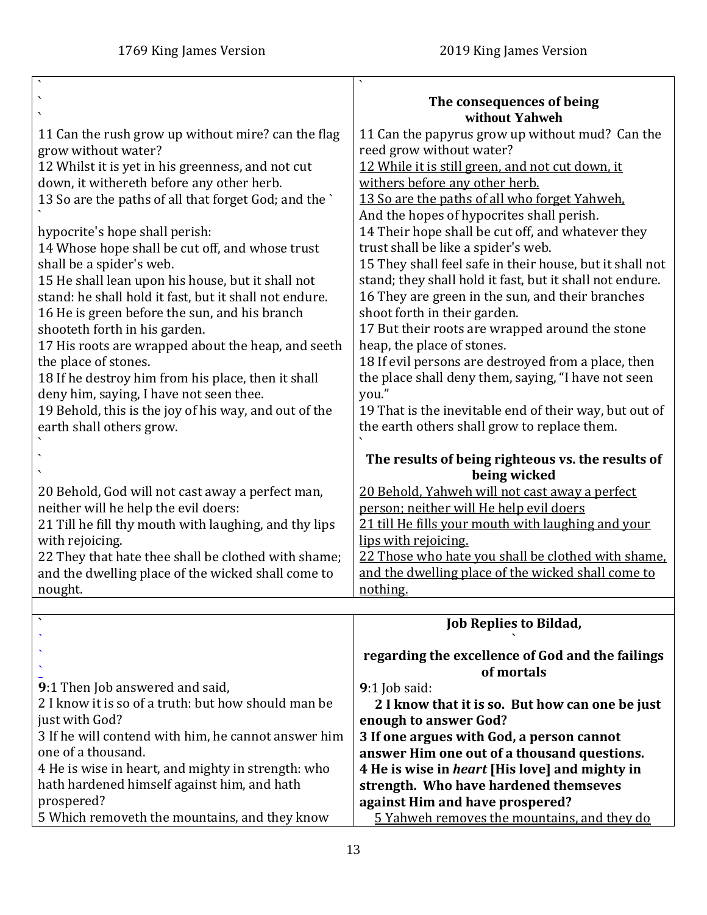| 1769 King James Version | 2019 King James Version |
|---|---|
| | **The consequences of being without Yahweh** |
| 11 Can the rush grow up without mire? can the flag grow without water?<br>12 Whilst it is yet in his greenness, and not cut down, it withereth before any other herb.<br>13 So are the paths of all that forget God; and the hypocrite's hope shall perish:<br>14 Whose hope shall be cut off, and whose trust shall be a spider's web.<br>15 He shall lean upon his house, but it shall not stand: he shall hold it fast, but it shall not endure.<br>16 He is green before the sun, and his branch shooteth forth in his garden.<br>17 His roots are wrapped about the heap, and seeth the place of stones.<br>18 If he destroy him from his place, then it shall deny him, saying, I have not seen thee.<br>19 Behold, this is the joy of his way, and out of the earth shall others grow. | 11 Can the papyrus grow up without mud? Can the reed grow without water?<br>12 While it is still green, and not cut down, it withers before any other herb.<br>13 So are the paths of all who forget Yahweh, And the hopes of hypocrites shall perish.<br>14 Their hope shall be cut off, and whatever they trust shall be like a spider's web.<br>15 They shall feel safe in their house, but it shall not stand; they shall hold it fast, but it shall not endure.<br>16 They are green in the sun, and their branches shoot forth in their garden.<br>17 But their roots are wrapped around the stone heap, the place of stones.<br>18 If evil persons are destroyed from a place, then the place shall deny them, saying, "I have not seen you."<br>19 That is the inevitable end of their way, but out of the earth others shall grow to replace them. |
| | **The results of being righteous vs. the results of being wicked** |
| 20 Behold, God will not cast away a perfect man, neither will he help the evil doers:<br>21 Till he fill thy mouth with laughing, and thy lips with rejoicing.<br>22 They that hate thee shall be clothed with shame; and the dwelling place of the wicked shall come to nought. | 20 Behold, Yahweh will not cast away a perfect person; neither will He help evil doers<br>21 till He fills your mouth with laughing and your lips with rejoicing.<br>22 Those who hate you shall be clothed with shame, and the dwelling place of the wicked shall come to nothing. |
| | **Job Replies to Bildad,**<br>**regarding the excellence of God and the failings of mortals** |
| **9**:1 Then Job answered and said,<br>2 I know it is so of a truth: but how should man be just with God?<br>3 If he will contend with him, he cannot answer him one of a thousand.<br>4 He is wise in heart, and mighty in strength: who hath hardened himself against him, and hath prospered?<br>5 Which removeth the mountains, and they know | **9**:1 Job said:<br>**2 I know that it is so. But how can one be just enough to answer God?**<br>**3 If one argues with God, a person cannot answer Him one out of a thousand questions.**<br>**4 He is wise in *heart* [His love] and mighty in strength. Who have hardened themseves against Him and have prospered?**<br>5 Yahweh removes the mountains, and they do |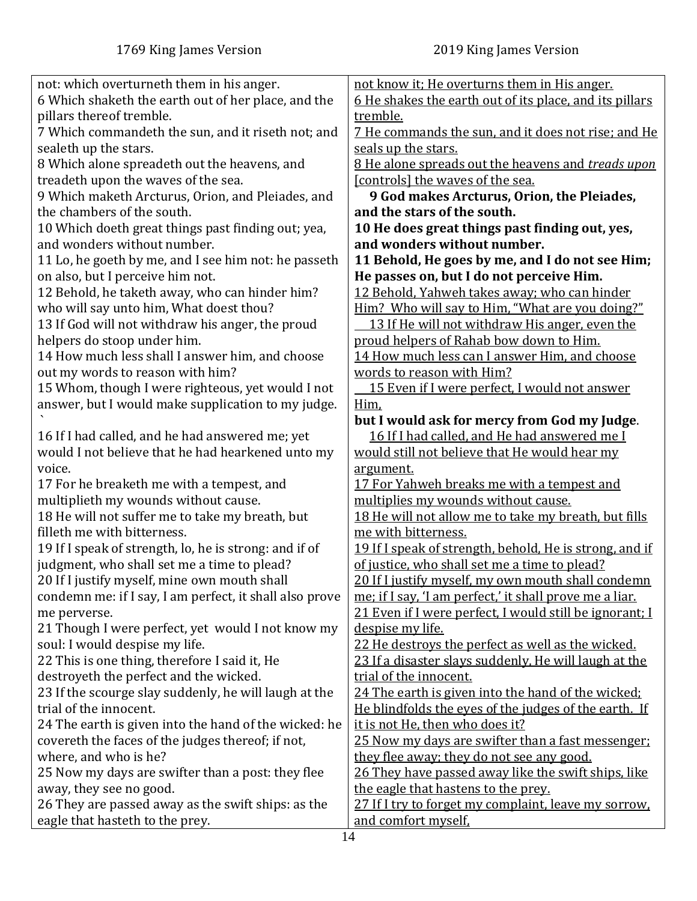| 1769 King James Version | 2019 King James Version |
| --- | --- |
| not: which overturneth them in his anger. | not know it; He overturns them in His anger. |
| 6 Which shaketh the earth out of her place, and the pillars thereof tremble. | 6 He shakes the earth out of its place, and its pillars tremble. |
| 7 Which commandeth the sun, and it riseth not; and sealeth up the stars. | 7 He commands the sun, and it does not rise; and He seals up the stars. |
| 8 Which alone spreadeth out the heavens, and treadeth upon the waves of the sea. | 8 He alone spreads out the heavens and *treads upon* [controls] the waves of the sea. |
| 9 Which maketh Arcturus, Orion, and Pleiades, and the chambers of the south. | **9 God makes Arcturus, Orion, the Pleiades, and the stars of the south.** |
| 10 Which doeth great things past finding out; yea, and wonders without number. | **10 He does great things past finding out, yes, and wonders without number.** |
| 11 Lo, he goeth by me, and I see him not: he passeth on also, but I perceive him not. | **11 Behold, He goes by me, and I do not see Him; He passes on, but I do not perceive Him.** |
| 12 Behold, he taketh away, who can hinder him? who will say unto him, What doest thou? | 12 Behold, Yahweh takes away; who can hinder Him? Who will say to Him, "What are you doing?" |
| 13 If God will not withdraw his anger, the proud helpers do stoop under him. | 13 If He will not withdraw His anger, even the proud helpers of Rahab bow down to Him. |
| 14 How much less shall I answer him, and choose out my words to reason with him? | 14 How much less can I answer Him, and choose words to reason with Him? |
| 15 Whom, though I were righteous, yet would I not answer, but I would make supplication to my judge. ` | 15 Even if I were perfect, I would not answer Him, **but I would ask for mercy from God my Judge**. |
| 16 If I had called, and he had answered me; yet would I not believe that he had hearkened unto my voice. | 16 If I had called, and He had answered me I would still not believe that He would hear my argument. |
| 17 For he breaketh me with a tempest, and multiplieth my wounds without cause. | 17 For Yahweh breaks me with a tempest and multiplies my wounds without cause. |
| 18 He will not suffer me to take my breath, but filleth me with bitterness. | 18 He will not allow me to take my breath, but fills me with bitterness. |
| 19 If I speak of strength, lo, he is strong: and if of judgment, who shall set me a time to plead? | 19 If I speak of strength, behold, He is strong, and if of justice, who shall set me a time to plead? |
| 20 If I justify myself, mine own mouth shall condemn me: if I say, I am perfect, it shall also prove me perverse. | 20 If I justify myself, my own mouth shall condemn me; if I say, 'I am perfect,' it shall prove me a liar. |
| 21 Though I were perfect, yet would I not know my soul: I would despise my life. | 21 Even if I were perfect, I would still be ignorant; I despise my life. |
| 22 This is one thing, therefore I said it, He destroyeth the perfect and the wicked. | 22 He destroys the perfect as well as the wicked. |
| 23 If the scourge slay suddenly, he will laugh at the trial of the innocent. | 23 If a disaster slays suddenly, He will laugh at the trial of the innocent. |
| 24 The earth is given into the hand of the wicked: he covereth the faces of the judges thereof; if not, where, and who is he? | 24 The earth is given into the hand of the wicked; He blindfolds the eyes of the judges of the earth. If it is not He, then who does it? |
| 25 Now my days are swifter than a post: they flee away, they see no good. | 25 Now my days are swifter than a fast messenger; they flee away; they do not see any good. |
| 26 They are passed away as the swift ships: as the eagle that hasteth to the prey. | 26 They have passed away like the swift ships, like the eagle that hastens to the prey. |
| | 27 If I try to forget my complaint, leave my sorrow, and comfort myself, |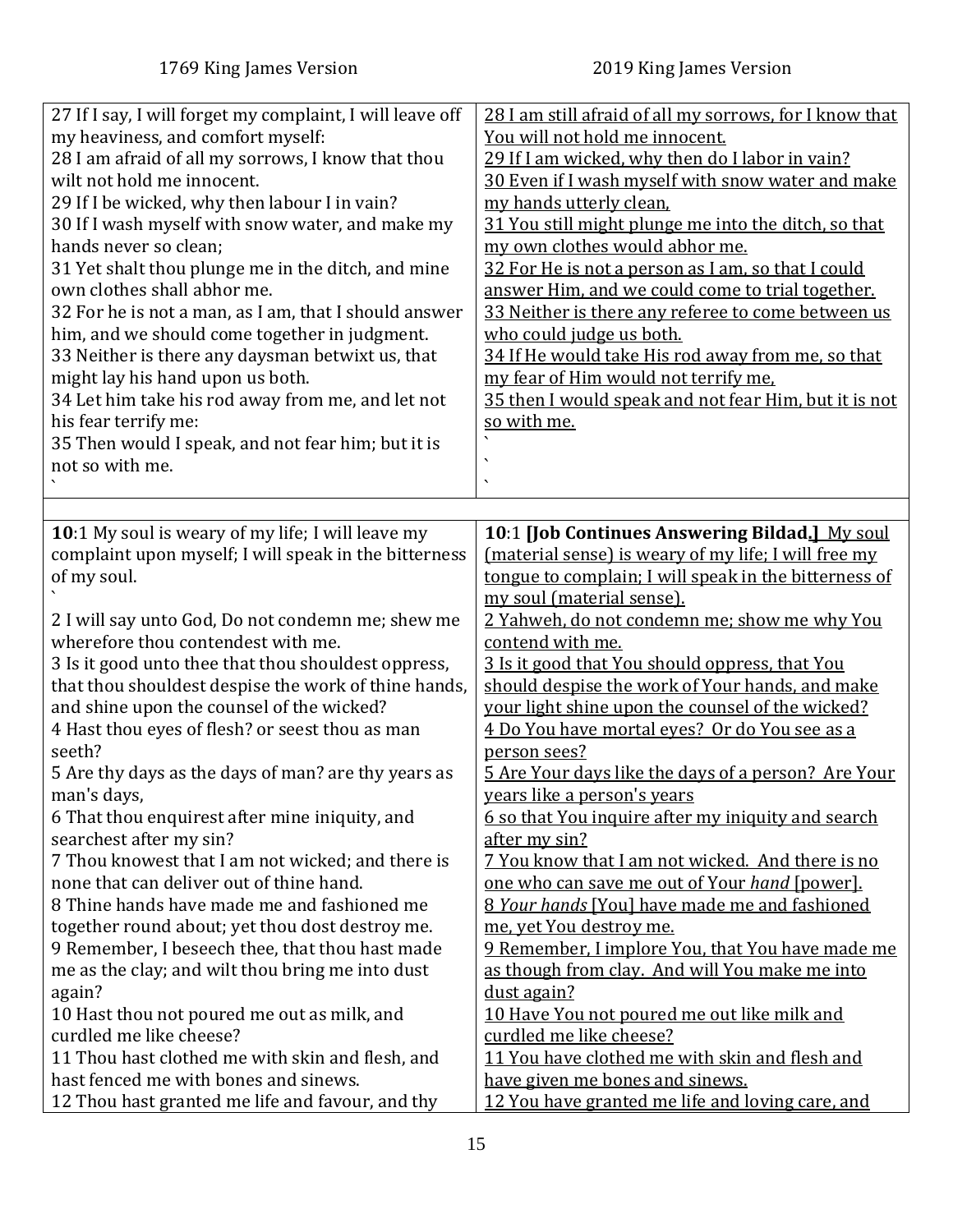| 1769 King James Version | 2019 King James Version |
|---|---|
| 27 If I say, I will forget my complaint, I will leave off my heaviness, and comfort myself:<br>28 I am afraid of all my sorrows, I know that thou wilt not hold me innocent.<br>29 If I be wicked, why then labour I in vain?<br>30 If I wash myself with snow water, and make my hands never so clean;<br>31 Yet shalt thou plunge me in the ditch, and mine own clothes shall abhor me.<br>32 For he is not a man, as I am, that I should answer him, and we should come together in judgment.<br>33 Neither is there any daysman betwixt us, that might lay his hand upon us both.<br>34 Let him take his rod away from me, and let not his fear terrify me:<br>35 Then would I speak, and not fear him; but it is not so with me.<br>` | 28 I am still afraid of all my sorrows, for I know that You will not hold me innocent.<br>29 If I am wicked, why then do I labor in vain?<br>30 Even if I wash myself with snow water and make my hands utterly clean,<br>31 You still might plunge me into the ditch, so that my own clothes would abhor me.<br>32 For He is not a person as I am, so that I could answer Him, and we could come to trial together.<br>33 Neither is there any referee to come between us who could judge us both.<br>34 If He would take His rod away from me, so that my fear of Him would not terrify me,<br>35 then I would speak and not fear Him, but it is not so with me.<br>`<br>`<br>` |
| | |
| **10**:1 My soul is weary of my life; I will leave my complaint upon myself; I will speak in the bitterness of my soul.<br>`<br>2 I will say unto God, Do not condemn me; shew me wherefore thou contendest with me.<br>3 Is it good unto thee that thou shouldest oppress, that thou shouldest despise the work of thine hands, and shine upon the counsel of the wicked?<br>4 Hast thou eyes of flesh? or seest thou as man seeth?<br>5 Are thy days as the days of man? are thy years as man's days,<br>6 That thou enquirest after mine iniquity, and searchest after my sin?<br>7 Thou knowest that I am not wicked; and there is none that can deliver out of thine hand.<br>8 Thine hands have made me and fashioned me together round about; yet thou dost destroy me.<br>9 Remember, I beseech thee, that thou hast made me as the clay; and wilt thou bring me into dust again?<br>10 Hast thou not poured me out as milk, and curdled me like cheese?<br>11 Thou hast clothed me with skin and flesh, and hast fenced me with bones and sinews.<br>12 Thou hast granted me life and favour, and thy | **10**:1 **[Job Continues Answering Bildad.]** My soul (material sense) is weary of my life; I will free my tongue to complain; I will speak in the bitterness of my soul (material sense).<br>2 Yahweh, do not condemn me; show me why You contend with me.<br>3 Is it good that You should oppress, that You should despise the work of Your hands, and make your light shine upon the counsel of the wicked?<br>4 Do You have mortal eyes? Or do You see as a person sees?<br>5 Are Your days like the days of a person? Are Your years like a person's years<br>6 so that You inquire after my iniquity and search after my sin?<br>7 You know that I am not wicked. And there is no one who can save me out of Your *hand* [power].<br>8 *Your hands* [You] have made me and fashioned me, yet You destroy me.<br>9 Remember, I implore You, that You have made me as though from clay. And will You make me into dust again?<br>10 Have You not poured me out like milk and curdled me like cheese?<br>11 You have clothed me with skin and flesh and have given me bones and sinews.<br>12 You have granted me life and loving care, and |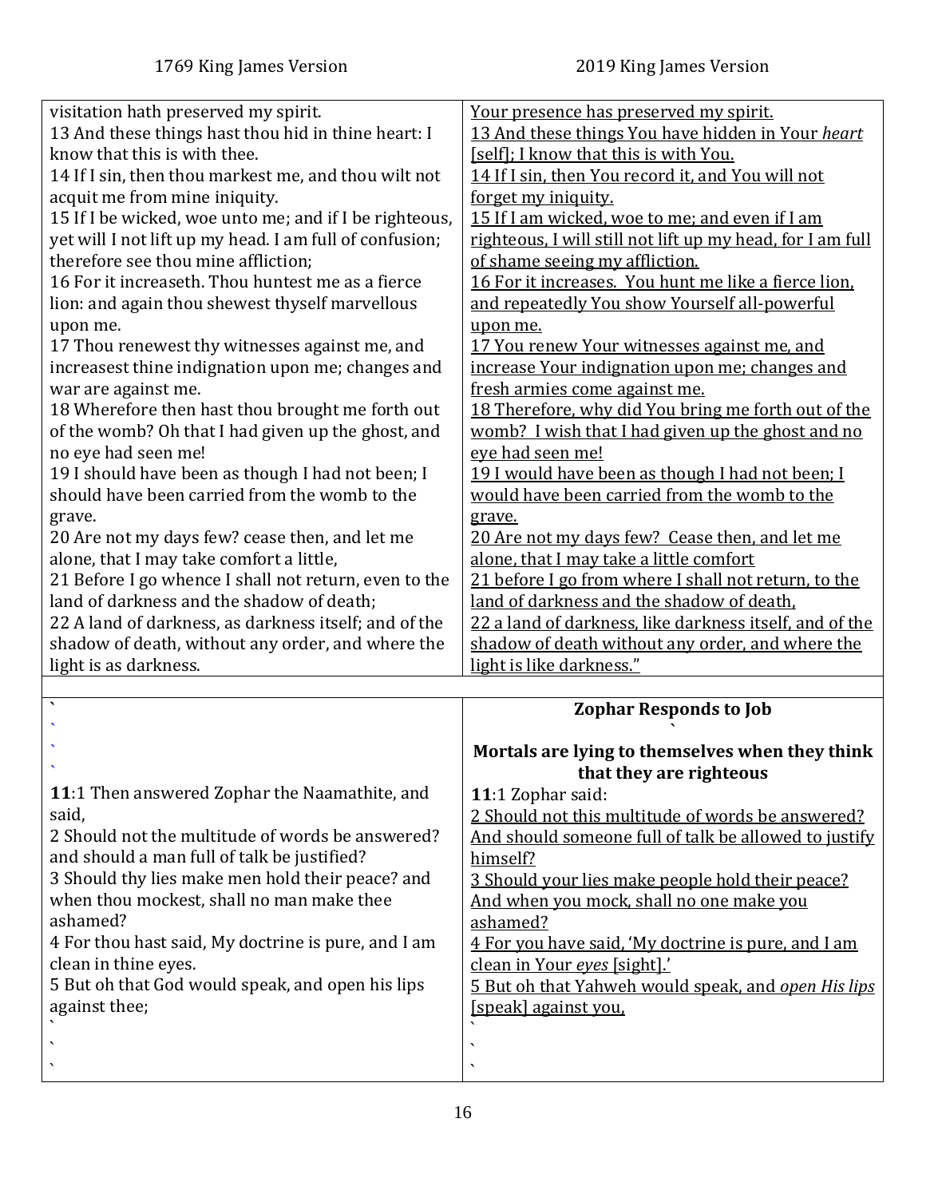| 1769 King James Version | 2019 King James Version |
|---|---|
| visitation hath preserved my spirit.<br>13 And these things hast thou hid in thine heart: I know that this is with thee.<br>14 If I sin, then thou markest me, and thou wilt not acquit me from mine iniquity.<br>15 If I be wicked, woe unto me; and if I be righteous, yet will I not lift up my head. I am full of confusion; therefore see thou mine affliction;<br>16 For it increaseth. Thou huntest me as a fierce lion: and again thou shewest thyself marvellous upon me.<br>17 Thou renewest thy witnesses against me, and increasest thine indignation upon me; changes and war are against me.<br>18 Wherefore then hast thou brought me forth out of the womb? Oh that I had given up the ghost, and no eye had seen me!<br>19 I should have been as though I had not been; I should have been carried from the womb to the grave.<br>20 Are not my days few? cease then, and let me alone, that I may take comfort a little,<br>21 Before I go whence I shall not return, even to the land of darkness and the shadow of death;<br>22 A land of darkness, as darkness itself; and of the shadow of death, without any order, and where the light is as darkness. | <u>Your presence has preserved my spirit.</u><br><u>13 And these things You have hidden in Your *heart* [self]; I know that this is with You.</u><br><u>14 If I sin, then You record it, and You will not forget my iniquity.</u><br><u>15 If I am wicked, woe to me; and even if I am righteous, I will still not lift up my head, for I am full of shame seeing my affliction.</u><br><u>16 For it increases. You hunt me like a fierce lion, and repeatedly You show Yourself all-powerful upon me.</u><br><u>17 You renew Your witnesses against me, and increase Your indignation upon me; changes and fresh armies come against me.</u><br><u>18 Therefore, why did You bring me forth out of the womb? I wish that I had given up the ghost and no eye had seen me!</u><br><u>19 I would have been as though I had not been; I would have been carried from the womb to the grave.</u><br><u>20 Are not my days few? Cease then, and let me alone, that I may take a little comfort</u><br><u>21 before I go from where I shall not return, to the land of darkness and the shadow of death,</u><br><u>22 a land of darkness, like darkness itself, and of the shadow of death without any order, and where the light is like darkness."</u> |
| | |
| `<br>`<br>`<br>`<br>**11**:1 Then answered Zophar the Naamathite, and said,<br>2 Should not the multitude of words be answered? and should a man full of talk be justified?<br>3 Should thy lies make men hold their peace? and when thou mockest, shall no man make thee ashamed?<br>4 For thou hast said, My doctrine is pure, and I am clean in thine eyes.<br>5 But oh that God would speak, and open his lips against thee;<br>`<br>`<br>` | **Zophar Responds to Job**<br>`<br>**Mortals are lying to themselves when they think that they are righteous**<br>**11**:1 Zophar said:<br><u>2 Should not this multitude of words be answered? And should someone full of talk be allowed to justify himself?</u><br><u>3 Should your lies make people hold their peace? And when you mock, shall no one make you ashamed?</u><br><u>4 For you have said, 'My doctrine is pure, and I am clean in Your *eyes* [sight].'</u><br><u>5 But oh that Yahweh would speak, and *open His lips* [speak] against you,</u><br>`<br>`<br>` |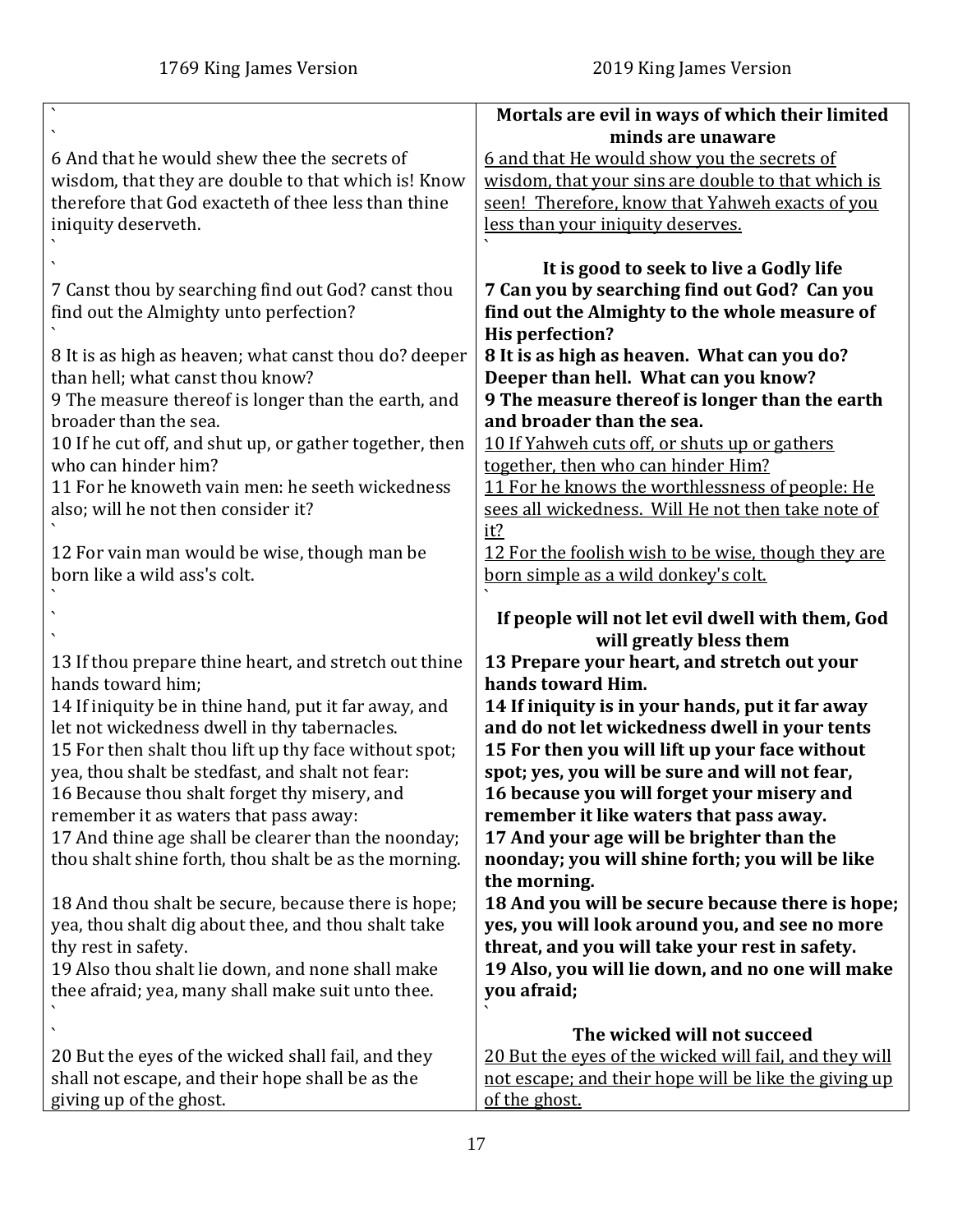| 1769 King James Version | 2019 King James Version |
|---|---|
| ` ` | **Mortals are evil in ways of which their limited minds are unaware** |
| 6 And that he would shew thee the secrets of wisdom, that they are double to that which is! Know therefore that God exacteth of thee less than thine iniquity deserveth. | 6 and that He would show you the secrets of wisdom, that your sins are double to that which is seen! Therefore, know that Yahweh exacts of you less than your iniquity deserves. |
| ` ` | **It is good to seek to live a Godly life** |
| 7 Canst thou by searching find out God? canst thou find out the Almighty unto perfection? | **7 Can you by searching find out God? Can you find out the Almighty to the whole measure of His perfection?** |
| 8 It is as high as heaven; what canst thou do? deeper than hell; what canst thou know? | **8 It is as high as heaven. What can you do? Deeper than hell. What can you know?** |
| 9 The measure thereof is longer than the earth, and broader than the sea. | **9 The measure thereof is longer than the earth and broader than the sea.** |
| 10 If he cut off, and shut up, or gather together, then who can hinder him? | 10 If Yahweh cuts off, or shuts up or gathers together, then who can hinder Him? |
| 11 For he knoweth vain men: he seeth wickedness also; will he not then consider it? | 11 For he knows the worthlessness of people: He sees all wickedness. Will He not then take note of it? |
| 12 For vain man would be wise, though man be born like a wild ass's colt. | 12 For the foolish wish to be wise, though they are born simple as a wild donkey's colt. |
| ` ` | **If people will not let evil dwell with them, God will greatly bless them** |
| 13 If thou prepare thine heart, and stretch out thine hands toward him; | **13 Prepare your heart, and stretch out your hands toward Him.** |
| 14 If iniquity be in thine hand, put it far away, and let not wickedness dwell in thy tabernacles. | **14 If iniquity is in your hands, put it far away and do not let wickedness dwell in your tents** |
| 15 For then shalt thou lift up thy face without spot; yea, thou shalt be stedfast, and shalt not fear: | **15 For then you will lift up your face without spot; yes, you will be sure and will not fear,** |
| 16 Because thou shalt forget thy misery, and remember it as waters that pass away: | **16 because you will forget your misery and remember it like waters that pass away.** |
| 17 And thine age shall be clearer than the noonday; thou shalt shine forth, thou shalt be as the morning. | **17 And your age will be brighter than the noonday; you will shine forth; you will be like the morning.** |
| 18 And thou shalt be secure, because there is hope; yea, thou shalt dig about thee, and thou shalt take thy rest in safety. | **18 And you will be secure because there is hope; yes, you will look around you, and see no more threat, and you will take your rest in safety.** |
| 19 Also thou shalt lie down, and none shall make thee afraid; yea, many shall make suit unto thee. | **19 Also, you will lie down, and no one will make you afraid;** |
| ` ` | **The wicked will not succeed** |
| 20 But the eyes of the wicked shall fail, and they shall not escape, and their hope shall be as the giving up of the ghost. | 20 But the eyes of the wicked will fail, and they will not escape; and their hope will be like the giving up of the ghost. |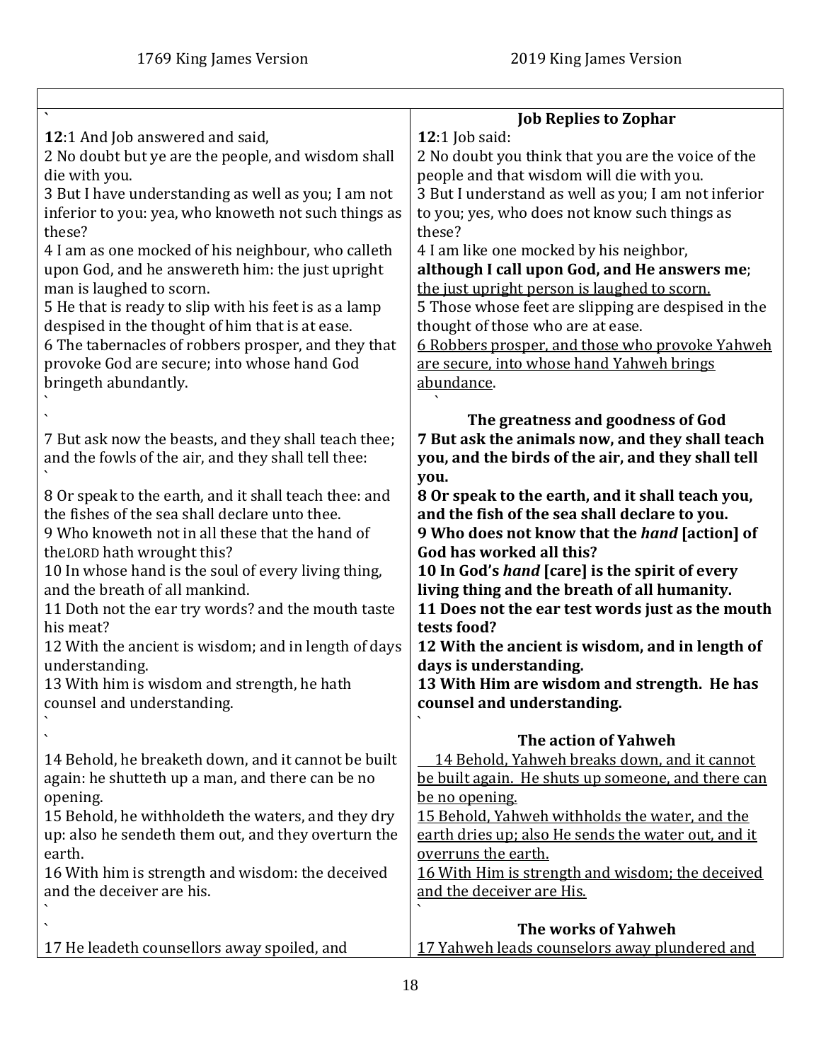| 1769 King James Version | 2019 King James Version |
| --- | --- |
| ` | **Job Replies to Zophar** |
| **12**:1 And Job answered and said, | **12**:1 Job said: |
| 2 No doubt but ye are the people, and wisdom shall die with you. | 2 No doubt you think that you are the voice of the people and that wisdom will die with you. |
| 3 But I have understanding as well as you; I am not inferior to you: yea, who knoweth not such things as these? | 3 But I understand as well as you; I am not inferior to you; yes, who does not know such things as these? |
| 4 I am as one mocked of his neighbour, who calleth upon God, and he answereth him: the just upright man is laughed to scorn. | 4 I am like one mocked by his neighbor, **although I call upon God, and He answers me**; <u>the just upright person is laughed to scorn.</u> |
| 5 He that is ready to slip with his feet is as a lamp despised in the thought of him that is at ease. | 5 Those whose feet are slipping are despised in the thought of those who are at ease. |
| 6 The tabernacles of robbers prosper, and they that provoke God are secure; into whose hand God bringeth abundantly. | <u>6 Robbers prosper, and those who provoke Yahweh are secure, into whose hand Yahweh brings abundance</u>. |
| ` | ` |
| ` | **The greatness and goodness of God** |
| 7 But ask now the beasts, and they shall teach thee; and the fowls of the air, and they shall tell thee: | **7 But ask the animals now, and they shall teach you, and the birds of the air, and they shall tell you.** |
| ` | |
| 8 Or speak to the earth, and it shall teach thee: and the fishes of the sea shall declare unto thee. | **8 Or speak to the earth, and it shall teach you, and the fish of the sea shall declare to you.** |
| 9 Who knoweth not in all these that the hand of the LORD hath wrought this? | **9 Who does not know that the *hand* [action] of God has worked all this?** |
| 10 In whose hand is the soul of every living thing, and the breath of all mankind. | **10 In God's *hand* [care] is the spirit of every living thing and the breath of all humanity.** |
| 11 Doth not the ear try words? and the mouth taste his meat? | **11 Does not the ear test words just as the mouth tests food?** |
| 12 With the ancient is wisdom; and in length of days understanding. | **12 With the ancient is wisdom, and in length of days is understanding.** |
| 13 With him is wisdom and strength, he hath counsel and understanding. | **13 With Him are wisdom and strength. He has counsel and understanding.** |
| ` | ` |
| ` | **The action of Yahweh** |
| 14 Behold, he breaketh down, and it cannot be built again: he shutteth up a man, and there can be no opening. | <u>14 Behold, Yahweh breaks down, and it cannot be built again. He shuts up someone, and there can be no opening.</u> |
| 15 Behold, he withholdeth the waters, and they dry up: also he sendeth them out, and they overturn the earth. | <u>15 Behold, Yahweh withholds the water, and the earth dries up; also He sends the water out, and it overruns the earth.</u> |
| 16 With him is strength and wisdom: the deceived and the deceiver are his. | <u>16 With Him is strength and wisdom; the deceived and the deceiver are His.</u> |
| ` | ` |
| ` | **The works of Yahweh** |
| 17 He leadeth counsellors away spoiled, and | <u>17 Yahweh leads counselors away plundered and</u> |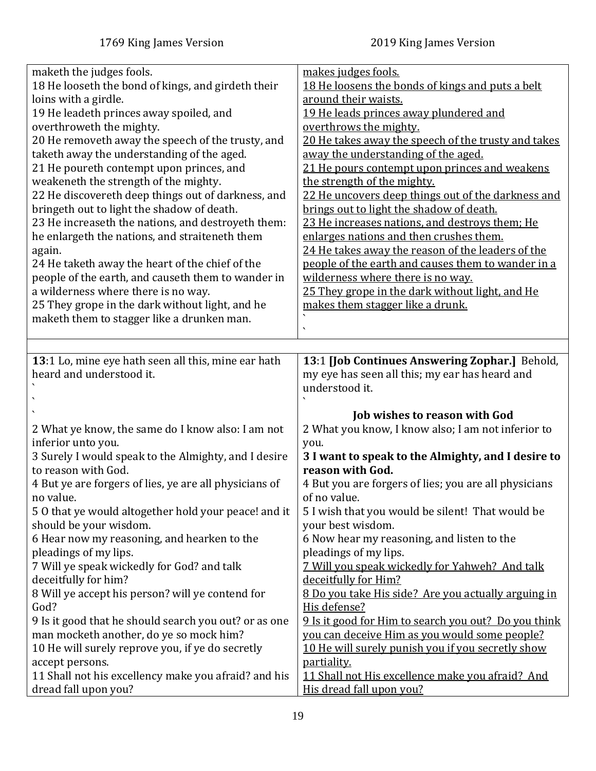| 1769 King James Version | 2019 King James Version |
|---|---|
| maketh the judges fools.<br>18 He looseth the bond of kings, and girdeth their loins with a girdle.<br>19 He leadeth princes away spoiled, and overthroweth the mighty.<br>20 He removeth away the speech of the trusty, and taketh away the understanding of the aged.<br>21 He poureth contempt upon princes, and weakeneth the strength of the mighty.<br>22 He discovereth deep things out of darkness, and bringeth out to light the shadow of death.<br>23 He increaseth the nations, and destroyeth them: he enlargeth the nations, and straiteneth them again.<br>24 He taketh away the heart of the chief of the people of the earth, and causeth them to wander in a wilderness where there is no way.<br>25 They grope in the dark without light, and he maketh them to stagger like a drunken man. | <u>makes judges fools.</u><br><u>18 He loosens the bonds of kings and puts a belt around their waists.</u><br><u>19 He leads princes away plundered and overthrows the mighty.</u><br><u>20 He takes away the speech of the trusty and takes away the understanding of the aged.</u><br><u>21 He pours contempt upon princes and weakens the strength of the mighty.</u><br><u>22 He uncovers deep things out of the darkness and brings out to light the shadow of death.</u><br><u>23 He increases nations, and destroys them; He enlarges nations and then crushes them.</u><br><u>24 He takes away the reason of the leaders of the people of the earth and causes them to wander in a wilderness where there is no way.</u><br><u>25 They grope in the dark without light, and He makes them stagger like a drunk.</u><br>`<br>` |
| | |
| **13**:1 Lo, mine eye hath seen all this, mine ear hath heard and understood it.<br>`<br>`<br>`<br>2 What ye know, the same do I know also: I am not inferior unto you.<br>3 Surely I would speak to the Almighty, and I desire to reason with God.<br>4 But ye are forgers of lies, ye are all physicians of no value.<br>5 O that ye would altogether hold your peace! and it should be your wisdom.<br>6 Hear now my reasoning, and hearken to the pleadings of my lips.<br>7 Will ye speak wickedly for God? and talk deceitfully for him?<br>8 Will ye accept his person? will ye contend for God?<br>9 Is it good that he should search you out? or as one man mocketh another, do ye so mock him?<br>10 He will surely reprove you, if ye do secretly accept persons.<br>11 Shall not his excellency make you afraid? and his dread fall upon you? | **13**:1 **[Job Continues Answering Zophar.]** Behold, my eye has seen all this; my ear has heard and understood it.<br>`<br>**Job wishes to reason with God**<br>2 What you know, I know also; I am not inferior to you.<br>**3 I want to speak to the Almighty, and I desire to reason with God.**<br>4 But you are forgers of lies; you are all physicians of no value.<br>5 I wish that you would be silent! That would be your best wisdom.<br>6 Now hear my reasoning, and listen to the pleadings of my lips.<br><u>7 Will you speak wickedly for Yahweh? And talk deceitfully for Him?</u><br><u>8 Do you take His side? Are you actually arguing in His defense?</u><br><u>9 Is it good for Him to search you out? Do you think you can deceive Him as you would some people?</u><br><u>10 He will surely punish you if you secretly show partiality.</u><br><u>11 Shall not His excellence make you afraid? And His dread fall upon you?</u> |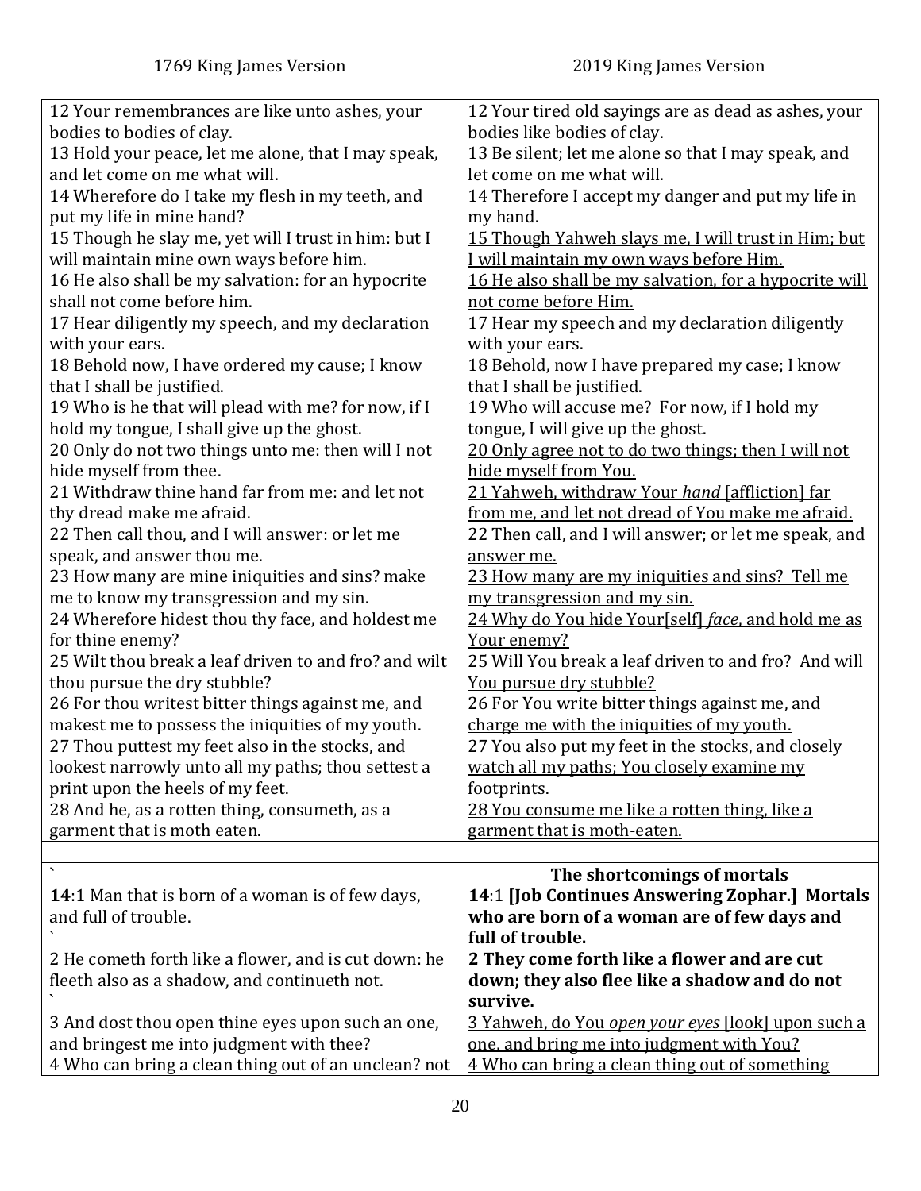| 1769 King James Version | 2019 King James Version |
|---|---|
| 12 Your remembrances are like unto ashes, your bodies to bodies of clay. | 12 Your tired old sayings are as dead as ashes, your bodies like bodies of clay. |
| 13 Hold your peace, let me alone, that I may speak, and let come on me what will. | 13 Be silent; let me alone so that I may speak, and let come on me what will. |
| 14 Wherefore do I take my flesh in my teeth, and put my life in mine hand? | 14 Therefore I accept my danger and put my life in my hand. |
| 15 Though he slay me, yet will I trust in him: but I will maintain mine own ways before him. | <u>15 Though Yahweh slays me, I will trust in Him; but I will maintain my own ways before Him.</u> |
| 16 He also shall be my salvation: for an hypocrite shall not come before him. | <u>16 He also shall be my salvation, for a hypocrite will not come before Him.</u> |
| 17 Hear diligently my speech, and my declaration with your ears. | 17 Hear my speech and my declaration diligently with your ears. |
| 18 Behold now, I have ordered my cause; I know that I shall be justified. | 18 Behold, now I have prepared my case; I know that I shall be justified. |
| 19 Who is he that will plead with me? for now, if I hold my tongue, I shall give up the ghost. | 19 Who will accuse me? For now, if I hold my tongue, I will give up the ghost. |
| 20 Only do not two things unto me: then will I not hide myself from thee. | <u>20 Only agree not to do two things; then I will not hide myself from You.</u> |
| 21 Withdraw thine hand far from me: and let not thy dread make me afraid. | <u>21 Yahweh, withdraw Your *hand* [affliction] far from me, and let not dread of You make me afraid.</u> |
| 22 Then call thou, and I will answer: or let me speak, and answer thou me. | <u>22 Then call, and I will answer; or let me speak, and answer me.</u> |
| 23 How many are mine iniquities and sins? make me to know my transgression and my sin. | <u>23 How many are my iniquities and sins? Tell me my transgression and my sin.</u> |
| 24 Wherefore hidest thou thy face, and holdest me for thine enemy? | <u>24 Why do You hide Your[self] *face*, and hold me as Your enemy?</u> |
| 25 Wilt thou break a leaf driven to and fro? and wilt thou pursue the dry stubble? | <u>25 Will You break a leaf driven to and fro? And will You pursue dry stubble?</u> |
| 26 For thou writest bitter things against me, and makest me to possess the iniquities of my youth. | <u>26 For You write bitter things against me, and charge me with the iniquities of my youth.</u> |
| 27 Thou puttest my feet also in the stocks, and lookest narrowly unto all my paths; thou settest a print upon the heels of my feet. | <u>27 You also put my feet in the stocks, and closely watch all my paths; You closely examine my footprints.</u> |
| 28 And he, as a rotten thing, consumeth, as a garment that is moth eaten. | <u>28 You consume me like a rotten thing, like a garment that is moth-eaten.</u> |
| | |
| ` | **The shortcomings of mortals** |
| **14**:1 Man that is born of a woman is of few days, and full of trouble. ` | **14**:1 **[Job Continues Answering Zophar.] Mortals who are born of a woman are of few days and full of trouble.** |
| 2 He cometh forth like a flower, and is cut down: he fleeth also as a shadow, and continueth not. ` | **2 They come forth like a flower and are cut down; they also flee like a shadow and do not survive.** |
| 3 And dost thou open thine eyes upon such an one, and bringest me into judgment with thee? | <u>3 Yahweh, do You *open your eyes* [look] upon such a one, and bring me into judgment with You?</u> |
| 4 Who can bring a clean thing out of an unclean? not | <u>4 Who can bring a clean thing out of something</u> |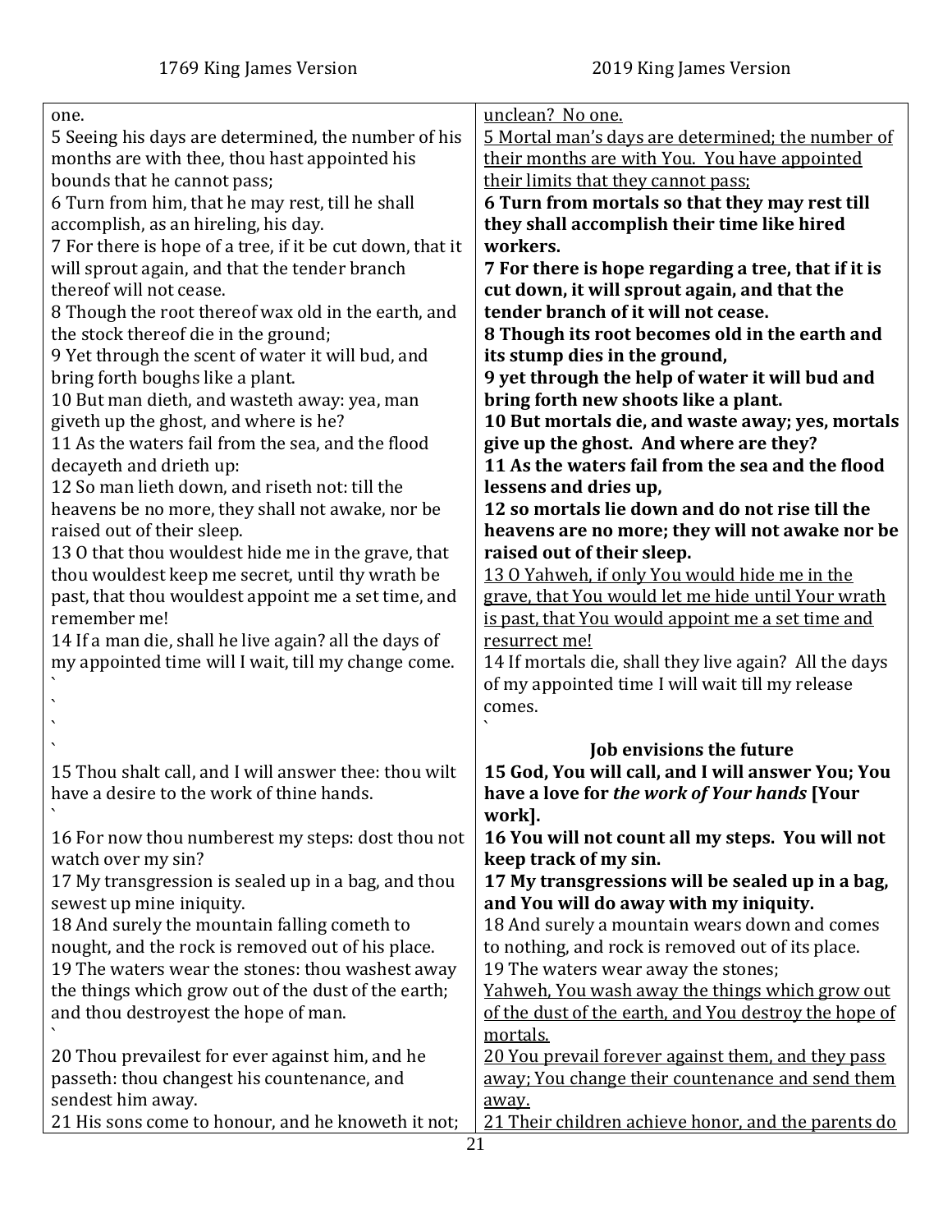| 1769 King James Version | 2019 King James Version |
|---|---|
| one. | <u>unclean? No one.</u> |
| 5 Seeing his days are determined, the number of his months are with thee, thou hast appointed his bounds that he cannot pass; | <u>5 Mortal man's days are determined; the number of their months are with You. You have appointed their limits that they cannot pass;</u> |
| 6 Turn from him, that he may rest, till he shall accomplish, as an hireling, his day. | **6 Turn from mortals so that they may rest till they shall accomplish their time like hired workers.** |
| 7 For there is hope of a tree, if it be cut down, that it will sprout again, and that the tender branch thereof will not cease. | **7 For there is hope regarding a tree, that if it is cut down, it will sprout again, and that the tender branch of it will not cease.** |
| 8 Though the root thereof wax old in the earth, and the stock thereof die in the ground; | **8 Though its root becomes old in the earth and its stump dies in the ground,** |
| 9 Yet through the scent of water it will bud, and bring forth boughs like a plant. | **9 yet through the help of water it will bud and bring forth new shoots like a plant.** |
| 10 But man dieth, and wasteth away: yea, man giveth up the ghost, and where is he? | **10 But mortals die, and waste away; yes, mortals give up the ghost. And where are they?** |
| 11 As the waters fail from the sea, and the flood decayeth and drieth up: | **11 As the waters fail from the sea and the flood lessens and dries up,** |
| 12 So man lieth down, and riseth not: till the heavens be no more, they shall not awake, nor be raised out of their sleep. | **12 so mortals lie down and do not rise till the heavens are no more; they will not awake nor be raised out of their sleep.** |
| 13 O that thou wouldest hide me in the grave, that thou wouldest keep me secret, until thy wrath be past, that thou wouldest appoint me a set time, and remember me! | <u>13 O Yahweh, if only You would hide me in the grave, that You would let me hide until Your wrath is past, that You would appoint me a set time and resurrect me!</u> |
| 14 If a man die, shall he live again? all the days of my appointed time will I wait, till my change come. | 14 If mortals die, shall they live again? All the days of my appointed time I will wait till my release comes. |
| | **Job envisions the future** |
| 15 Thou shalt call, and I will answer thee: thou wilt have a desire to the work of thine hands. | **15 God, You will call, and I will answer You; You have a love for *the work of Your hands* [Your work].** |
| 16 For now thou numberest my steps: dost thou not watch over my sin? | **16 You will not count all my steps. You will not keep track of my sin.** |
| 17 My transgression is sealed up in a bag, and thou sewest up mine iniquity. | **17 My transgressions will be sealed up in a bag, and You will do away with my iniquity.** |
| 18 And surely the mountain falling cometh to nought, and the rock is removed out of his place. | 18 And surely a mountain wears down and comes to nothing, and rock is removed out of its place. |
| 19 The waters wear the stones: thou washest away the things which grow out of the dust of the earth; and thou destroyest the hope of man. | 19 The waters wear away the stones; <u>Yahweh, You wash away the things which grow out of the dust of the earth, and You destroy the hope of mortals.</u> |
| 20 Thou prevailest for ever against him, and he passeth: thou changest his countenance, and sendest him away. | <u>20 You prevail forever against them, and they pass away; You change their countenance and send them away.</u> |
| 21 His sons come to honour, and he knoweth it not; | <u>21 Their children achieve honor, and the parents do</u> |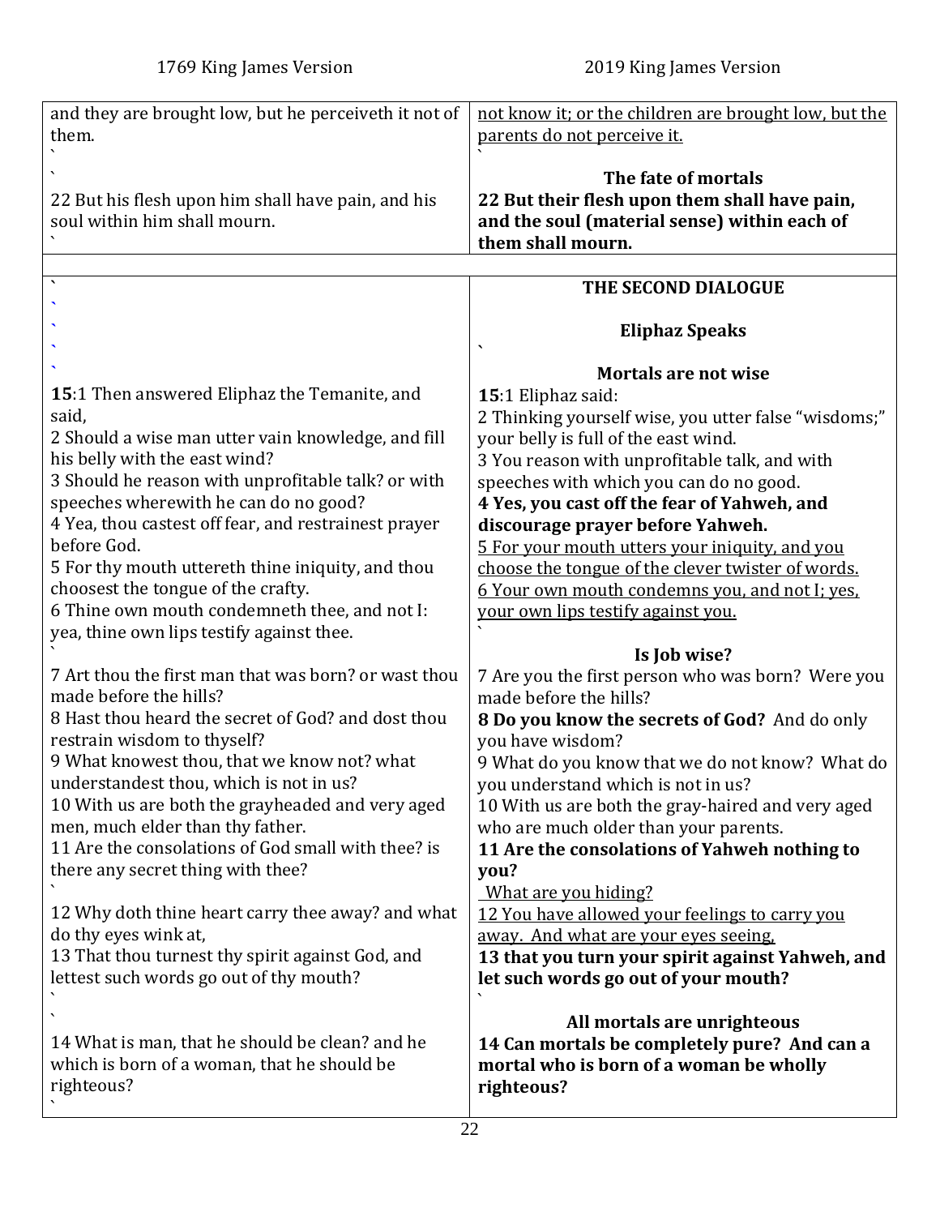| 1769 King James Version | 2019 King James Version |
|---|---|
| and they are brought low, but he perceiveth it not of them. | not know it; or the children are brought low, but the parents do not perceive it. |
| 22 But his flesh upon him shall have pain, and his soul within him shall mourn. | **The fate of mortals**<br>**22 But their flesh upon them shall have pain, and the soul (material sense) within each of them shall mourn.** |
| | |
| | **THE SECOND DIALOGUE**<br><br>**Eliphaz Speaks** |
| **15**:1 Then answered Eliphaz the Temanite, and said,<br>2 Should a wise man utter vain knowledge, and fill his belly with the east wind?<br>3 Should he reason with unprofitable talk? or with speeches wherewith he can do no good?<br>4 Yea, thou castest off fear, and restrainest prayer before God.<br>5 For thy mouth uttereth thine iniquity, and thou choosest the tongue of the crafty.<br>6 Thine own mouth condemneth thee, and not I: yea, thine own lips testify against thee. | **Mortals are not wise**<br>**15**:1 Eliphaz said:<br>2 Thinking yourself wise, you utter false "wisdoms;" your belly is full of the east wind.<br>3 You reason with unprofitable talk, and with speeches with which you can do no good.<br>**4 Yes, you cast off the fear of Yahweh, and discourage prayer before Yahweh.**<br>5 For your mouth utters your iniquity, and you choose the tongue of the clever twister of words.<br>6 Your own mouth condemns you, and not I; yes, your own lips testify against you. |
| 7 Art thou the first man that was born? or wast thou made before the hills?<br>8 Hast thou heard the secret of God? and dost thou restrain wisdom to thyself?<br>9 What knowest thou, that we know not? what understandest thou, which is not in us?<br>10 With us are both the grayheaded and very aged men, much elder than thy father.<br>11 Are the consolations of God small with thee? is there any secret thing with thee? | **Is Job wise?**<br>7 Are you the first person who was born? Were you made before the hills?<br>**8 Do you know the secrets of God?** And do only you have wisdom?<br>9 What do you know that we do not know? What do you understand which is not in us?<br>10 With us are both the gray-haired and very aged who are much older than your parents.<br>**11 Are the consolations of Yahweh nothing to you?**<br>What are you hiding? |
| 12 Why doth thine heart carry thee away? and what do thy eyes wink at,<br>13 That thou turnest thy spirit against God, and lettest such words go out of thy mouth? | 12 You have allowed your feelings to carry you away. And what are your eyes seeing,<br>**13 that you turn your spirit against Yahweh, and let such words go out of your mouth?** |
| 14 What is man, that he should be clean? and he which is born of a woman, that he should be righteous? | **All mortals are unrighteous**<br>**14 Can mortals be completely pure? And can a mortal who is born of a woman be wholly righteous?** |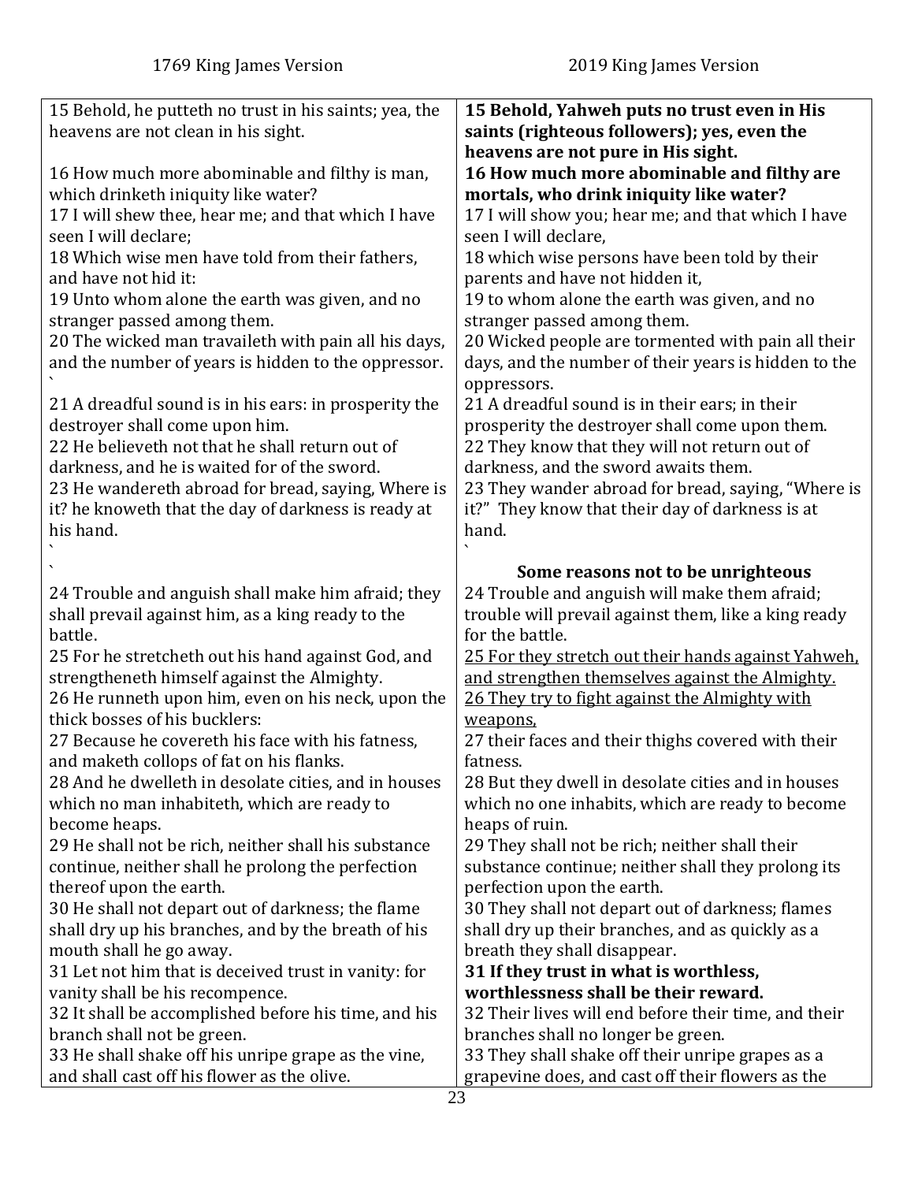| 1769 King James Version | 2019 King James Version |
|---|---|
| 15 Behold, he putteth no trust in his saints; yea, the heavens are not clean in his sight. | **15 Behold, Yahweh puts no trust even in His saints (righteous followers); yes, even the heavens are not pure in His sight.** |
| 16 How much more abominable and filthy is man, which drinketh iniquity like water? | **16 How much more abominable and filthy are mortals, who drink iniquity like water?** |
| 17 I will shew thee, hear me; and that which I have seen I will declare; | 17 I will show you; hear me; and that which I have seen I will declare, |
| 18 Which wise men have told from their fathers, and have not hid it: | 18 which wise persons have been told by their parents and have not hidden it, |
| 19 Unto whom alone the earth was given, and no stranger passed among them. | 19 to whom alone the earth was given, and no stranger passed among them. |
| 20 The wicked man travaileth with pain all his days, and the number of years is hidden to the oppressor. ` | 20 Wicked people are tormented with pain all their days, and the number of their years is hidden to the oppressors. |
| 21 A dreadful sound is in his ears: in prosperity the destroyer shall come upon him. | 21 A dreadful sound is in their ears; in their prosperity the destroyer shall come upon them. |
| 22 He believeth not that he shall return out of darkness, and he is waited for of the sword. | 22 They know that they will not return out of darkness, and the sword awaits them. |
| 23 He wandereth abroad for bread, saying, Where is it? he knoweth that the day of darkness is ready at his hand. ` ` | 23 They wander abroad for bread, saying, "Where is it?" They know that their day of darkness is at hand. ` |
| | **Some reasons not to be unrighteous** |
| 24 Trouble and anguish shall make him afraid; they shall prevail against him, as a king ready to the battle. | 24 Trouble and anguish will make them afraid; trouble will prevail against them, like a king ready for the battle. |
| 25 For he stretcheth out his hand against God, and strengtheneth himself against the Almighty. | <u>25 For they stretch out their hands against Yahweh, and strengthen themselves against the Almighty.</u> |
| 26 He runneth upon him, even on his neck, upon the thick bosses of his bucklers: | <u>26 They try to fight against the Almighty with weapons,</u> |
| 27 Because he covereth his face with his fatness, and maketh collops of fat on his flanks. | 27 their faces and their thighs covered with their fatness. |
| 28 And he dwelleth in desolate cities, and in houses which no man inhabiteth, which are ready to become heaps. | 28 But they dwell in desolate cities and in houses which no one inhabits, which are ready to become heaps of ruin. |
| 29 He shall not be rich, neither shall his substance continue, neither shall he prolong the perfection thereof upon the earth. | 29 They shall not be rich; neither shall their substance continue; neither shall they prolong its perfection upon the earth. |
| 30 He shall not depart out of darkness; the flame shall dry up his branches, and by the breath of his mouth shall he go away. | 30 They shall not depart out of darkness; flames shall dry up their branches, and as quickly as a breath they shall disappear. |
| 31 Let not him that is deceived trust in vanity: for vanity shall be his recompence. | **31 If they trust in what is worthless, worthlessness shall be their reward.** |
| 32 It shall be accomplished before his time, and his branch shall not be green. | 32 Their lives will end before their time, and their branches shall no longer be green. |
| 33 He shall shake off his unripe grape as the vine, and shall cast off his flower as the olive. | 33 They shall shake off their unripe grapes as a grapevine does, and cast off their flowers as the |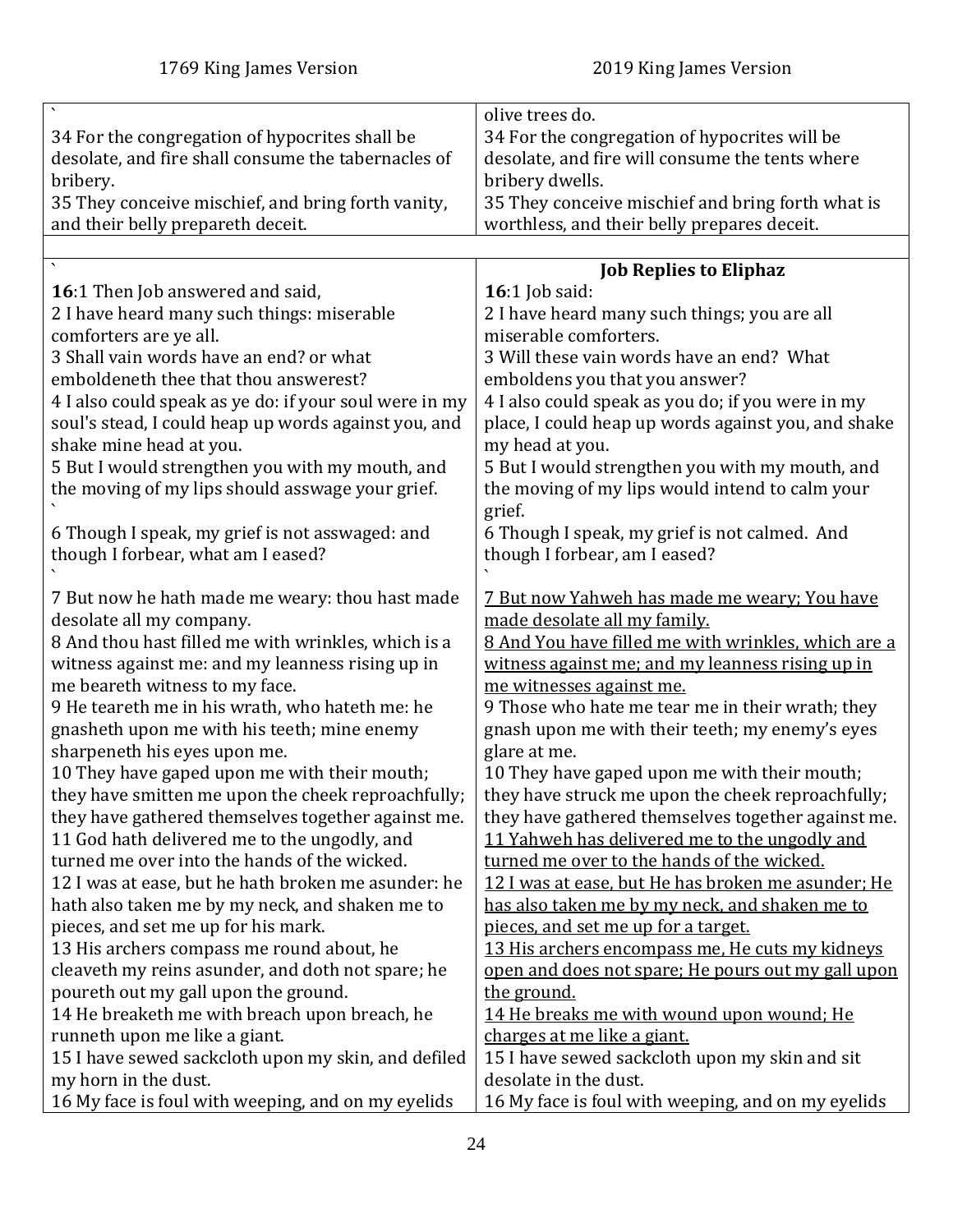| 1769 King James Version | 2019 King James Version |
|---|---|
| ` | olive trees do. |
| 34 For the congregation of hypocrites shall be desolate, and fire shall consume the tabernacles of bribery.<br>35 They conceive mischief, and bring forth vanity, and their belly prepareth deceit. | 34 For the congregation of hypocrites will be desolate, and fire will consume the tents where bribery dwells.<br>35 They conceive mischief and bring forth what is worthless, and their belly prepares deceit. |
| | |
| ` | **Job Replies to Eliphaz** |
| **16**:1 Then Job answered and said,<br>2 I have heard many such things: miserable comforters are ye all.<br>3 Shall vain words have an end? or what emboldeneth thee that thou answerest?<br>4 I also could speak as ye do: if your soul were in my soul's stead, I could heap up words against you, and shake mine head at you.<br>5 But I would strengthen you with my mouth, and the moving of my lips should asswage your grief.<br>`<br>6 Though I speak, my grief is not asswaged: and though I forbear, what am I eased?<br>`<br>7 But now he hath made me weary: thou hast made desolate all my company.<br>8 And thou hast filled me with wrinkles, which is a witness against me: and my leanness rising up in me beareth witness to my face.<br>9 He teareth me in his wrath, who hateth me: he gnasheth upon me with his teeth; mine enemy sharpeneth his eyes upon me.<br>10 They have gaped upon me with their mouth; they have smitten me upon the cheek reproachfully; they have gathered themselves together against me.<br>11 God hath delivered me to the ungodly, and turned me over into the hands of the wicked.<br>12 I was at ease, but he hath broken me asunder: he hath also taken me by my neck, and shaken me to pieces, and set me up for his mark.<br>13 His archers compass me round about, he cleaveth my reins asunder, and doth not spare; he poureth out my gall upon the ground.<br>14 He breaketh me with breach upon breach, he runneth upon me like a giant.<br>15 I have sewed sackcloth upon my skin, and defiled my horn in the dust.<br>16 My face is foul with weeping, and on my eyelids | **16**:1 Job said:<br>2 I have heard many such things; you are all miserable comforters.<br>3 Will these vain words have an end? What emboldens you that you answer?<br>4 I also could speak as you do; if you were in my place, I could heap up words against you, and shake my head at you.<br>5 But I would strengthen you with my mouth, and the moving of my lips would intend to calm your grief.<br>6 Though I speak, my grief is not calmed. And though I forbear, am I eased?<br>`<br><u>7 But now Yahweh has made me weary; You have made desolate all my family.</u><br><u>8 And You have filled me with wrinkles, which are a witness against me; and my leanness rising up in me witnesses against me.</u><br>9 Those who hate me tear me in their wrath; they gnash upon me with their teeth; my enemy's eyes glare at me.<br>10 They have gaped upon me with their mouth; they have struck me upon the cheek reproachfully; they have gathered themselves together against me.<br><u>11 Yahweh has delivered me to the ungodly and turned me over to the hands of the wicked.</u><br><u>12 I was at ease, but He has broken me asunder; He has also taken me by my neck, and shaken me to pieces, and set me up for a target.</u><br><u>13 His archers encompass me, He cuts my kidneys open and does not spare; He pours out my gall upon the ground.</u><br><u>14 He breaks me with wound upon wound; He charges at me like a giant.</u><br>15 I have sewed sackcloth upon my skin and sit desolate in the dust.<br>16 My face is foul with weeping, and on my eyelids |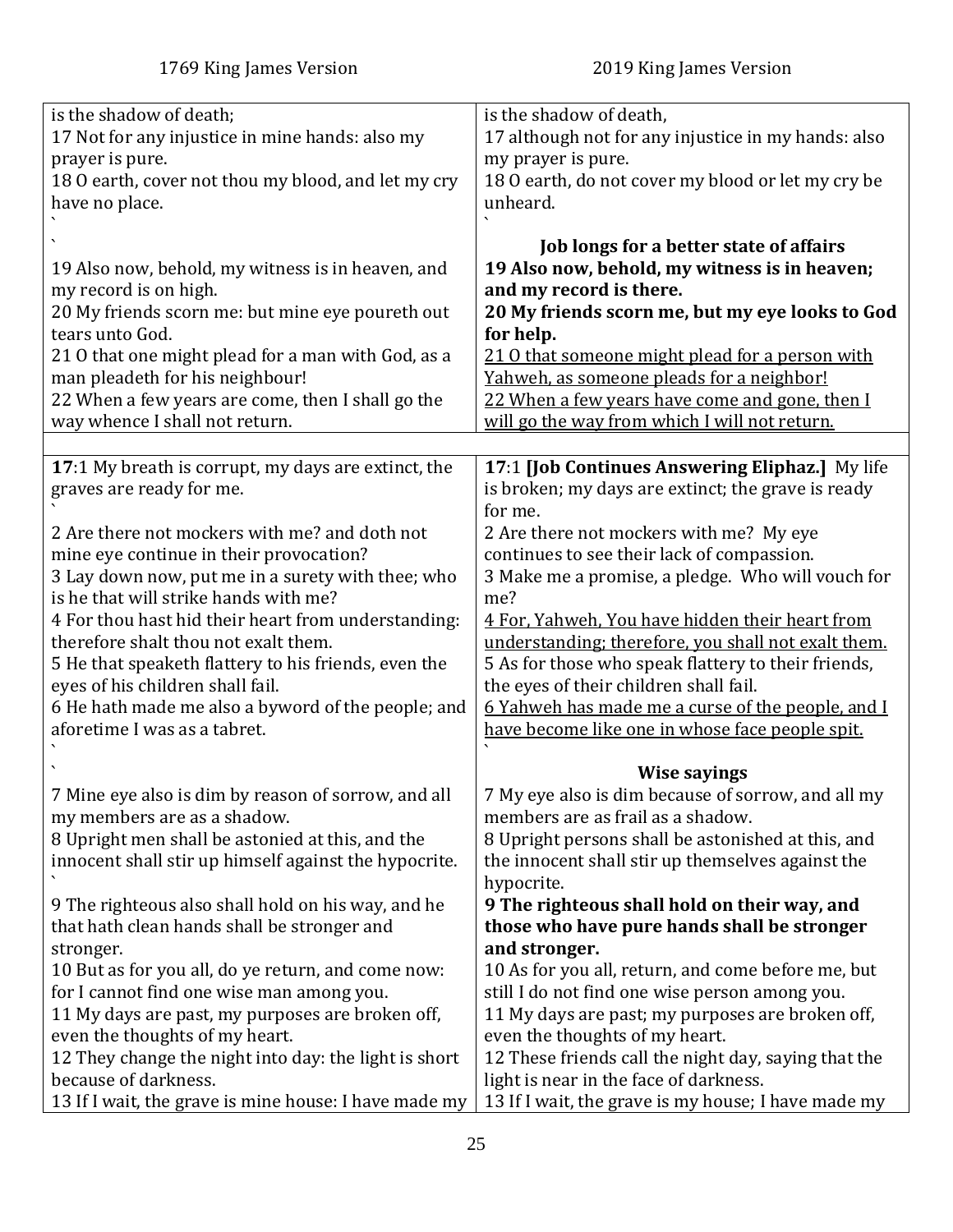| 1769 King James Version | 2019 King James Version |
|---|---|
| is the shadow of death; | is the shadow of death, |
| 17 Not for any injustice in mine hands: also my prayer is pure. | 17 although not for any injustice in my hands: also my prayer is pure. |
| 18 O earth, cover not thou my blood, and let my cry have no place. | 18 O earth, do not cover my blood or let my cry be unheard. |
| | **Job longs for a better state of affairs** |
| 19 Also now, behold, my witness is in heaven, and my record is on high. | **19 Also now, behold, my witness is in heaven; and my record is there.** |
| 20 My friends scorn me: but mine eye poureth out tears unto God. | **20 My friends scorn me, but my eye looks to God for help.** |
| 21 O that one might plead for a man with God, as a man pleadeth for his neighbour! | <u>21 O that someone might plead for a person with Yahweh, as someone pleads for a neighbor!</u> |
| 22 When a few years are come, then I shall go the way whence I shall not return. | <u>22 When a few years have come and gone, then I will go the way from which I will not return.</u> |
| | |
| **17**:1 My breath is corrupt, my days are extinct, the graves are ready for me. | **17**:1 **[Job Continues Answering Eliphaz.]** My life is broken; my days are extinct; the grave is ready for me. |
| 2 Are there not mockers with me? and doth not mine eye continue in their provocation? | 2 Are there not mockers with me? My eye continues to see their lack of compassion. |
| 3 Lay down now, put me in a surety with thee; who is he that will strike hands with me? | 3 Make me a promise, a pledge. Who will vouch for me? |
| 4 For thou hast hid their heart from understanding: therefore shalt thou not exalt them. | <u>4 For, Yahweh, You have hidden their heart from understanding; therefore, you shall not exalt them.</u> |
| 5 He that speaketh flattery to his friends, even the eyes of his children shall fail. | 5 As for those who speak flattery to their friends, the eyes of their children shall fail. |
| 6 He hath made me also a byword of the people; and aforetime I was as a tabret. | <u>6 Yahweh has made me a curse of the people, and I have become like one in whose face people spit.</u> |
| | **Wise sayings** |
| 7 Mine eye also is dim by reason of sorrow, and all my members are as a shadow. | 7 My eye also is dim because of sorrow, and all my members are as frail as a shadow. |
| 8 Upright men shall be astonied at this, and the innocent shall stir up himself against the hypocrite. | 8 Upright persons shall be astonished at this, and the innocent shall stir up themselves against the hypocrite. |
| 9 The righteous also shall hold on his way, and he that hath clean hands shall be stronger and stronger. | **9 The righteous shall hold on their way, and those who have pure hands shall be stronger and stronger.** |
| 10 But as for you all, do ye return, and come now: for I cannot find one wise man among you. | 10 As for you all, return, and come before me, but still I do not find one wise person among you. |
| 11 My days are past, my purposes are broken off, even the thoughts of my heart. | 11 My days are past; my purposes are broken off, even the thoughts of my heart. |
| 12 They change the night into day: the light is short because of darkness. | 12 These friends call the night day, saying that the light is near in the face of darkness. |
| 13 If I wait, the grave is mine house: I have made my | 13 If I wait, the grave is my house; I have made my |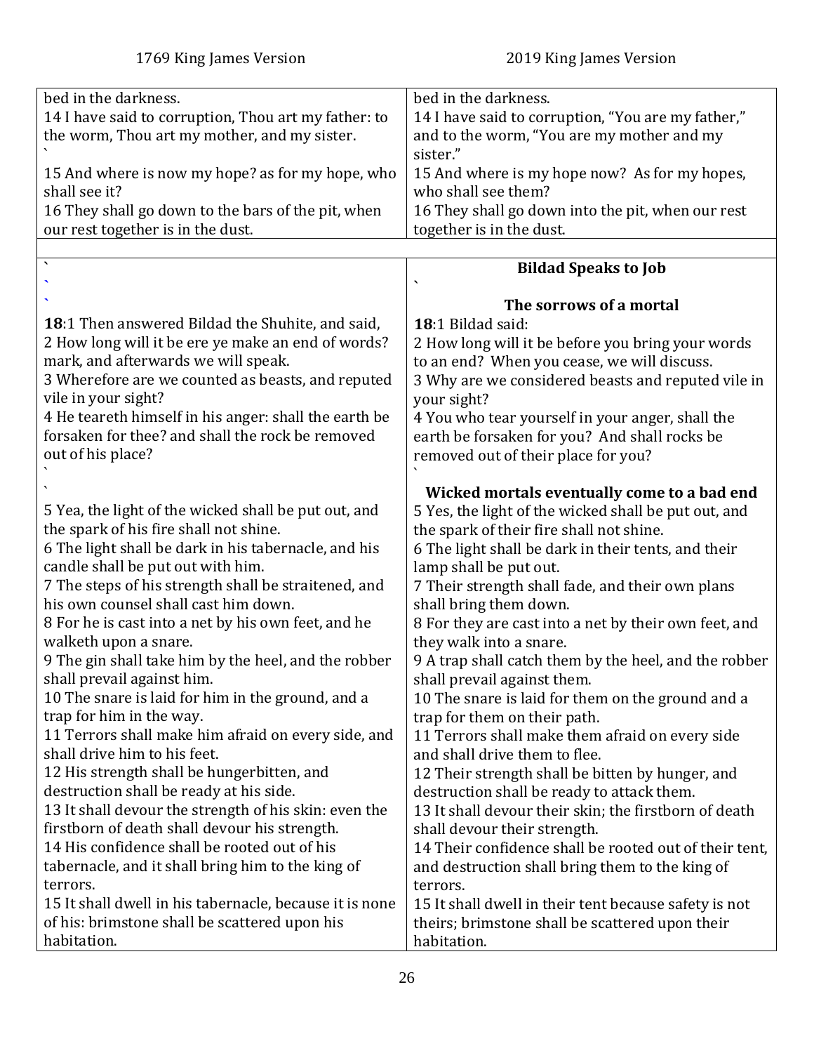| 1769 King James Version | 2019 King James Version |
|---|---|
| bed in the darkness. | bed in the darkness. |
| 14 I have said to corruption, Thou art my father: to the worm, Thou art my mother, and my sister. | 14 I have said to corruption, "You are my father," and to the worm, "You are my mother and my sister." |
| 15 And where is now my hope? as for my hope, who shall see it? | 15 And where is my hope now? As for my hopes, who shall see them? |
| 16 They shall go down to the bars of the pit, when our rest together is in the dust. | 16 They shall go down into the pit, when our rest together is in the dust. |
| | |
| | **Bildad Speaks to Job** |
| | **The sorrows of a mortal** |
| **18**:1 Then answered Bildad the Shuhite, and said, | **18**:1 Bildad said: |
| 2 How long will it be ere ye make an end of words? mark, and afterwards we will speak. | 2 How long will it be before you bring your words to an end? When you cease, we will discuss. |
| 3 Wherefore are we counted as beasts, and reputed vile in your sight? | 3 Why are we considered beasts and reputed vile in your sight? |
| 4 He teareth himself in his anger: shall the earth be forsaken for thee? and shall the rock be removed out of his place? | 4 You who tear yourself in your anger, shall the earth be forsaken for you? And shall rocks be removed out of their place for you? |
| | **Wicked mortals eventually come to a bad end** |
| 5 Yea, the light of the wicked shall be put out, and the spark of his fire shall not shine. | 5 Yes, the light of the wicked shall be put out, and the spark of their fire shall not shine. |
| 6 The light shall be dark in his tabernacle, and his candle shall be put out with him. | 6 The light shall be dark in their tents, and their lamp shall be put out. |
| 7 The steps of his strength shall be straitened, and his own counsel shall cast him down. | 7 Their strength shall fade, and their own plans shall bring them down. |
| 8 For he is cast into a net by his own feet, and he walketh upon a snare. | 8 For they are cast into a net by their own feet, and they walk into a snare. |
| 9 The gin shall take him by the heel, and the robber shall prevail against him. | 9 A trap shall catch them by the heel, and the robber shall prevail against them. |
| 10 The snare is laid for him in the ground, and a trap for him in the way. | 10 The snare is laid for them on the ground and a trap for them on their path. |
| 11 Terrors shall make him afraid on every side, and shall drive him to his feet. | 11 Terrors shall make them afraid on every side and shall drive them to flee. |
| 12 His strength shall be hungerbitten, and destruction shall be ready at his side. | 12 Their strength shall be bitten by hunger, and destruction shall be ready to attack them. |
| 13 It shall devour the strength of his skin: even the firstborn of death shall devour his strength. | 13 It shall devour their skin; the firstborn of death shall devour their strength. |
| 14 His confidence shall be rooted out of his tabernacle, and it shall bring him to the king of terrors. | 14 Their confidence shall be rooted out of their tent, and destruction shall bring them to the king of terrors. |
| 15 It shall dwell in his tabernacle, because it is none of his: brimstone shall be scattered upon his habitation. | 15 It shall dwell in their tent because safety is not theirs; brimstone shall be scattered upon their habitation. |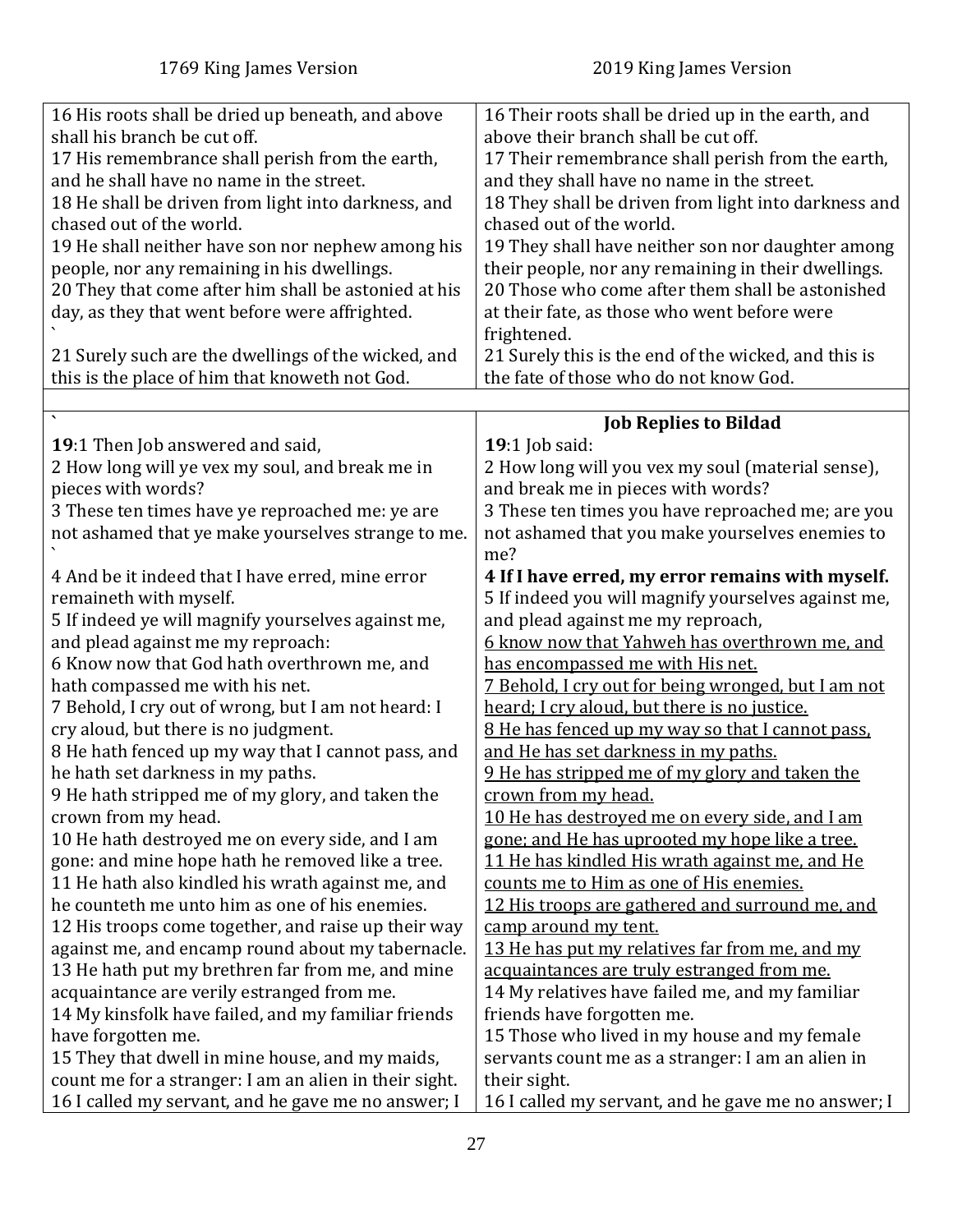| 1769 King James Version | 2019 King James Version |
|---|---|
| 16 His roots shall be dried up beneath, and above shall his branch be cut off.<br>17 His remembrance shall perish from the earth, and he shall have no name in the street.<br>18 He shall be driven from light into darkness, and chased out of the world.<br>19 He shall neither have son nor nephew among his people, nor any remaining in his dwellings.<br>20 They that come after him shall be astonied at his day, as they that went before were affrighted.<br>`<br>21 Surely such are the dwellings of the wicked, and this is the place of him that knoweth not God. | 16 Their roots shall be dried up in the earth, and above their branch shall be cut off.<br>17 Their remembrance shall perish from the earth, and they shall have no name in the street.<br>18 They shall be driven from light into darkness and chased out of the world.<br>19 They shall have neither son nor daughter among their people, nor any remaining in their dwellings.<br>20 Those who come after them shall be astonished at their fate, as those who went before were frightened.<br>21 Surely this is the end of the wicked, and this is the fate of those who do not know God. |
| | |
| `<br>**19**:1 Then Job answered and said,<br>2 How long will ye vex my soul, and break me in pieces with words?<br>3 These ten times have ye reproached me: ye are not ashamed that ye make yourselves strange to me.<br>`<br>4 And be it indeed that I have erred, mine error remaineth with myself.<br>5 If indeed ye will magnify yourselves against me, and plead against me my reproach:<br>6 Know now that God hath overthrown me, and hath compassed me with his net.<br>7 Behold, I cry out of wrong, but I am not heard: I cry aloud, but there is no judgment.<br>8 He hath fenced up my way that I cannot pass, and he hath set darkness in my paths.<br>9 He hath stripped me of my glory, and taken the crown from my head.<br>10 He hath destroyed me on every side, and I am gone: and mine hope hath he removed like a tree.<br>11 He hath also kindled his wrath against me, and he counteth me unto him as one of his enemies.<br>12 His troops come together, and raise up their way against me, and encamp round about my tabernacle.<br>13 He hath put my brethren far from me, and mine acquaintance are verily estranged from me.<br>14 My kinsfolk have failed, and my familiar friends have forgotten me.<br>15 They that dwell in mine house, and my maids, count me for a stranger: I am an alien in their sight.<br>16 I called my servant, and he gave me no answer; I | **Job Replies to Bildad**<br>**19**:1 Job said:<br>2 How long will you vex my soul (material sense), and break me in pieces with words?<br>3 These ten times you have reproached me; are you not ashamed that you make yourselves enemies to me?<br>**4 If I have erred, my error remains with myself.**<br>5 If indeed you will magnify yourselves against me, and plead against me my reproach,<br><u>6 know now that Yahweh has overthrown me, and has encompassed me with His net.</u><br><u>7 Behold, I cry out for being wronged, but I am not heard; I cry aloud, but there is no justice.</u><br><u>8 He has fenced up my way so that I cannot pass, and He has set darkness in my paths.</u><br><u>9 He has stripped me of my glory and taken the crown from my head.</u><br><u>10 He has destroyed me on every side, and I am gone; and He has uprooted my hope like a tree.</u><br><u>11 He has kindled His wrath against me, and He counts me to Him as one of His enemies.</u><br><u>12 His troops are gathered and surround me, and camp around my tent.</u><br><u>13 He has put my relatives far from me, and my acquaintances are truly estranged from me.</u><br>14 My relatives have failed me, and my familiar friends have forgotten me.<br>15 Those who lived in my house and my female servants count me as a stranger: I am an alien in their sight.<br>16 I called my servant, and he gave me no answer; I |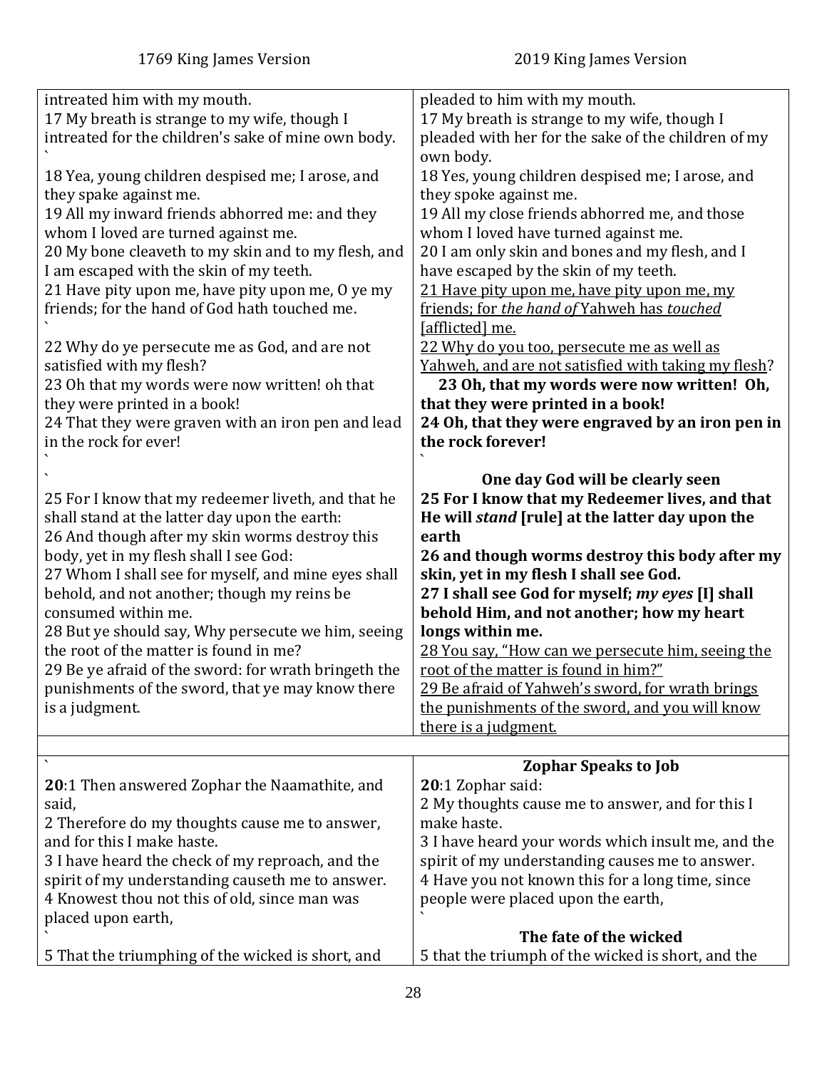| 1769 King James Version | 2019 King James Version |
|---|---|
| intreated him with my mouth.<br>17 My breath is strange to my wife, though I intreated for the children's sake of mine own body.<br>`<br>18 Yea, young children despised me; I arose, and they spake against me.<br>19 All my inward friends abhorred me: and they whom I loved are turned against me.<br>20 My bone cleaveth to my skin and to my flesh, and I am escaped with the skin of my teeth.<br>21 Have pity upon me, have pity upon me, O ye my friends; for the hand of God hath touched me.<br>`<br>22 Why do ye persecute me as God, and are not satisfied with my flesh?<br>23 Oh that my words were now written! oh that they were printed in a book!<br>24 That they were graven with an iron pen and lead in the rock for ever!<br>`<br>`<br>25 For I know that my redeemer liveth, and that he shall stand at the latter day upon the earth:<br>26 And though after my skin worms destroy this body, yet in my flesh shall I see God:<br>27 Whom I shall see for myself, and mine eyes shall behold, and not another; though my reins be consumed within me.<br>28 But ye should say, Why persecute we him, seeing the root of the matter is found in me?<br>29 Be ye afraid of the sword: for wrath bringeth the punishments of the sword, that ye may know there is a judgment. | pleaded to him with my mouth.<br>17 My breath is strange to my wife, though I pleaded with her for the sake of the children of my own body.<br>18 Yes, young children despised me; I arose, and they spoke against me.<br>19 All my close friends abhorred me, and those whom I loved have turned against me.<br>20 I am only skin and bones and my flesh, and I have escaped by the skin of my teeth.<br>21 Have pity upon me, have pity upon me, my friends; for *the hand of* Yahweh has *touched* [afflicted] me.<br>22 Why do you too, persecute me as well as Yahweh, and are not satisfied with taking my flesh?<br>**23 Oh, that my words were now written! Oh, that they were printed in a book!**<br>**24 Oh, that they were engraved by an iron pen in the rock forever!**<br>`<br>**One day God will be clearly seen**<br>**25 For I know that my Redeemer lives, and that He will *stand* [rule] at the latter day upon the earth**<br>**26 and though worms destroy this body after my skin, yet in my flesh I shall see God.**<br>**27 I shall see God for myself; *my eyes* [I] shall behold Him, and not another; how my heart longs within me.**<br>28 You say, "How can we persecute him, seeing the root of the matter is found in him?"<br>29 Be afraid of Yahweh's sword, for wrath brings the punishments of the sword, and you will know there is a judgment. |
| | |
| `<br>**20**:1 Then answered Zophar the Naamathite, and said,<br>2 Therefore do my thoughts cause me to answer, and for this I make haste.<br>3 I have heard the check of my reproach, and the spirit of my understanding causeth me to answer.<br>4 Knowest thou not this of old, since man was placed upon earth,<br>`<br>5 That the triumphing of the wicked is short, and | **Zophar Speaks to Job**<br>**20**:1 Zophar said:<br>2 My thoughts cause me to answer, and for this I make haste.<br>3 I have heard your words which insult me, and the spirit of my understanding causes me to answer.<br>4 Have you not known this for a long time, since people were placed upon the earth,<br>`<br>**The fate of the wicked**<br>5 that the triumph of the wicked is short, and the |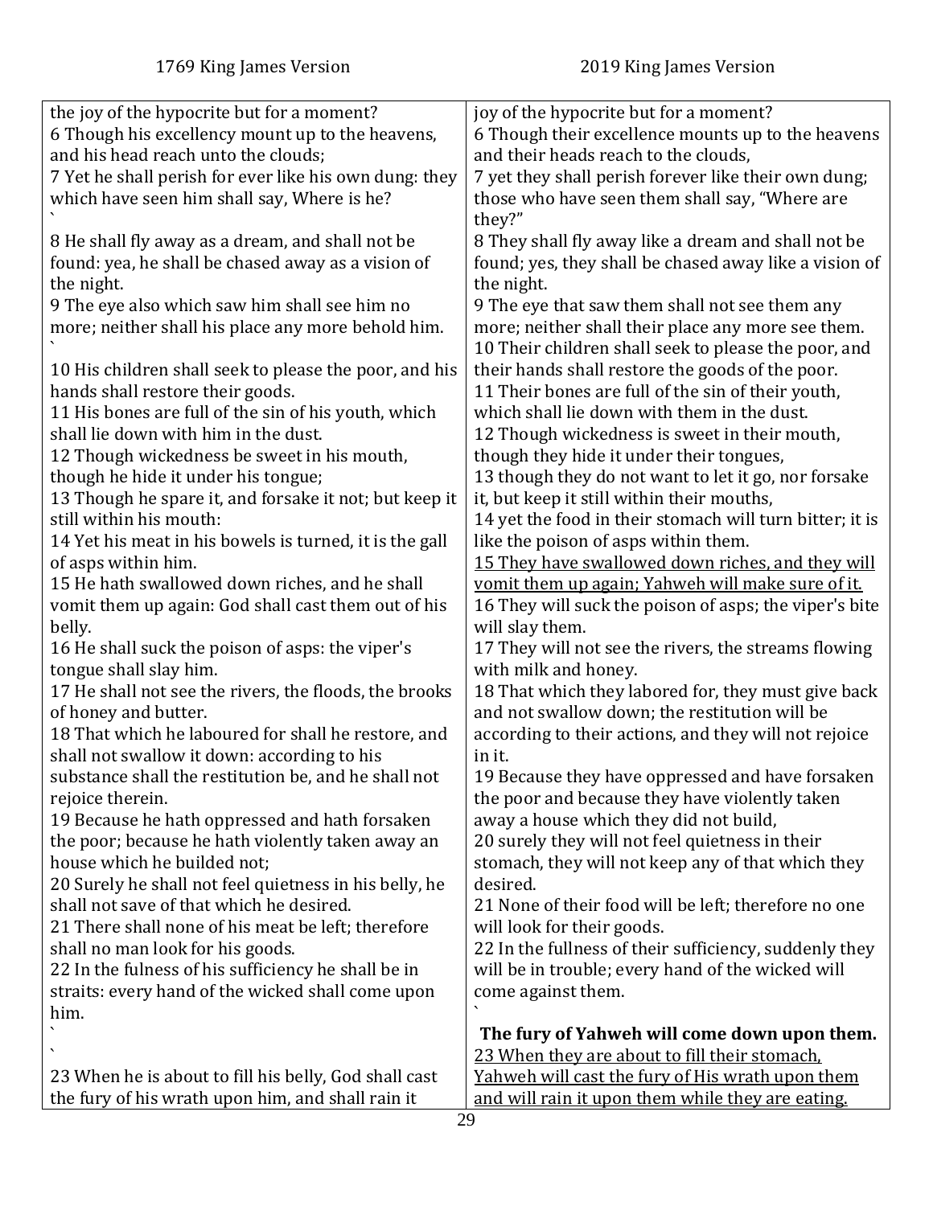| 1769 King James Version | 2019 King James Version |
|---|---|
| the joy of the hypocrite but for a moment?<br>6 Though his excellency mount up to the heavens, and his head reach unto the clouds;<br>7 Yet he shall perish for ever like his own dung: they which have seen him shall say, Where is he?<br>`<br>8 He shall fly away as a dream, and shall not be found: yea, he shall be chased away as a vision of the night.<br>9 The eye also which saw him shall see him no more; neither shall his place any more behold him.<br>`<br>10 His children shall seek to please the poor, and his hands shall restore their goods.<br>11 His bones are full of the sin of his youth, which shall lie down with him in the dust.<br>12 Though wickedness be sweet in his mouth, though he hide it under his tongue;<br>13 Though he spare it, and forsake it not; but keep it still within his mouth:<br>14 Yet his meat in his bowels is turned, it is the gall of asps within him.<br>15 He hath swallowed down riches, and he shall vomit them up again: God shall cast them out of his belly.<br>16 He shall suck the poison of asps: the viper's tongue shall slay him.<br>17 He shall not see the rivers, the floods, the brooks of honey and butter.<br>18 That which he laboured for shall he restore, and shall not swallow it down: according to his substance shall the restitution be, and he shall not rejoice therein.<br>19 Because he hath oppressed and hath forsaken the poor; because he hath violently taken away an house which he builded not;<br>20 Surely he shall not feel quietness in his belly, he shall not save of that which he desired.<br>21 There shall none of his meat be left; therefore shall no man look for his goods.<br>22 In the fulness of his sufficiency he shall be in straits: every hand of the wicked shall come upon him.<br>`<br>`<br>23 When he is about to fill his belly, God shall cast the fury of his wrath upon him, and shall rain it | joy of the hypocrite but for a moment?<br>6 Though their excellence mounts up to the heavens and their heads reach to the clouds,<br>7 yet they shall perish forever like their own dung; those who have seen them shall say, "Where are they?"<br>8 They shall fly away like a dream and shall not be found; yes, they shall be chased away like a vision of the night.<br>9 The eye that saw them shall not see them any more; neither shall their place any more see them.<br>10 Their children shall seek to please the poor, and their hands shall restore the goods of the poor.<br>11 Their bones are full of the sin of their youth, which shall lie down with them in the dust.<br>12 Though wickedness is sweet in their mouth, though they hide it under their tongues,<br>13 though they do not want to let it go, nor forsake it, but keep it still within their mouths,<br>14 yet the food in their stomach will turn bitter; it is like the poison of asps within them.<br><u>15 They have swallowed down riches, and they will vomit them up again; Yahweh will make sure of it.</u><br>16 They will suck the poison of asps; the viper's bite will slay them.<br>17 They will not see the rivers, the streams flowing with milk and honey.<br>18 That which they labored for, they must give back and not swallow down; the restitution will be according to their actions, and they will not rejoice in it.<br>19 Because they have oppressed and have forsaken the poor and because they have violently taken away a house which they did not build,<br>20 surely they will not feel quietness in their stomach, they will not keep any of that which they desired.<br>21 None of their food will be left; therefore no one will look for their goods.<br>22 In the fullness of their sufficiency, suddenly they will be in trouble; every hand of the wicked will come against them.<br>`<br>**The fury of Yahweh will come down upon them.**<br><u>23 When they are about to fill their stomach, Yahweh will cast the fury of His wrath upon them and will rain it upon them while they are eating.</u> |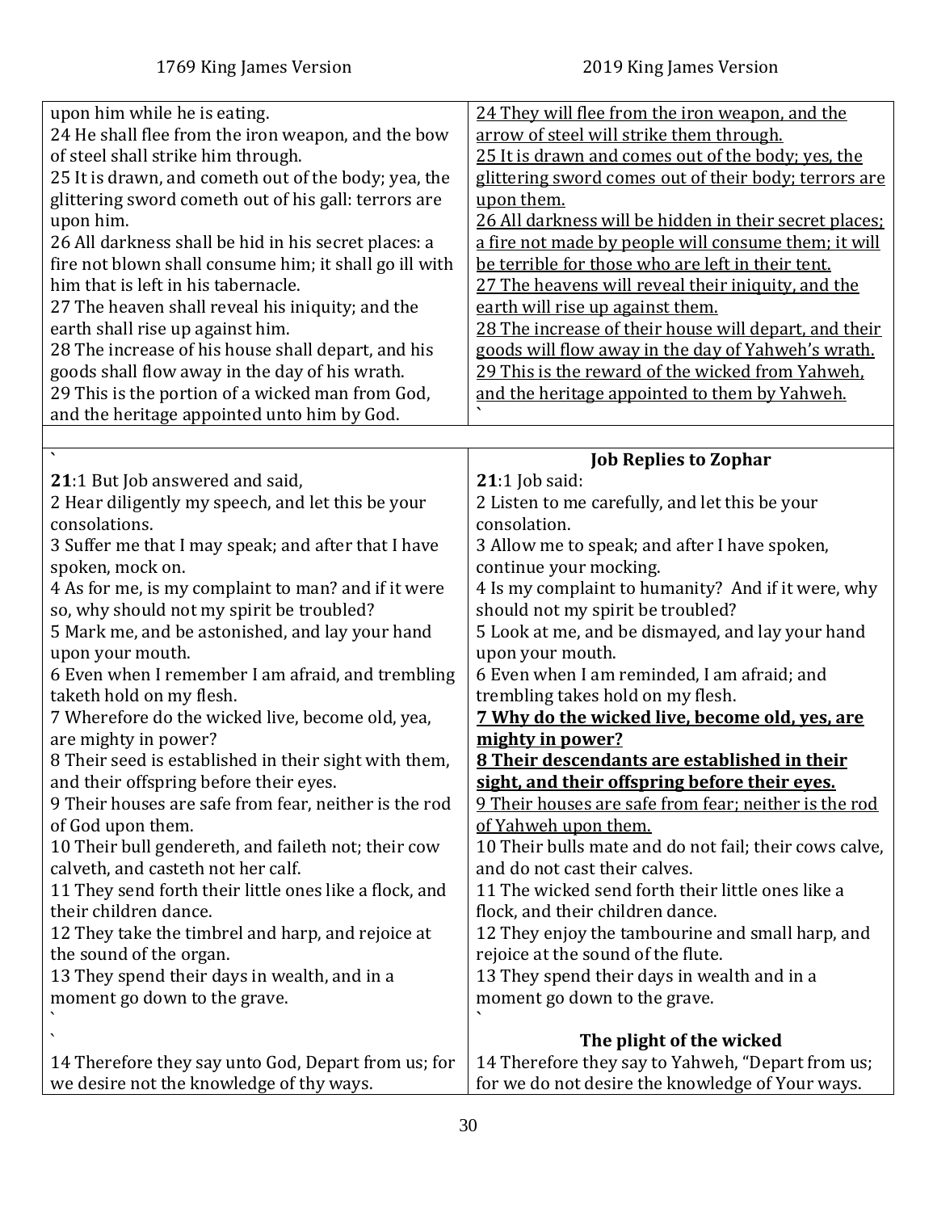| 1769 King James Version | 2019 King James Version |
|---|---|
| upon him while he is eating.<br>24 He shall flee from the iron weapon, and the bow of steel shall strike him through.<br>25 It is drawn, and cometh out of the body; yea, the glittering sword cometh out of his gall: terrors are upon him.<br>26 All darkness shall be hid in his secret places: a fire not blown shall consume him; it shall go ill with him that is left in his tabernacle.<br>27 The heaven shall reveal his iniquity; and the earth shall rise up against him.<br>28 The increase of his house shall depart, and his goods shall flow away in the day of his wrath.<br>29 This is the portion of a wicked man from God, and the heritage appointed unto him by God. | <u>24 They will flee from the iron weapon, and the arrow of steel will strike them through.</u><br><u>25 It is drawn and comes out of the body; yes, the glittering sword comes out of their body; terrors are upon them.</u><br><u>26 All darkness will be hidden in their secret places; a fire not made by people will consume them; it will be terrible for those who are left in their tent.</u><br><u>27 The heavens will reveal their iniquity, and the earth will rise up against them.</u><br><u>28 The increase of their house will depart, and their goods will flow away in the day of Yahweh's wrath.</u><br><u>29 This is the reward of the wicked from Yahweh, and the heritage appointed to them by Yahweh.</u><br>` |
| | |
| `<br>**21**:1 But Job answered and said,<br>2 Hear diligently my speech, and let this be your consolations.<br>3 Suffer me that I may speak; and after that I have spoken, mock on.<br>4 As for me, is my complaint to man? and if it were so, why should not my spirit be troubled?<br>5 Mark me, and be astonished, and lay your hand upon your mouth.<br>6 Even when I remember I am afraid, and trembling taketh hold on my flesh.<br>7 Wherefore do the wicked live, become old, yea, are mighty in power?<br>8 Their seed is established in their sight with them, and their offspring before their eyes.<br>9 Their houses are safe from fear, neither is the rod of God upon them.<br>10 Their bull gendereth, and faileth not; their cow calveth, and casteth not her calf.<br>11 They send forth their little ones like a flock, and their children dance.<br>12 They take the timbrel and harp, and rejoice at the sound of the organ.<br>13 They spend their days in wealth, and in a moment go down to the grave.<br>`<br>`<br>14 Therefore they say unto God, Depart from us; for we desire not the knowledge of thy ways. | **Job Replies to Zophar**<br>**21**:1 Job said:<br>2 Listen to me carefully, and let this be your consolation.<br>3 Allow me to speak; and after I have spoken, continue your mocking.<br>4 Is my complaint to humanity? And if it were, why should not my spirit be troubled?<br>5 Look at me, and be dismayed, and lay your hand upon your mouth.<br>6 Even when I am reminded, I am afraid; and trembling takes hold on my flesh.<br>**<u>7 Why do the wicked live, become old, yes, are mighty in power?</u>**<br>**<u>8 Their descendants are established in their sight, and their offspring before their eyes.</u>**<br><u>9 Their houses are safe from fear; neither is the rod of Yahweh upon them.</u><br>10 Their bulls mate and do not fail; their cows calve, and do not cast their calves.<br>11 The wicked send forth their little ones like a flock, and their children dance.<br>12 They enjoy the tambourine and small harp, and rejoice at the sound of the flute.<br>13 They spend their days in wealth and in a moment go down to the grave.<br>`<br>**The plight of the wicked**<br>14 Therefore they say to Yahweh, "Depart from us; for we do not desire the knowledge of Your ways. |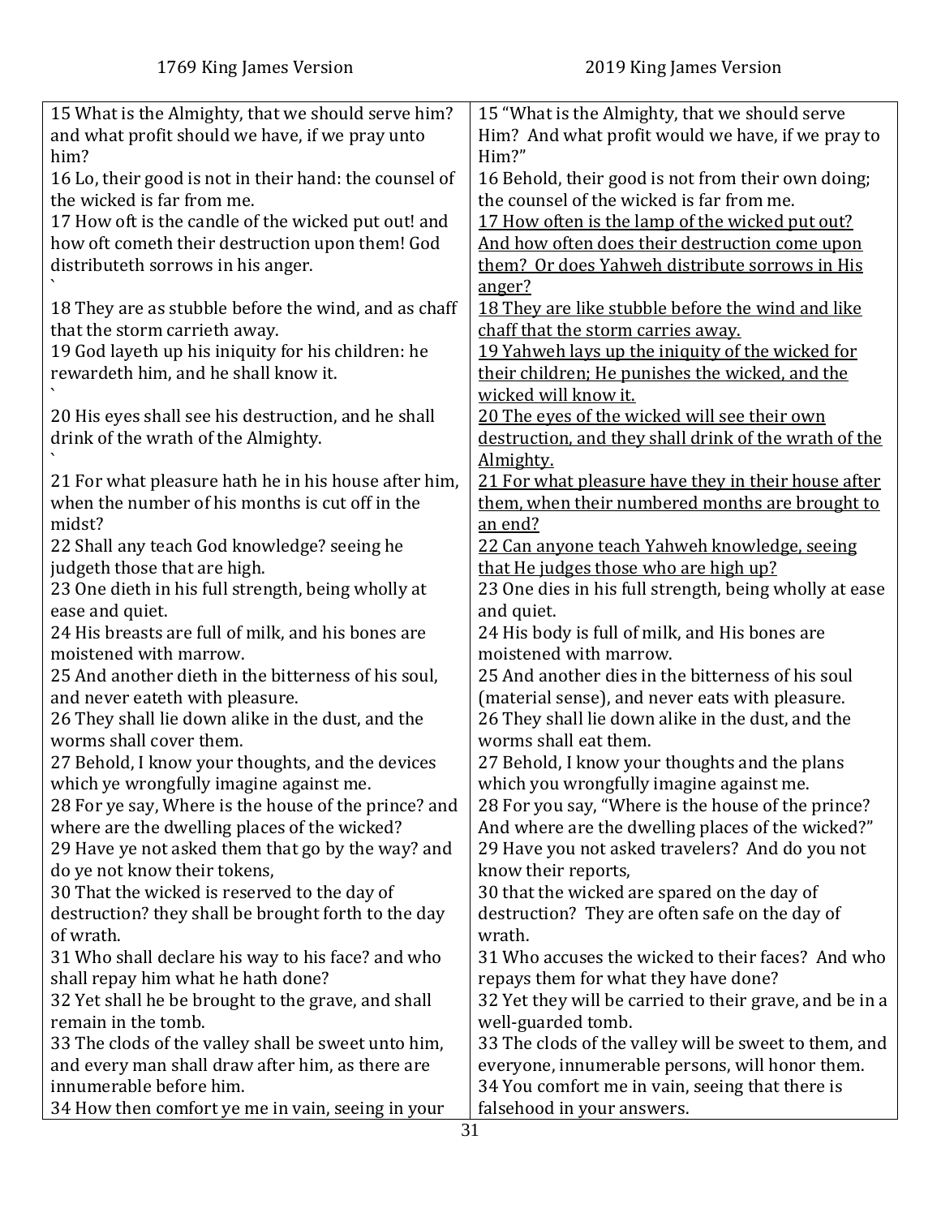| 1769 King James Version | 2019 King James Version |
|---|---|
| 15 What is the Almighty, that we should serve him? and what profit should we have, if we pray unto him? | 15 "What is the Almighty, that we should serve Him? And what profit would we have, if we pray to Him?" |
| 16 Lo, their good is not in their hand: the counsel of the wicked is far from me. | 16 Behold, their good is not from their own doing; the counsel of the wicked is far from me. |
| 17 How oft is the candle of the wicked put out! and how oft cometh their destruction upon them! God distributeth sorrows in his anger. | <u>17 How often is the lamp of the wicked put out? And how often does their destruction come upon them? Or does Yahweh distribute sorrows in His anger?</u> |
| 18 They are as stubble before the wind, and as chaff that the storm carrieth away. | <u>18 They are like stubble before the wind and like chaff that the storm carries away.</u> |
| 19 God layeth up his iniquity for his children: he rewardeth him, and he shall know it. | <u>19 Yahweh lays up the iniquity of the wicked for their children; He punishes the wicked, and the wicked will know it.</u> |
| 20 His eyes shall see his destruction, and he shall drink of the wrath of the Almighty. | <u>20 The eyes of the wicked will see their own destruction, and they shall drink of the wrath of the Almighty.</u> |
| 21 For what pleasure hath he in his house after him, when the number of his months is cut off in the midst? | <u>21 For what pleasure have they in their house after them, when their numbered months are brought to an end?</u> |
| 22 Shall any teach God knowledge? seeing he judgeth those that are high. | <u>22 Can anyone teach Yahweh knowledge, seeing that He judges those who are high up?</u> |
| 23 One dieth in his full strength, being wholly at ease and quiet. | 23 One dies in his full strength, being wholly at ease and quiet. |
| 24 His breasts are full of milk, and his bones are moistened with marrow. | 24 His body is full of milk, and His bones are moistened with marrow. |
| 25 And another dieth in the bitterness of his soul, and never eateth with pleasure. | 25 And another dies in the bitterness of his soul (material sense), and never eats with pleasure. |
| 26 They shall lie down alike in the dust, and the worms shall cover them. | 26 They shall lie down alike in the dust, and the worms shall eat them. |
| 27 Behold, I know your thoughts, and the devices which ye wrongfully imagine against me. | 27 Behold, I know your thoughts and the plans which you wrongfully imagine against me. |
| 28 For ye say, Where is the house of the prince? and where are the dwelling places of the wicked? | 28 For you say, "Where is the house of the prince? And where are the dwelling places of the wicked?" |
| 29 Have ye not asked them that go by the way? and do ye not know their tokens, | 29 Have you not asked travelers? And do you not know their reports, |
| 30 That the wicked is reserved to the day of destruction? they shall be brought forth to the day of wrath. | 30 that the wicked are spared on the day of destruction? They are often safe on the day of wrath. |
| 31 Who shall declare his way to his face? and who shall repay him what he hath done? | 31 Who accuses the wicked to their faces? And who repays them for what they have done? |
| 32 Yet shall he be brought to the grave, and shall remain in the tomb. | 32 Yet they will be carried to their grave, and be in a well-guarded tomb. |
| 33 The clods of the valley shall be sweet unto him, and every man shall draw after him, as there are innumerable before him. | 33 The clods of the valley will be sweet to them, and everyone, innumerable persons, will honor them. |
| 34 How then comfort ye me in vain, seeing in your | 34 You comfort me in vain, seeing that there is falsehood in your answers. |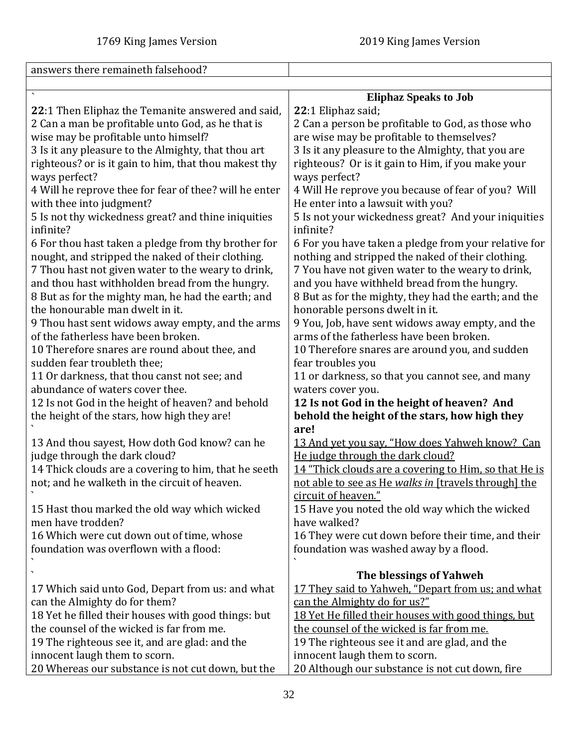| 1769 King James Version | 2019 King James Version |
|---|---|
| answers there remaineth falsehood? | |
| | |
| ` | **Eliphaz Speaks to Job** |
| **22**:1 Then Eliphaz the Temanite answered and said, | **22**:1 Eliphaz said; |
| 2 Can a man be profitable unto God, as he that is wise may be profitable unto himself? | 2 Can a person be profitable to God, as those who are wise may be profitable to themselves? |
| 3 Is it any pleasure to the Almighty, that thou art righteous? or is it gain to him, that thou makest thy ways perfect? | 3 Is it any pleasure to the Almighty, that you are righteous? Or is it gain to Him, if you make your ways perfect? |
| 4 Will he reprove thee for fear of thee? will he enter with thee into judgment? | 4 Will He reprove you because of fear of you? Will He enter into a lawsuit with you? |
| 5 Is not thy wickedness great? and thine iniquities infinite? | 5 Is not your wickedness great? And your iniquities infinite? |
| 6 For thou hast taken a pledge from thy brother for nought, and stripped the naked of their clothing. | 6 For you have taken a pledge from your relative for nothing and stripped the naked of their clothing. |
| 7 Thou hast not given water to the weary to drink, and thou hast withholden bread from the hungry. | 7 You have not given water to the weary to drink, and you have withheld bread from the hungry. |
| 8 But as for the mighty man, he had the earth; and the honourable man dwelt in it. | 8 But as for the mighty, they had the earth; and the honorable persons dwelt in it. |
| 9 Thou hast sent widows away empty, and the arms of the fatherless have been broken. | 9 You, Job, have sent widows away empty, and the arms of the fatherless have been broken. |
| 10 Therefore snares are round about thee, and sudden fear troubleth thee; | 10 Therefore snares are around you, and sudden fear troubles you |
| 11 Or darkness, that thou canst not see; and abundance of waters cover thee. | 11 or darkness, so that you cannot see, and many waters cover you. |
| 12 Is not God in the height of heaven? and behold the height of the stars, how high they are! ` | **12 Is not God in the height of heaven? And behold the height of the stars, how high they are!** |
| 13 And thou sayest, How doth God know? can he judge through the dark cloud? | <u>13 And yet you say, "How does Yahweh know? Can He judge through the dark cloud?</u> |
| 14 Thick clouds are a covering to him, that he seeth not; and he walketh in the circuit of heaven. ` | <u>14 "Thick clouds are a covering to Him, so that He is not able to see as He *walks in* [travels through] the circuit of heaven."</u> |
| 15 Hast thou marked the old way which wicked men have trodden? | 15 Have you noted the old way which the wicked have walked? |
| 16 Which were cut down out of time, whose foundation was overflown with a flood: ` | 16 They were cut down before their time, and their foundation was washed away by a flood. ` |
| ` | **The blessings of Yahweh** |
| 17 Which said unto God, Depart from us: and what can the Almighty do for them? | <u>17 They said to Yahweh, "Depart from us; and what can the Almighty do for us?"</u> |
| 18 Yet he filled their houses with good things: but the counsel of the wicked is far from me. | <u>18 Yet He filled their houses with good things, but the counsel of the wicked is far from me.</u> |
| 19 The righteous see it, and are glad: and the innocent laugh them to scorn. | 19 The righteous see it and are glad, and the innocent laugh them to scorn. |
| 20 Whereas our substance is not cut down, but the | 20 Although our substance is not cut down, fire |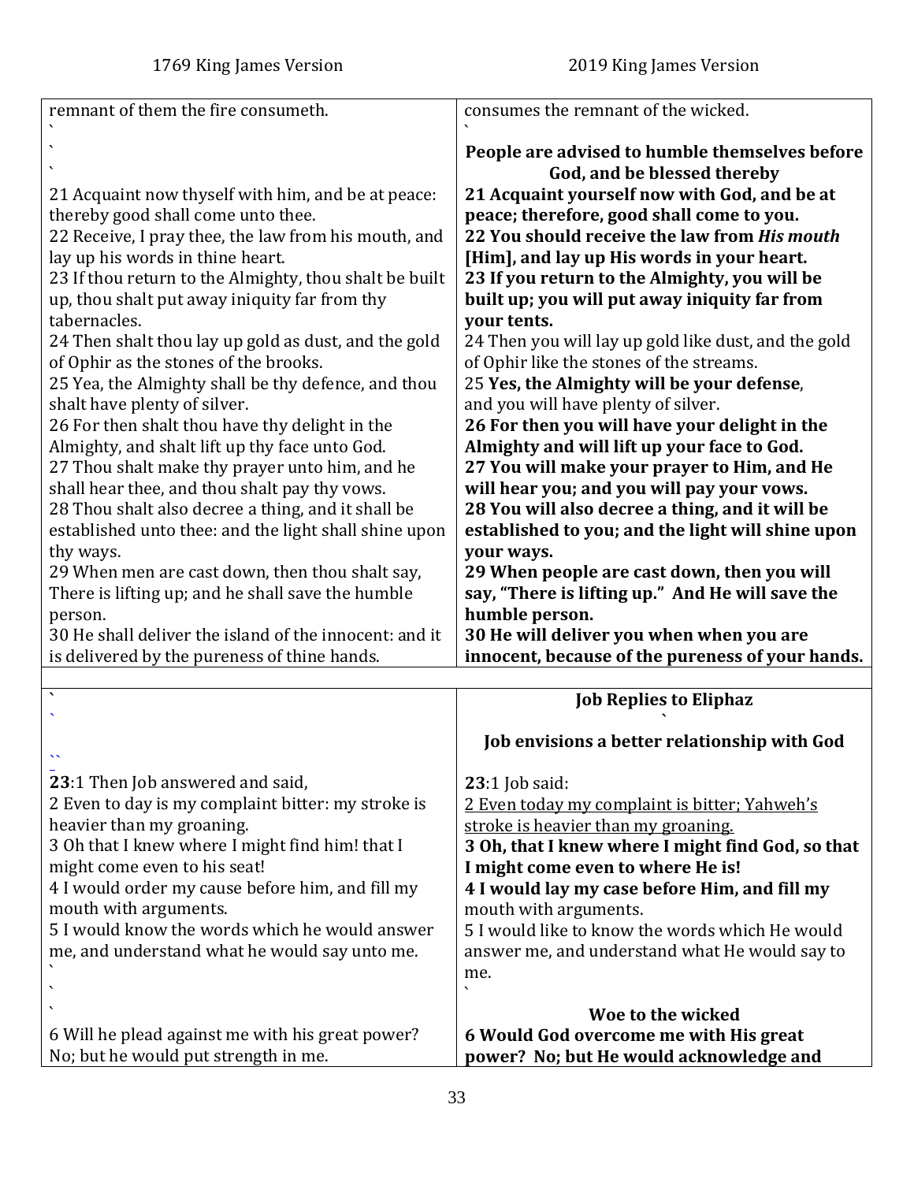| 1769 King James Version | 2019 King James Version |
|---|---|
| remnant of them the fire consumeth. | consumes the remnant of the wicked. |
| | **People are advised to humble themselves before God, and be blessed thereby** |
| 21 Acquaint now thyself with him, and be at peace: thereby good shall come unto thee. | **21 Acquaint yourself now with God, and be at peace; therefore, good shall come to you.** |
| 22 Receive, I pray thee, the law from his mouth, and lay up his words in thine heart. | **22 You should receive the law from *His mouth* [Him], and lay up His words in your heart.** |
| 23 If thou return to the Almighty, thou shalt be built up, thou shalt put away iniquity far from thy tabernacles. | **23 If you return to the Almighty, you will be built up; you will put away iniquity far from your tents.** |
| 24 Then shalt thou lay up gold as dust, and the gold of Ophir as the stones of the brooks. | 24 Then you will lay up gold like dust, and the gold of Ophir like the stones of the streams. |
| 25 Yea, the Almighty shall be thy defence, and thou shalt have plenty of silver. | 25 **Yes, the Almighty will be your defense**, and you will have plenty of silver. |
| 26 For then shalt thou have thy delight in the Almighty, and shalt lift up thy face unto God. | **26 For then you will have your delight in the Almighty and will lift up your face to God.** |
| 27 Thou shalt make thy prayer unto him, and he shall hear thee, and thou shalt pay thy vows. | **27 You will make your prayer to Him, and He will hear you; and you will pay your vows.** |
| 28 Thou shalt also decree a thing, and it shall be established unto thee: and the light shall shine upon thy ways. | **28 You will also decree a thing, and it will be established to you; and the light will shine upon your ways.** |
| 29 When men are cast down, then thou shalt say, There is lifting up; and he shall save the humble person. | **29 When people are cast down, then you will say, "There is lifting up." And He will save the humble person.** |
| 30 He shall deliver the island of the innocent: and it is delivered by the pureness of thine hands. | **30 He will deliver you when when you are innocent, because of the pureness of your hands.** |

| 1769 King James Version | 2019 King James Version |
|---|---|
| | **Job Replies to Eliphaz** |
| | **Job envisions a better relationship with God** |
| **23**:1 Then Job answered and said, | **23**:1 Job said: |
| 2 Even to day is my complaint bitter: my stroke is heavier than my groaning. | <u>2 Even today my complaint is bitter; Yahweh's stroke is heavier than my groaning.</u> |
| 3 Oh that I knew where I might find him! that I might come even to his seat! | **3 Oh, that I knew where I might find God, so that I might come even to where He is!** |
| 4 I would order my cause before him, and fill my mouth with arguments. | **4 I would lay my case before Him, and fill my** mouth with arguments. |
| 5 I would know the words which he would answer me, and understand what he would say unto me. | 5 I would like to know the words which He would answer me, and understand what He would say to me. |
| | **Woe to the wicked** |
| 6 Will he plead against me with his great power? No; but he would put strength in me. | **6 Would God overcome me with His great power? No; but He would acknowledge and** |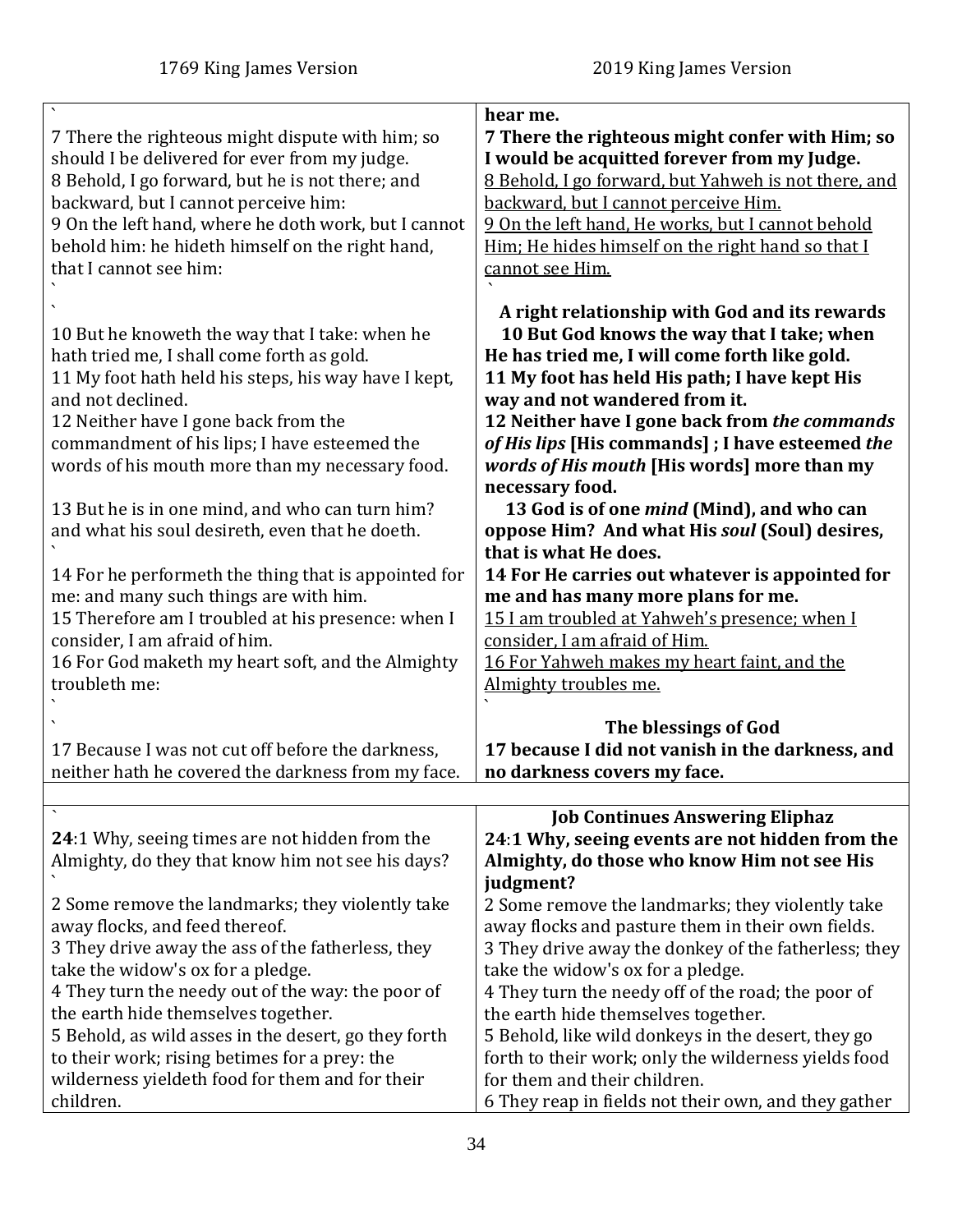| 1769 King James Version | 2019 King James Version |
|---|---|
| ` | **hear me.** |
| 7 There the righteous might dispute with him; so should I be delivered for ever from my judge. | **7 There the righteous might confer with Him; so I would be acquitted forever from my Judge.** |
| 8 Behold, I go forward, but he is not there; and backward, but I cannot perceive him: | <u>8 Behold, I go forward, but Yahweh is not there, and backward, but I cannot perceive Him.</u> |
| 9 On the left hand, where he doth work, but I cannot behold him: he hideth himself on the right hand, that I cannot see him: | <u>9 On the left hand, He works, but I cannot behold Him; He hides himself on the right hand so that I cannot see Him.</u> |
| ` | ` |
| ` | **A right relationship with God and its rewards** |
| 10 But he knoweth the way that I take: when he hath tried me, I shall come forth as gold. | **10 But God knows the way that I take; when He has tried me, I will come forth like gold.** |
| 11 My foot hath held his steps, his way have I kept, and not declined. | **11 My foot has held His path; I have kept His way and not wandered from it.** |
| 12 Neither have I gone back from the commandment of his lips; I have esteemed the words of his mouth more than my necessary food. | **12 Neither have I gone back from *the commands of His lips* [His commands] ; I have esteemed *the words of His mouth* [His words] more than my necessary food.** |
| 13 But he is in one mind, and who can turn him? and what his soul desireth, even that he doeth. | **13 God is of one *mind* (Mind), and who can oppose Him? And what His *soul* (Soul) desires, that is what He does.** |
| ` | |
| 14 For he performeth the thing that is appointed for me: and many such things are with him. | **14 For He carries out whatever is appointed for me and has many more plans for me.** |
| 15 Therefore am I troubled at his presence: when I consider, I am afraid of him. | <u>15 I am troubled at Yahweh's presence; when I consider, I am afraid of Him.</u> |
| 16 For God maketh my heart soft, and the Almighty troubleth me: | <u>16 For Yahweh makes my heart faint, and the Almighty troubles me.</u> |
| ` | ` |
| ` | **The blessings of God** |
| 17 Because I was not cut off before the darkness, neither hath he covered the darkness from my face. | **17 because I did not vanish in the darkness, and no darkness covers my face.** |
| | |
| ` | **Job Continues Answering Eliphaz** |
| **24**:1 Why, seeing times are not hidden from the Almighty, do they that know him not see his days? | **24**:**1 Why, seeing events are not hidden from the Almighty, do those who know Him not see His judgment?** |
| ` | |
| 2 Some remove the landmarks; they violently take away flocks, and feed thereof. | 2 Some remove the landmarks; they violently take away flocks and pasture them in their own fields. |
| 3 They drive away the ass of the fatherless, they take the widow's ox for a pledge. | 3 They drive away the donkey of the fatherless; they take the widow's ox for a pledge. |
| 4 They turn the needy out of the way: the poor of the earth hide themselves together. | 4 They turn the needy off of the road; the poor of the earth hide themselves together. |
| 5 Behold, as wild asses in the desert, go they forth to their work; rising betimes for a prey: the wilderness yieldeth food for them and for their children. | 5 Behold, like wild donkeys in the desert, they go forth to their work; only the wilderness yields food for them and their children. |
| | 6 They reap in fields not their own, and they gather |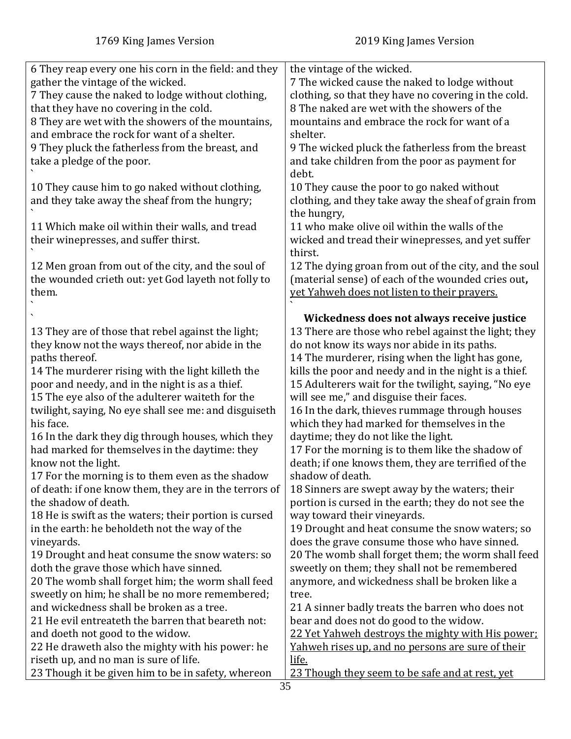| 1769 King James Version | 2019 King James Version |
|---|---|
| 6 They reap every one his corn in the field: and they gather the vintage of the wicked. | the vintage of the wicked. |
| 7 They cause the naked to lodge without clothing, that they have no covering in the cold. | 7 The wicked cause the naked to lodge without clothing, so that they have no covering in the cold. |
| 8 They are wet with the showers of the mountains, and embrace the rock for want of a shelter. | 8 The naked are wet with the showers of the mountains and embrace the rock for want of a shelter. |
| 9 They pluck the fatherless from the breast, and take a pledge of the poor. | 9 The wicked pluck the fatherless from the breast and take children from the poor as payment for debt. |
| 10 They cause him to go naked without clothing, and they take away the sheaf from the hungry; | 10 They cause the poor to go naked without clothing, and they take away the sheaf of grain from the hungry, |
| 11 Which make oil within their walls, and tread their winepresses, and suffer thirst. | 11 who make olive oil within the walls of the wicked and tread their winepresses, and yet suffer thirst. |
| 12 Men groan from out of the city, and the soul of the wounded crieth out: yet God layeth not folly to them. | 12 The dying groan from out of the city, and the soul (material sense) of each of the wounded cries out**,** <u>yet Yahweh does not listen to their prayers.</u> |
| | **Wickedness does not always receive justice** |
| 13 They are of those that rebel against the light; they know not the ways thereof, nor abide in the paths thereof. | 13 There are those who rebel against the light; they do not know its ways nor abide in its paths. |
| 14 The murderer rising with the light killeth the poor and needy, and in the night is as a thief. | 14 The murderer, rising when the light has gone, kills the poor and needy and in the night is a thief. |
| 15 The eye also of the adulterer waiteth for the twilight, saying, No eye shall see me: and disguiseth his face. | 15 Adulterers wait for the twilight, saying, "No eye will see me," and disguise their faces. |
| 16 In the dark they dig through houses, which they had marked for themselves in the daytime: they know not the light. | 16 In the dark, thieves rummage through houses which they had marked for themselves in the daytime; they do not like the light. |
| 17 For the morning is to them even as the shadow of death: if one know them, they are in the terrors of the shadow of death. | 17 For the morning is to them like the shadow of death; if one knows them, they are terrified of the shadow of death. |
| 18 He is swift as the waters; their portion is cursed in the earth: he beholdeth not the way of the vineyards. | 18 Sinners are swept away by the waters; their portion is cursed in the earth; they do not see the way toward their vineyards. |
| 19 Drought and heat consume the snow waters: so doth the grave those which have sinned. | 19 Drought and heat consume the snow waters; so does the grave consume those who have sinned. |
| 20 The womb shall forget him; the worm shall feed sweetly on him; he shall be no more remembered; and wickedness shall be broken as a tree. | 20 The womb shall forget them; the worm shall feed sweetly on them; they shall not be remembered anymore, and wickedness shall be broken like a tree. |
| 21 He evil entreateth the barren that beareth not: and doeth not good to the widow. | 21 A sinner badly treats the barren who does not bear and does not do good to the widow. |
| 22 He draweth also the mighty with his power: he riseth up, and no man is sure of life. | <u>22 Yet Yahweh destroys the mighty with His power; Yahweh rises up, and no persons are sure of their life.</u> |
| 23 Though it be given him to be in safety, whereon | <u>23 Though they seem to be safe and at rest, yet</u> |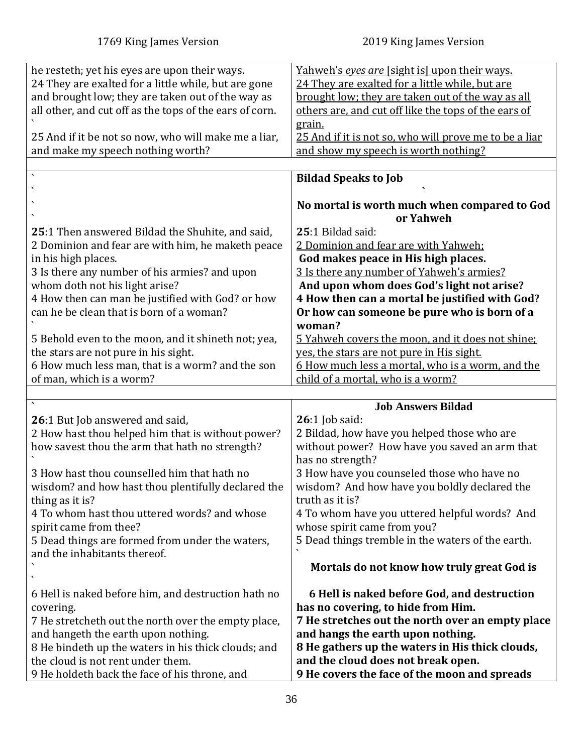| 1769 King James Version | 2019 King James Version |
|---|---|
| he resteth; yet his eyes are upon their ways.<br>24 They are exalted for a little while, but are gone and brought low; they are taken out of the way as all other, and cut off as the tops of the ears of corn.<br>\`<br>25 And if it be not so now, who will make me a liar, and make my speech nothing worth? | <u>Yahweh's *eyes are* [sight is] upon their ways.</u><br><u>24 They are exalted for a little while, but are brought low; they are taken out of the way as all others are, and cut off like the tops of the ears of grain.</u><br><u>25 And if it is not so, who will prove me to be a liar and show my speech is worth nothing?</u> |
| | |
| \`<br>\`<br>\`<br>\`<br>**25**:1 Then answered Bildad the Shuhite, and said,<br>2 Dominion and fear are with him, he maketh peace in his high places.<br>3 Is there any number of his armies? and upon whom doth not his light arise?<br>4 How then can man be justified with God? or how can he be clean that is born of a woman?<br>\`<br>5 Behold even to the moon, and it shineth not; yea, the stars are not pure in his sight.<br>6 How much less man, that is a worm? and the son of man, which is a worm? | **Bildad Speaks to Job**<br>\`<br>**No mortal is worth much when compared to God or Yahweh**<br>**25**:1 Bildad said:<br><u>2 Dominion and fear are with Yahweh;</u><br>**God makes peace in His high places.**<br><u>3 Is there any number of Yahweh's armies?</u><br>**And upon whom does God's light not arise?**<br>**4 How then can a mortal be justified with God? Or how can someone be pure who is born of a woman?**<br><u>5 Yahweh covers the moon, and it does not shine; yes, the stars are not pure in His sight.</u><br><u>6 How much less a mortal, who is a worm, and the child of a mortal, who is a worm?</u> |
| | |
| \`<br>**26**:1 But Job answered and said,<br>2 How hast thou helped him that is without power? how savest thou the arm that hath no strength?<br>\`<br>3 How hast thou counselled him that hath no wisdom? and how hast thou plentifully declared the thing as it is?<br>4 To whom hast thou uttered words? and whose spirit came from thee?<br>5 Dead things are formed from under the waters, and the inhabitants thereof.<br>\`<br>\`<br>6 Hell is naked before him, and destruction hath no covering.<br>7 He stretcheth out the north over the empty place, and hangeth the earth upon nothing.<br>8 He bindeth up the waters in his thick clouds; and the cloud is not rent under them.<br>9 He holdeth back the face of his throne, and | **Job Answers Bildad**<br>**26**:1 Job said:<br>2 Bildad, how have you helped those who are without power? How have you saved an arm that has no strength?<br>3 How have you counseled those who have no wisdom? And how have you boldly declared the truth as it is?<br>4 To whom have you uttered helpful words? And whose spirit came from you?<br>5 Dead things tremble in the waters of the earth.<br>\`<br>**Mortals do not know how truly great God is**<br>**6 Hell is naked before God, and destruction has no covering, to hide from Him.**<br>**7 He stretches out the north over an empty place and hangs the earth upon nothing.**<br>**8 He gathers up the waters in His thick clouds, and the cloud does not break open.**<br>**9 He covers the face of the moon and spreads** |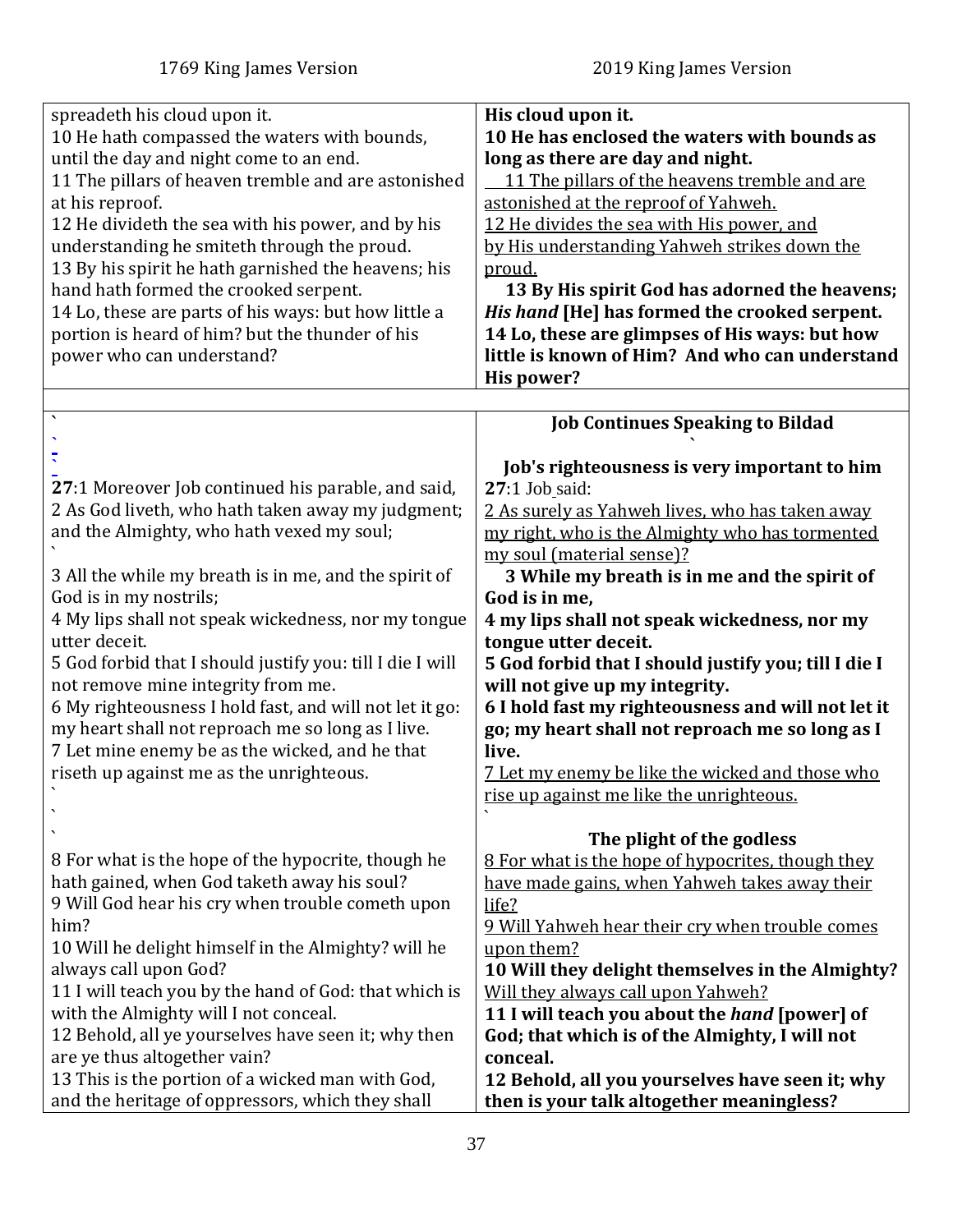| 1769 King James Version | 2019 King James Version |
|---|---|
| spreadeth his cloud upon it.<br>10 He hath compassed the waters with bounds, until the day and night come to an end.<br>11 The pillars of heaven tremble and are astonished at his reproof.<br>12 He divideth the sea with his power, and by his understanding he smiteth through the proud.<br>13 By his spirit he hath garnished the heavens; his hand hath formed the crooked serpent.<br>14 Lo, these are parts of his ways: but how little a portion is heard of him? but the thunder of his power who can understand? | **His cloud upon it.**<br>**10 He has enclosed the waters with bounds as long as there are day and night.**<br><u>11 The pillars of the heavens tremble and are astonished at the reproof of Yahweh.</u><br><u>12 He divides the sea with His power, and by His understanding Yahweh strikes down the proud.</u><br>**13 By His spirit God has adorned the heavens; *His hand* [He] has formed the crooked serpent.**<br>**14 Lo, these are glimpses of His ways: but how little is known of Him? And who can understand His power?** |
| | |
| **27**:1 Moreover Job continued his parable, and said,<br>2 As God liveth, who hath taken away my judgment; and the Almighty, who hath vexed my soul;<br>3 All the while my breath is in me, and the spirit of God is in my nostrils;<br>4 My lips shall not speak wickedness, nor my tongue utter deceit.<br>5 God forbid that I should justify you: till I die I will not remove mine integrity from me.<br>6 My righteousness I hold fast, and will not let it go: my heart shall not reproach me so long as I live.<br>7 Let mine enemy be as the wicked, and he that riseth up against me as the unrighteous. | **Job Continues Speaking to Bildad**<br>**Job's righteousness is very important to him**<br>**27**:1 Job said:<br><u>2 As surely as Yahweh lives, who has taken away my right, who is the Almighty who has tormented my soul (material sense)?</u><br>**3 While my breath is in me and the spirit of God is in me,**<br>**4 my lips shall not speak wickedness, nor my tongue utter deceit.**<br>**5 God forbid that I should justify you; till I die I will not give up my integrity.**<br>**6 I hold fast my righteousness and will not let it go; my heart shall not reproach me so long as I live.**<br><u>7 Let my enemy be like the wicked and those who rise up against me like the unrighteous.</u> |
| 8 For what is the hope of the hypocrite, though he hath gained, when God taketh away his soul?<br>9 Will God hear his cry when trouble cometh upon him?<br>10 Will he delight himself in the Almighty? will he always call upon God?<br>11 I will teach you by the hand of God: that which is with the Almighty will I not conceal.<br>12 Behold, all ye yourselves have seen it; why then are ye thus altogether vain?<br>13 This is the portion of a wicked man with God, and the heritage of oppressors, which they shall | **The plight of the godless**<br><u>8 For what is the hope of hypocrites, though they have made gains, when Yahweh takes away their life?</u><br><u>9 Will Yahweh hear their cry when trouble comes upon them?</u><br>**10 Will they delight themselves in the Almighty?** <u>Will they always call upon Yahweh?</u><br>**11 I will teach you about the *hand* [power] of God; that which is of the Almighty, I will not conceal.**<br>**12 Behold, all you yourselves have seen it; why then is your talk altogether meaningless?** |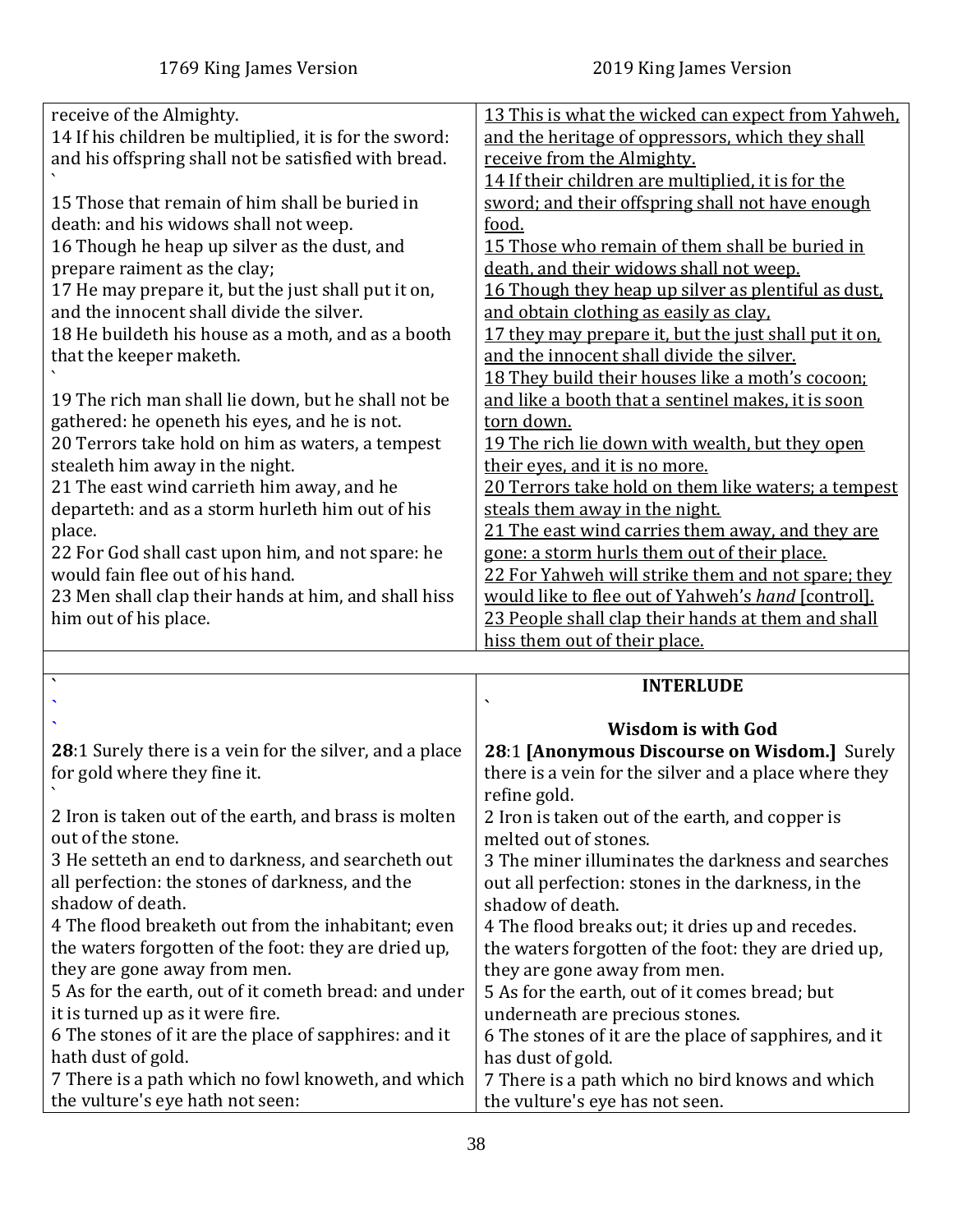| 1769 King James Version | 2019 King James Version |
|---|---|
| receive of the Almighty.<br>14 If his children be multiplied, it is for the sword: and his offspring shall not be satisfied with bread.<br>`<br>15 Those that remain of him shall be buried in death: and his widows shall not weep.<br>16 Though he heap up silver as the dust, and prepare raiment as the clay;<br>17 He may prepare it, but the just shall put it on, and the innocent shall divide the silver.<br>18 He buildeth his house as a moth, and as a booth that the keeper maketh.<br>`<br>19 The rich man shall lie down, but he shall not be gathered: he openeth his eyes, and he is not.<br>20 Terrors take hold on him as waters, a tempest stealeth him away in the night.<br>21 The east wind carrieth him away, and he departeth: and as a storm hurleth him out of his place.<br>22 For God shall cast upon him, and not spare: he would fain flee out of his hand.<br>23 Men shall clap their hands at him, and shall hiss him out of his place. | <u>13 This is what the wicked can expect from Yahweh, and the heritage of oppressors, which they shall receive from the Almighty.</u><br><u>14 If their children are multiplied, it is for the sword; and their offspring shall not have enough food.</u><br><u>15 Those who remain of them shall be buried in death, and their widows shall not weep.</u><br><u>16 Though they heap up silver as plentiful as dust, and obtain clothing as easily as clay,</u><br><u>17 they may prepare it, but the just shall put it on, and the innocent shall divide the silver.</u><br><u>18 They build their houses like a moth's cocoon; and like a booth that a sentinel makes, it is soon torn down.</u><br><u>19 The rich lie down with wealth, but they open their eyes, and it is no more.</u><br><u>20 Terrors take hold on them like waters; a tempest steals them away in the night.</u><br><u>21 The east wind carries them away, and they are gone: a storm hurls them out of their place.</u><br><u>22 For Yahweh will strike them and not spare; they would like to flee out of Yahweh's *hand* [control].</u><br><u>23 People shall clap their hands at them and shall hiss them out of their place.</u> |
| | |
| `<br>`<br>`<br>**28**:1 Surely there is a vein for the silver, and a place for gold where they fine it.<br>`<br>2 Iron is taken out of the earth, and brass is molten out of the stone.<br>3 He setteth an end to darkness, and searcheth out all perfection: the stones of darkness, and the shadow of death.<br>4 The flood breaketh out from the inhabitant; even the waters forgotten of the foot: they are dried up, they are gone away from men.<br>5 As for the earth, out of it cometh bread: and under it is turned up as it were fire.<br>6 The stones of it are the place of sapphires: and it hath dust of gold.<br>7 There is a path which no fowl knoweth, and which the vulture's eye hath not seen: | **INTERLUDE**<br>`<br>**Wisdom is with God**<br>**28**:1 **[Anonymous Discourse on Wisdom.]** Surely there is a vein for the silver and a place where they refine gold.<br>2 Iron is taken out of the earth, and copper is melted out of stones.<br>3 The miner illuminates the darkness and searches out all perfection: stones in the darkness, in the shadow of death.<br>4 The flood breaks out; it dries up and recedes. the waters forgotten of the foot: they are dried up, they are gone away from men.<br>5 As for the earth, out of it comes bread; but underneath are precious stones.<br>6 The stones of it are the place of sapphires, and it has dust of gold.<br>7 There is a path which no bird knows and which the vulture's eye has not seen. |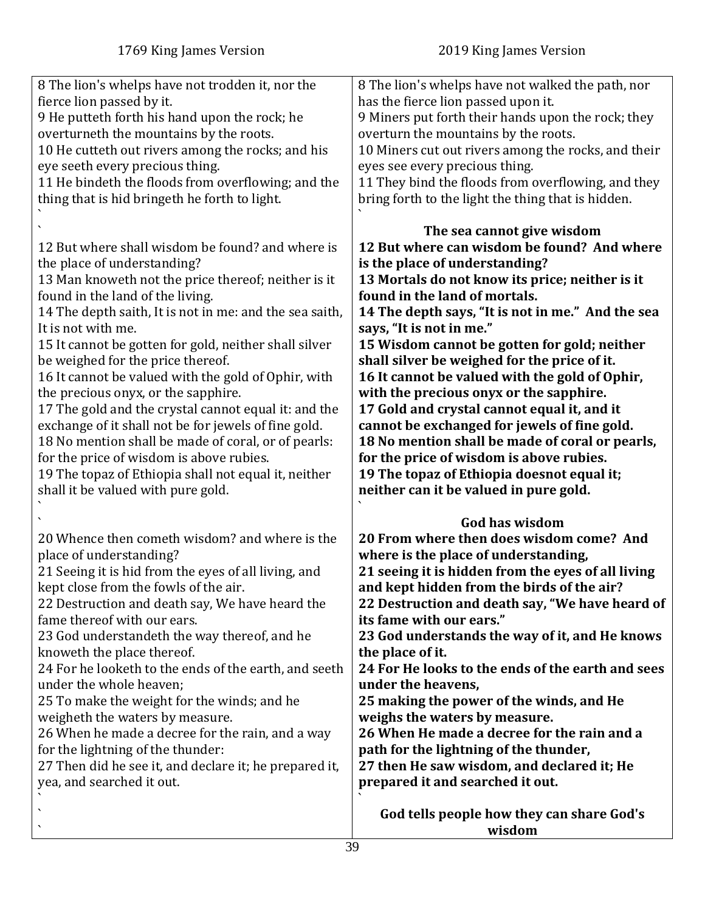| 1769 King James Version | 2019 King James Version |
|---|---|
| 8 The lion's whelps have not trodden it, nor the fierce lion passed by it.<br>9 He putteth forth his hand upon the rock; he overturneth the mountains by the roots.<br>10 He cutteth out rivers among the rocks; and his eye seeth every precious thing.<br>11 He bindeth the floods from overflowing; and the thing that is hid bringeth he forth to light.<br>`<br>` | 8 The lion's whelps have not walked the path, nor has the fierce lion passed upon it.<br>9 Miners put forth their hands upon the rock; they overturn the mountains by the roots.<br>10 Miners cut out rivers among the rocks, and their eyes see every precious thing.<br>11 They bind the floods from overflowing, and they bring forth to the light the thing that is hidden.<br>`<br>**The sea cannot give wisdom** |
| 12 But where shall wisdom be found? and where is the place of understanding?<br>13 Man knoweth not the price thereof; neither is it found in the land of the living.<br>14 The depth saith, It is not in me: and the sea saith, It is not with me.<br>15 It cannot be gotten for gold, neither shall silver be weighed for the price thereof.<br>16 It cannot be valued with the gold of Ophir, with the precious onyx, or the sapphire.<br>17 The gold and the crystal cannot equal it: and the exchange of it shall not be for jewels of fine gold.<br>18 No mention shall be made of coral, or of pearls: for the price of wisdom is above rubies.<br>19 The topaz of Ethiopia shall not equal it, neither shall it be valued with pure gold.<br>`<br>` | **12 But where can wisdom be found? And where is the place of understanding?**<br>**13 Mortals do not know its price; neither is it found in the land of mortals.**<br>**14 The depth says, "It is not in me." And the sea says, "It is not in me."**<br>**15 Wisdom cannot be gotten for gold; neither shall silver be weighed for the price of it.**<br>**16 It cannot be valued with the gold of Ophir, with the precious onyx or the sapphire.**<br>**17 Gold and crystal cannot equal it, and it cannot be exchanged for jewels of fine gold.**<br>**18 No mention shall be made of coral or pearls, for the price of wisdom is above rubies.**<br>**19 The topaz of Ethiopia doesnot equal it; neither can it be valued in pure gold.**<br>`<br>**God has wisdom** |
| 20 Whence then cometh wisdom? and where is the place of understanding?<br>21 Seeing it is hid from the eyes of all living, and kept close from the fowls of the air.<br>22 Destruction and death say, We have heard the fame thereof with our ears.<br>23 God understandeth the way thereof, and he knoweth the place thereof.<br>24 For he looketh to the ends of the earth, and seeth under the whole heaven;<br>25 To make the weight for the winds; and he weigheth the waters by measure.<br>26 When he made a decree for the rain, and a way for the lightning of the thunder:<br>27 Then did he see it, and declare it; he prepared it, yea, and searched it out.<br>`<br>`<br>` | **20 From where then does wisdom come? And where is the place of understanding,**<br>**21 seeing it is hidden from the eyes of all living and kept hidden from the birds of the air?**<br>**22 Destruction and death say, "We have heard of its fame with our ears."**<br>**23 God understands the way of it, and He knows the place of it.**<br>**24 For He looks to the ends of the earth and sees under the heavens,**<br>**25 making the power of the winds, and He weighs the waters by measure.**<br>**26 When He made a decree for the rain and a path for the lightning of the thunder,**<br>**27 then He saw wisdom, and declared it; He prepared it and searched it out.**<br>`<br>**God tells people how they can share God's wisdom** |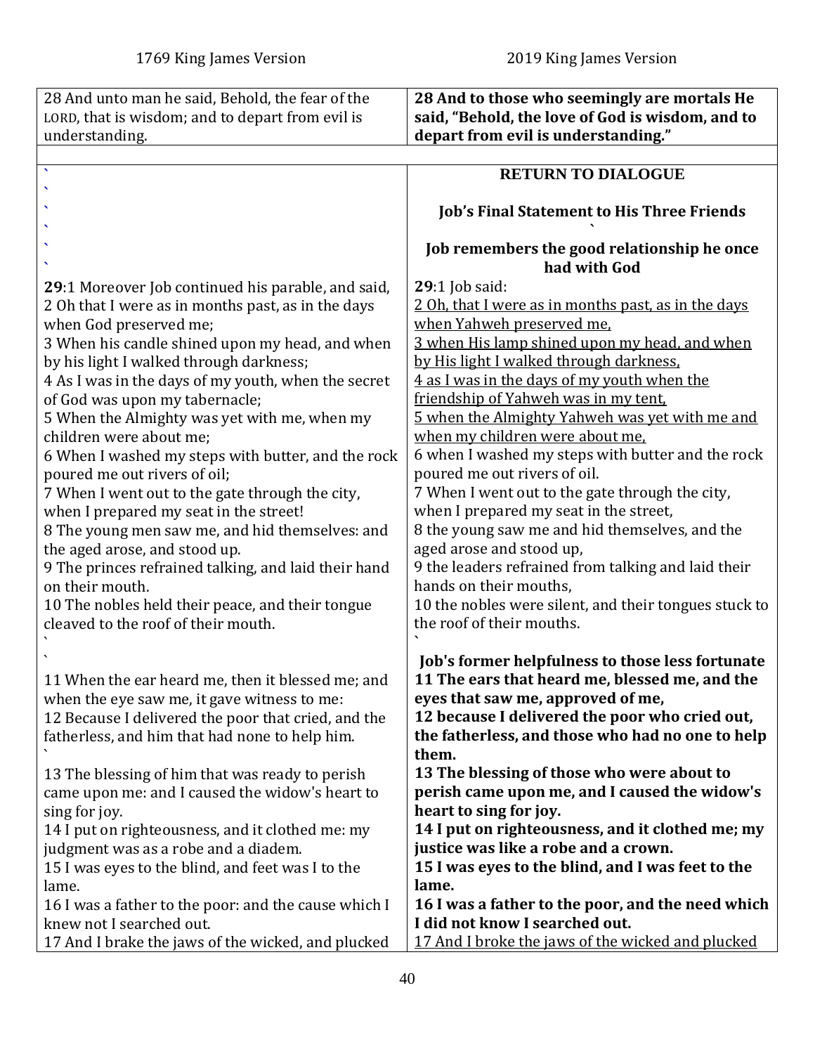| 1769 King James Version | 2019 King James Version |
|---|---|
| 28 And unto man he said, Behold, the fear of the LORD, that is wisdom; and to depart from evil is understanding. | **28 And to those who seemingly are mortals He said, "Behold, the love of God is wisdom, and to depart from evil is understanding."** |
| | |
| ` ` ` ` ` ` | **RETURN TO DIALOGUE**<br><br>**Job's Final Statement to His Three Friends**<br>`<br>**Job remembers the good relationship he once had with God** |
| **29**:1 Moreover Job continued his parable, and said,<br>2 Oh that I were as in months past, as in the days when God preserved me;<br>3 When his candle shined upon my head, and when by his light I walked through darkness;<br>4 As I was in the days of my youth, when the secret of God was upon my tabernacle;<br>5 When the Almighty was yet with me, when my children were about me;<br>6 When I washed my steps with butter, and the rock poured me out rivers of oil;<br>7 When I went out to the gate through the city, when I prepared my seat in the street!<br>8 The young men saw me, and hid themselves: and the aged arose, and stood up.<br>9 The princes refrained talking, and laid their hand on their mouth.<br>10 The nobles held their peace, and their tongue cleaved to the roof of their mouth.<br>` | **29**:1 Job said:<br><u>2 Oh, that I were as in months past, as in the days when Yahweh preserved me,</u><br><u>3 when His lamp shined upon my head, and when by His light I walked through darkness,</u><br><u>4 as I was in the days of my youth when the friendship of Yahweh was in my tent,</u><br><u>5 when the Almighty Yahweh was yet with me and when my children were about me,</u><br>6 when I washed my steps with butter and the rock poured me out rivers of oil.<br>7 When I went out to the gate through the city, when I prepared my seat in the street,<br>8 the young saw me and hid themselves, and the aged arose and stood up,<br>9 the leaders refrained from talking and laid their hands on their mouths,<br>10 the nobles were silent, and their tongues stuck to the roof of their mouths.<br>` |
| `<br>11 When the ear heard me, then it blessed me; and when the eye saw me, it gave witness to me:<br>12 Because I delivered the poor that cried, and the fatherless, and him that had none to help him.<br>`<br>13 The blessing of him that was ready to perish came upon me: and I caused the widow's heart to sing for joy.<br>14 I put on righteousness, and it clothed me: my judgment was as a robe and a diadem.<br>15 I was eyes to the blind, and feet was I to the lame.<br>16 I was a father to the poor: and the cause which I knew not I searched out.<br>17 And I brake the jaws of the wicked, and plucked | **Job's former helpfulness to those less fortunate**<br>**11 The ears that heard me, blessed me, and the eyes that saw me, approved of me,**<br>**12 because I delivered the poor who cried out, the fatherless, and those who had no one to help them.**<br>**13 The blessing of those who were about to perish came upon me, and I caused the widow's heart to sing for joy.**<br>**14 I put on righteousness, and it clothed me; my justice was like a robe and a crown.**<br>**15 I was eyes to the blind, and I was feet to the lame.**<br>**16 I was a father to the poor, and the need which I did not know I searched out.**<br><u>17 And I broke the jaws of the wicked and plucked</u> |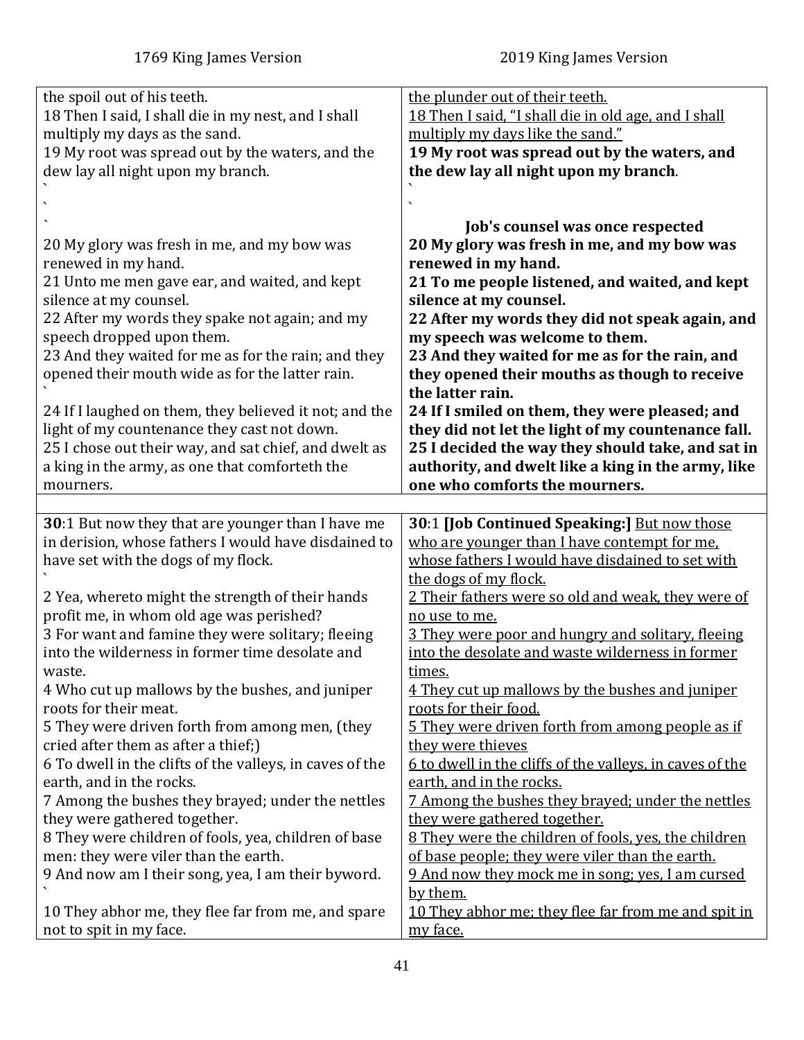| 1769 King James Version | 2019 King James Version |
|---|---|
| the spoil out of his teeth.<br>18 Then I said, I shall die in my nest, and I shall multiply my days as the sand.<br>19 My root was spread out by the waters, and the dew lay all night upon my branch.<br>`<br>`<br>`<br>20 My glory was fresh in me, and my bow was renewed in my hand.<br>21 Unto me men gave ear, and waited, and kept silence at my counsel.<br>22 After my words they spake not again; and my speech dropped upon them.<br>23 And they waited for me as for the rain; and they opened their mouth wide as for the latter rain.<br>`<br>24 If I laughed on them, they believed it not; and the light of my countenance they cast not down.<br>25 I chose out their way, and sat chief, and dwelt as a king in the army, as one that comforteth the mourners. | the plunder out of their teeth.<br>18 Then I said, "I shall die in old age, and I shall multiply my days like the sand."<br>**19 My root was spread out by the waters, and the dew lay all night upon my branch**.<br>`<br>`<br>**Job's counsel was once respected**<br>**20 My glory was fresh in me, and my bow was renewed in my hand.**<br>**21 To me people listened, and waited, and kept silence at my counsel.**<br>**22 After my words they did not speak again, and my speech was welcome to them.**<br>**23 And they waited for me as for the rain, and they opened their mouths as though to receive the latter rain.**<br>**24 If I smiled on them, they were pleased; and they did not let the light of my countenance fall.**<br>**25 I decided the way they should take, and sat in authority, and dwelt like a king in the army, like one who comforts the mourners.** |
| | |
| **30**:1 But now they that are younger than I have me in derision, whose fathers I would have disdained to have set with the dogs of my flock.<br>`<br>2 Yea, whereto might the strength of their hands profit me, in whom old age was perished?<br>3 For want and famine they were solitary; fleeing into the wilderness in former time desolate and waste.<br>4 Who cut up mallows by the bushes, and juniper roots for their meat.<br>5 They were driven forth from among men, (they cried after them as after a thief;)<br>6 To dwell in the clifts of the valleys, in caves of the earth, and in the rocks.<br>7 Among the bushes they brayed; under the nettles they were gathered together.<br>8 They were children of fools, yea, children of base men: they were viler than the earth.<br>9 And now am I their song, yea, I am their byword.<br>`<br>10 They abhor me, they flee far from me, and spare not to spit in my face. | **30**:1 **[Job Continued Speaking:]** But now those who are younger than I have contempt for me, whose fathers I would have disdained to set with the dogs of my flock.<br>2 Their fathers were so old and weak, they were of no use to me.<br>3 They were poor and hungry and solitary, fleeing into the desolate and waste wilderness in former times.<br>4 They cut up mallows by the bushes and juniper roots for their food.<br>5 They were driven forth from among people as if they were thieves<br>6 to dwell in the cliffs of the valleys, in caves of the earth, and in the rocks.<br>7 Among the bushes they brayed; under the nettles they were gathered together.<br>8 They were the children of fools, yes, the children of base people; they were viler than the earth.<br>9 And now they mock me in song; yes, I am cursed by them.<br>10 They abhor me; they flee far from me and spit in my face. |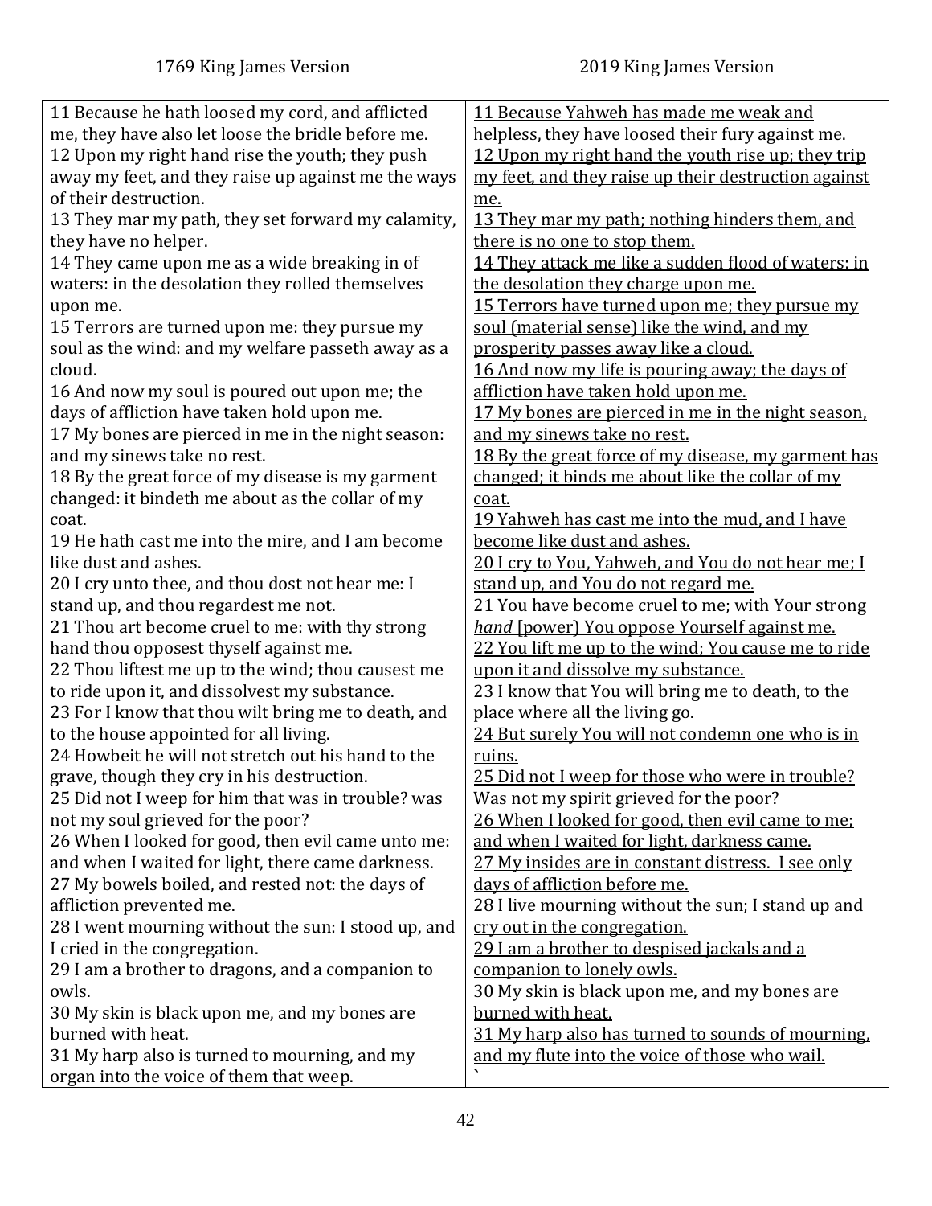| 1769 King James Version | 2019 King James Version |
| --- | --- |
| 11 Because he hath loosed my cord, and afflicted me, they have also let loose the bridle before me. | 11 Because Yahweh has made me weak and helpless, they have loosed their fury against me. |
| 12 Upon my right hand rise the youth; they push away my feet, and they raise up against me the ways of their destruction. | 12 Upon my right hand the youth rise up; they trip my feet, and they raise up their destruction against me. |
| 13 They mar my path, they set forward my calamity, they have no helper. | 13 They mar my path; nothing hinders them, and there is no one to stop them. |
| 14 They came upon me as a wide breaking in of waters: in the desolation they rolled themselves upon me. | 14 They attack me like a sudden flood of waters; in the desolation they charge upon me. |
| 15 Terrors are turned upon me: they pursue my soul as the wind: and my welfare passeth away as a cloud. | 15 Terrors have turned upon me; they pursue my soul (material sense) like the wind, and my prosperity passes away like a cloud. |
| 16 And now my soul is poured out upon me; the days of affliction have taken hold upon me. | 16 And now my life is pouring away; the days of affliction have taken hold upon me. |
| 17 My bones are pierced in me in the night season: and my sinews take no rest. | 17 My bones are pierced in me in the night season, and my sinews take no rest. |
| 18 By the great force of my disease is my garment changed: it bindeth me about as the collar of my coat. | 18 By the great force of my disease, my garment has changed; it binds me about like the collar of my coat. |
| 19 He hath cast me into the mire, and I am become like dust and ashes. | 19 Yahweh has cast me into the mud, and I have become like dust and ashes. |
| 20 I cry unto thee, and thou dost not hear me: I stand up, and thou regardest me not. | 20 I cry to You, Yahweh, and You do not hear me; I stand up, and You do not regard me. |
| 21 Thou art become cruel to me: with thy strong hand thou opposest thyself against me. | 21 You have become cruel to me; with Your strong *hand* [power] You oppose Yourself against me. |
| 22 Thou liftest me up to the wind; thou causest me to ride upon it, and dissolvest my substance. | 22 You lift me up to the wind; You cause me to ride upon it and dissolve my substance. |
| 23 For I know that thou wilt bring me to death, and to the house appointed for all living. | 23 I know that You will bring me to death, to the place where all the living go. |
| 24 Howbeit he will not stretch out his hand to the grave, though they cry in his destruction. | 24 But surely You will not condemn one who is in ruins. |
| 25 Did not I weep for him that was in trouble? was not my soul grieved for the poor? | 25 Did not I weep for those who were in trouble? Was not my spirit grieved for the poor? |
| 26 When I looked for good, then evil came unto me: and when I waited for light, there came darkness. | 26 When I looked for good, then evil came to me; and when I waited for light, darkness came. |
| 27 My bowels boiled, and rested not: the days of affliction prevented me. | 27 My insides are in constant distress. I see only days of affliction before me. |
| 28 I went mourning without the sun: I stood up, and I cried in the congregation. | 28 I live mourning without the sun; I stand up and cry out in the congregation. |
| 29 I am a brother to dragons, and a companion to owls. | 29 I am a brother to despised jackals and a companion to lonely owls. |
| 30 My skin is black upon me, and my bones are burned with heat. | 30 My skin is black upon me, and my bones are burned with heat. |
| 31 My harp also is turned to mourning, and my organ into the voice of them that weep. | 31 My harp also has turned to sounds of mourning, and my flute into the voice of those who wail. ` |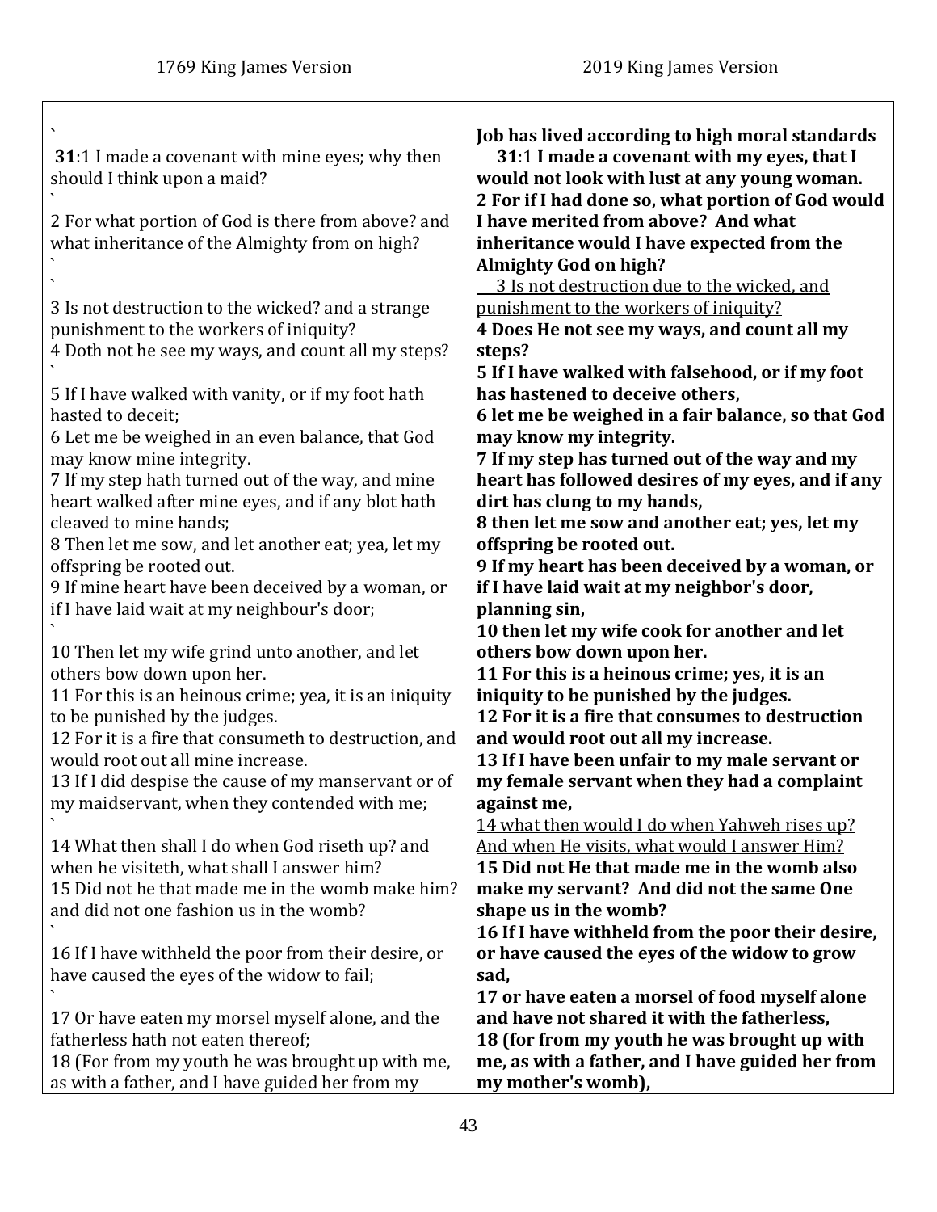| 1769 King James Version | 2019 King James Version |
|---|---|
| **31**:1 I made a covenant with mine eyes; why then should I think upon a maid? | **Job has lived according to high moral standards** **31**:1 **I made a covenant with my eyes, that I would not look with lust at any young woman.** |
| 2 For what portion of God is there from above? and what inheritance of the Almighty from on high? | **2 For if I had done so, what portion of God would I have merited from above? And what inheritance would I have expected from the Almighty God on high?** |
| 3 Is not destruction to the wicked? and a strange punishment to the workers of iniquity? | <u>3 Is not destruction due to the wicked, and punishment to the workers of iniquity?</u> |
| 4 Doth not he see my ways, and count all my steps? | **4 Does He not see my ways, and count all my steps?** |
| 5 If I have walked with vanity, or if my foot hath hasted to deceit; | **5 If I have walked with falsehood, or if my foot has hastened to deceive others,** |
| 6 Let me be weighed in an even balance, that God may know mine integrity. | **6 let me be weighed in a fair balance, so that God may know my integrity.** |
| 7 If my step hath turned out of the way, and mine heart walked after mine eyes, and if any blot hath cleaved to mine hands; | **7 If my step has turned out of the way and my heart has followed desires of my eyes, and if any dirt has clung to my hands,** |
| 8 Then let me sow, and let another eat; yea, let my offspring be rooted out. | **8 then let me sow and another eat; yes, let my offspring be rooted out.** |
| 9 If mine heart have been deceived by a woman, or if I have laid wait at my neighbour's door; | **9 If my heart has been deceived by a woman, or if I have laid wait at my neighbor's door, planning sin,** |
| 10 Then let my wife grind unto another, and let others bow down upon her. | **10 then let my wife cook for another and let others bow down upon her.** |
| 11 For this is an heinous crime; yea, it is an iniquity to be punished by the judges. | **11 For this is a heinous crime; yes, it is an iniquity to be punished by the judges.** |
| 12 For it is a fire that consumeth to destruction, and would root out all mine increase. | **12 For it is a fire that consumes to destruction and would root out all my increase.** |
| 13 If I did despise the cause of my manservant or of my maidservant, when they contended with me; | **13 If I have been unfair to my male servant or my female servant when they had a complaint against me,** |
| 14 What then shall I do when God riseth up? and when he visiteth, what shall I answer him? | <u>14 what then would I do when Yahweh rises up? And when He visits, what would I answer Him?</u> |
| 15 Did not he that made me in the womb make him? and did not one fashion us in the womb? | **15 Did not He that made me in the womb also make my servant? And did not the same One shape us in the womb?** |
| 16 If I have withheld the poor from their desire, or have caused the eyes of the widow to fail; | **16 If I have withheld from the poor their desire, or have caused the eyes of the widow to grow sad,** |
| 17 Or have eaten my morsel myself alone, and the fatherless hath not eaten thereof; | **17 or have eaten a morsel of food myself alone and have not shared it with the fatherless,** |
| 18 (For from my youth he was brought up with me, as with a father, and I have guided her from my | **18 (for from my youth he was brought up with me, as with a father, and I have guided her from my mother's womb),** |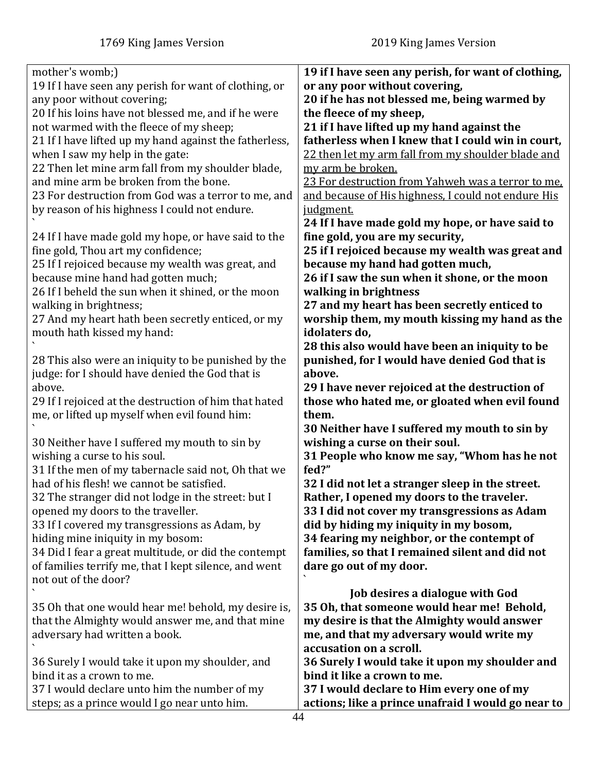| 1769 King James Version | 2019 King James Version |
|---|---|
| mother's womb;)<br>19 If I have seen any perish for want of clothing, or any poor without covering;<br>20 If his loins have not blessed me, and if he were not warmed with the fleece of my sheep;<br>21 If I have lifted up my hand against the fatherless, when I saw my help in the gate:<br>22 Then let mine arm fall from my shoulder blade, and mine arm be broken from the bone.<br>23 For destruction from God was a terror to me, and by reason of his highness I could not endure.<br>`<br>24 If I have made gold my hope, or have said to the fine gold, Thou art my confidence;<br>25 If I rejoiced because my wealth was great, and because mine hand had gotten much;<br>26 If I beheld the sun when it shined, or the moon walking in brightness;<br>27 And my heart hath been secretly enticed, or my mouth hath kissed my hand:<br>`<br>28 This also were an iniquity to be punished by the judge: for I should have denied the God that is above.<br>29 If I rejoiced at the destruction of him that hated me, or lifted up myself when evil found him:<br>`<br>30 Neither have I suffered my mouth to sin by wishing a curse to his soul.<br>31 If the men of my tabernacle said not, Oh that we had of his flesh! we cannot be satisfied.<br>32 The stranger did not lodge in the street: but I opened my doors to the traveller.<br>33 If I covered my transgressions as Adam, by hiding mine iniquity in my bosom:<br>34 Did I fear a great multitude, or did the contempt of families terrify me, that I kept silence, and went not out of the door?<br>`<br>35 Oh that one would hear me! behold, my desire is, that the Almighty would answer me, and that mine adversary had written a book.<br>`<br>36 Surely I would take it upon my shoulder, and bind it as a crown to me.<br>37 I would declare unto him the number of my steps; as a prince would I go near unto him. | **19 if I have seen any perish, for want of clothing, or any poor without covering,**<br>**20 if he has not blessed me, being warmed by the fleece of my sheep,**<br>**21 if I have lifted up my hand against the fatherless when I knew that I could win in court,**<br><u>22 then let my arm fall from my shoulder blade and my arm be broken.</u><br><u>23 For destruction from Yahweh was a terror to me, and because of His highness, I could not endure His judgment.</u><br>**24 If I have made gold my hope, or have said to fine gold, you are my security,**<br>**25 if I rejoiced because my wealth was great and because my hand had gotten much,**<br>**26 if I saw the sun when it shone, or the moon walking in brightness**<br>**27 and my heart has been secretly enticed to worship them, my mouth kissing my hand as the idolaters do,**<br>**28 this also would have been an iniquity to be punished, for I would have denied God that is above.**<br>**29 I have never rejoiced at the destruction of those who hated me, or gloated when evil found them.**<br>**30 Neither have I suffered my mouth to sin by wishing a curse on their soul.**<br>**31 People who know me say, "Whom has he not fed?"**<br>**32 I did not let a stranger sleep in the street. Rather, I opened my doors to the traveler.**<br>**33 I did not cover my transgressions as Adam did by hiding my iniquity in my bosom,**<br>**34 fearing my neighbor, or the contempt of families, so that I remained silent and did not dare go out of my door.**<br>`<br>**Job desires a dialogue with God**<br>**35 Oh, that someone would hear me! Behold, my desire is that the Almighty would answer me, and that my adversary would write my accusation on a scroll.**<br>**36 Surely I would take it upon my shoulder and bind it like a crown to me.**<br>**37 I would declare to Him every one of my actions; like a prince unafraid I would go near to** |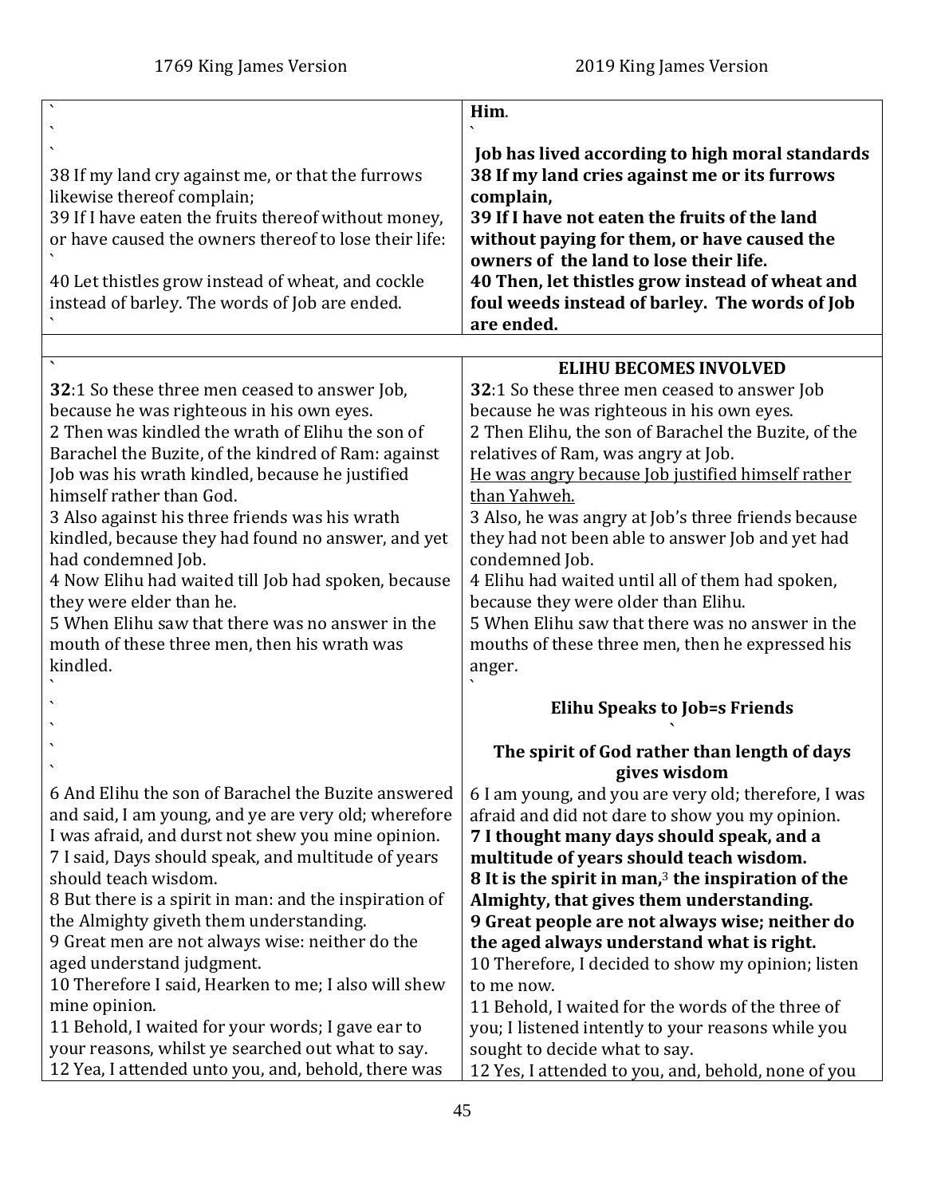| 1769 King James Version | 2019 King James Version |
| --- | --- |
| \` \` \` 38 If my land cry against me, or that the furrows likewise thereof complain; 39 If I have eaten the fruits thereof without money, or have caused the owners thereof to lose their life: \` 40 Let thistles grow instead of wheat, and cockle instead of barley. The words of Job are ended. \` | **Him**. \` **Job has lived according to high moral standards** **38 If my land cries against me or its furrows complain,** **39 If I have not eaten the fruits of the land without paying for them, or have caused the owners of the land to lose their life.** **40 Then, let thistles grow instead of wheat and foul weeds instead of barley. The words of Job are ended.** |
| | |
| \` **32**:1 So these three men ceased to answer Job, because he was righteous in his own eyes. 2 Then was kindled the wrath of Elihu the son of Barachel the Buzite, of the kindred of Ram: against Job was his wrath kindled, because he justified himself rather than God. 3 Also against his three friends was his wrath kindled, because they had found no answer, and yet had condemned Job. 4 Now Elihu had waited till Job had spoken, because they were elder than he. 5 When Elihu saw that there was no answer in the mouth of these three men, then his wrath was kindled. \` \` \` \` \` 6 And Elihu the son of Barachel the Buzite answered and said, I am young, and ye are very old; wherefore I was afraid, and durst not shew you mine opinion. 7 I said, Days should speak, and multitude of years should teach wisdom. 8 But there is a spirit in man: and the inspiration of the Almighty giveth them understanding. 9 Great men are not always wise: neither do the aged understand judgment. 10 Therefore I said, Hearken to me; I also will shew mine opinion. 11 Behold, I waited for your words; I gave ear to your reasons, whilst ye searched out what to say. 12 Yea, I attended unto you, and, behold, there was | **ELIHU BECOMES INVOLVED** **32**:1 So these three men ceased to answer Job because he was righteous in his own eyes. 2 Then Elihu, the son of Barachel the Buzite, of the relatives of Ram, was angry at Job. He was angry because Job justified himself rather than Yahweh. 3 Also, he was angry at Job's three friends because they had not been able to answer Job and yet had condemned Job. 4 Elihu had waited until all of them had spoken, because they were older than Elihu. 5 When Elihu saw that there was no answer in the mouths of these three men, then he expressed his anger. \` **Elihu Speaks to Job=s Friends** \` **The spirit of God rather than length of days gives wisdom** 6 I am young, and you are very old; therefore, I was afraid and did not dare to show you my opinion. **7 I thought many days should speak, and a multitude of years should teach wisdom.** **8 It is the spirit in man,[3] the inspiration of the Almighty, that gives them understanding.** **9 Great people are not always wise; neither do the aged always understand what is right.** 10 Therefore, I decided to show my opinion; listen to me now. 11 Behold, I waited for the words of the three of you; I listened intently to your reasons while you sought to decide what to say. 12 Yes, I attended to you, and, behold, none of you |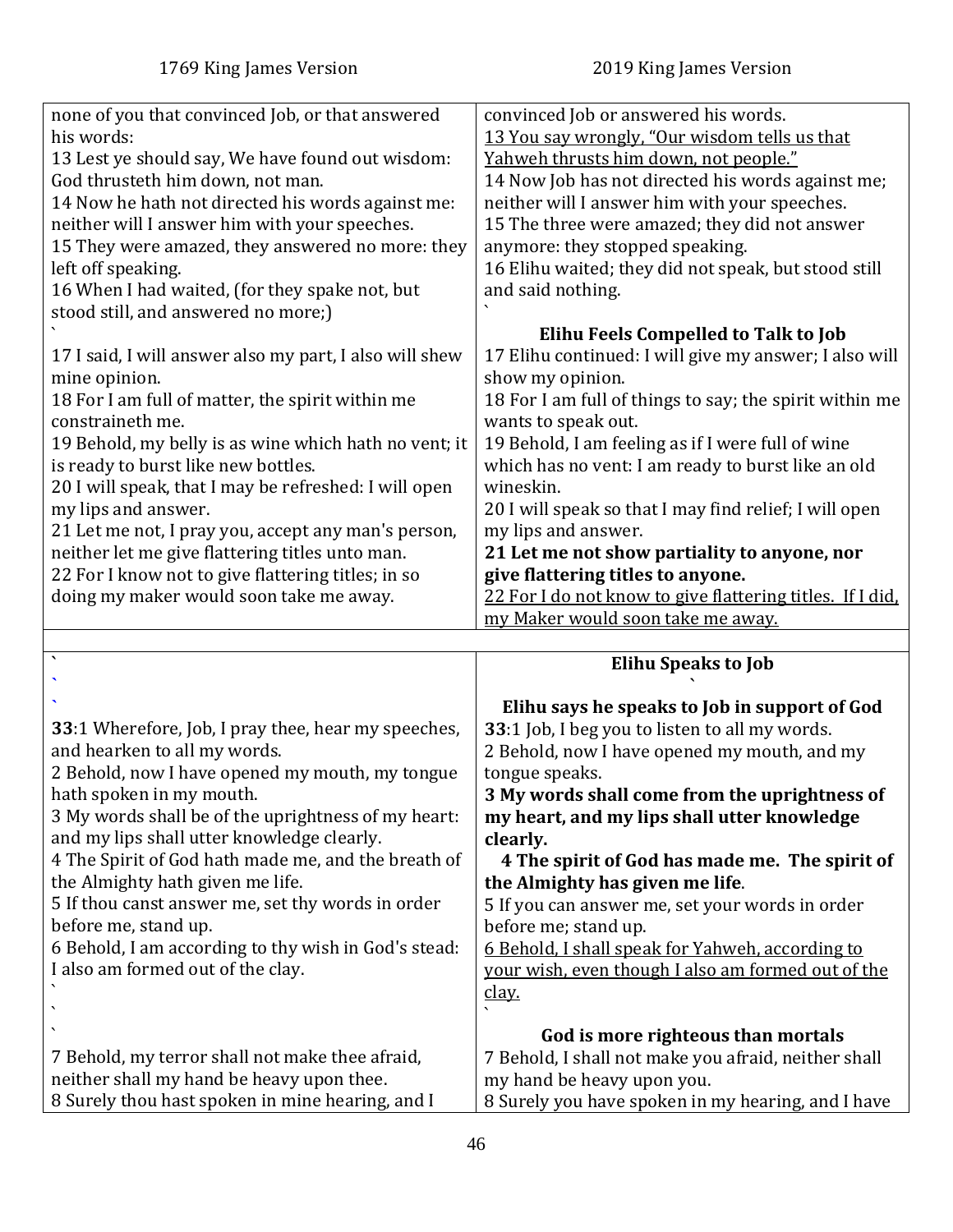| 1769 King James Version | 2019 King James Version |
|---|---|
| none of you that convinced Job, or that answered his words: | convinced Job or answered his words. |
| 13 Lest ye should say, We have found out wisdom: God thrusteth him down, not man. | <u>13 You say wrongly, "Our wisdom tells us that Yahweh thrusts him down, not people."</u> |
| 14 Now he hath not directed his words against me: neither will I answer him with your speeches. | 14 Now Job has not directed his words against me; neither will I answer him with your speeches. |
| 15 They were amazed, they answered no more: they left off speaking. | 15 The three were amazed; they did not answer anymore: they stopped speaking. |
| 16 When I had waited, (for they spake not, but stood still, and answered no more;) | 16 Elihu waited; they did not speak, but stood still and said nothing. |
| ` | ` |
| | **Elihu Feels Compelled to Talk to Job** |
| 17 I said, I will answer also my part, I also will shew mine opinion. | 17 Elihu continued: I will give my answer; I also will show my opinion. |
| 18 For I am full of matter, the spirit within me constraineth me. | 18 For I am full of things to say; the spirit within me wants to speak out. |
| 19 Behold, my belly is as wine which hath no vent; it is ready to burst like new bottles. | 19 Behold, I am feeling as if I were full of wine which has no vent: I am ready to burst like an old wineskin. |
| 20 I will speak, that I may be refreshed: I will open my lips and answer. | 20 I will speak so that I may find relief; I will open my lips and answer. |
| 21 Let me not, I pray you, accept any man's person, neither let me give flattering titles unto man. | **21 Let me not show partiality to anyone, nor give flattering titles to anyone.** |
| 22 For I know not to give flattering titles; in so doing my maker would soon take me away. | <u>22 For I do not know to give flattering titles. If I did, my Maker would soon take me away.</u> |
| | |
| ` | **Elihu Speaks to Job** |
| ` | ` |
| ` | **Elihu says he speaks to Job in support of God** |
| **33**:1 Wherefore, Job, I pray thee, hear my speeches, and hearken to all my words. | **33**:1 Job, I beg you to listen to all my words. |
| 2 Behold, now I have opened my mouth, my tongue hath spoken in my mouth. | 2 Behold, now I have opened my mouth, and my tongue speaks. |
| 3 My words shall be of the uprightness of my heart: and my lips shall utter knowledge clearly. | **3 My words shall come from the uprightness of my heart, and my lips shall utter knowledge clearly.** |
| 4 The Spirit of God hath made me, and the breath of the Almighty hath given me life. | **4 The spirit of God has made me. The spirit of the Almighty has given me life**. |
| 5 If thou canst answer me, set thy words in order before me, stand up. | 5 If you can answer me, set your words in order before me; stand up. |
| 6 Behold, I am according to thy wish in God's stead: I also am formed out of the clay. | <u>6 Behold, I shall speak for Yahweh, according to your wish, even though I also am formed out of the clay.</u> |
| ` | ` |
| ` | |
| ` | **God is more righteous than mortals** |
| 7 Behold, my terror shall not make thee afraid, neither shall my hand be heavy upon thee. | 7 Behold, I shall not make you afraid, neither shall my hand be heavy upon you. |
| 8 Surely thou hast spoken in mine hearing, and I | 8 Surely you have spoken in my hearing, and I have |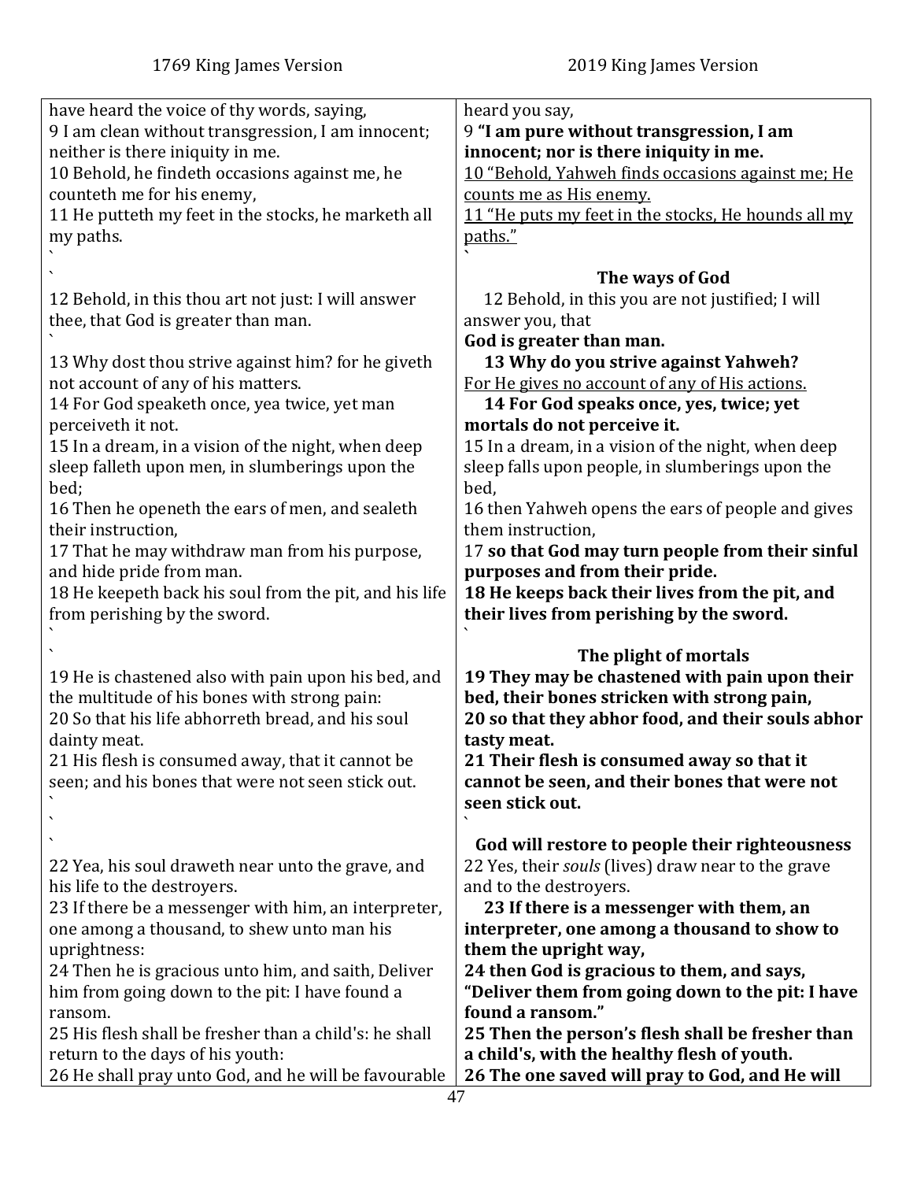| 1769 King James Version | 2019 King James Version |
|---|---|
| have heard the voice of thy words, saying, | heard you say, |
| 9 I am clean without transgression, I am innocent; neither is there iniquity in me. | 9 **"I am pure without transgression, I am innocent; nor is there iniquity in me.** |
| 10 Behold, he findeth occasions against me, he counteth me for his enemy, | <u>10 "Behold, Yahweh finds occasions against me; He counts me as His enemy.</u> |
| 11 He putteth my feet in the stocks, he marketh all my paths. | <u>11 "He puts my feet in the stocks, He hounds all my paths."</u> |
| ` | ` |
| ` | **The ways of God** |
| 12 Behold, in this thou art not just: I will answer thee, that God is greater than man. | 12 Behold, in this you are not justified; I will answer you, that **God is greater than man.** |
| 13 Why dost thou strive against him? for he giveth not account of any of his matters. | **13 Why do you strive against Yahweh?** <u>For He gives no account of any of His actions.</u> |
| 14 For God speaketh once, yea twice, yet man perceiveth it not. | **14 For God speaks once, yes, twice; yet mortals do not perceive it.** |
| 15 In a dream, in a vision of the night, when deep sleep falleth upon men, in slumberings upon the bed; | 15 In a dream, in a vision of the night, when deep sleep falls upon people, in slumberings upon the bed, |
| 16 Then he openeth the ears of men, and sealeth their instruction, | 16 then Yahweh opens the ears of people and gives them instruction, |
| 17 That he may withdraw man from his purpose, and hide pride from man. | 17 **so that God may turn people from their sinful purposes and from their pride.** |
| 18 He keepeth back his soul from the pit, and his life from perishing by the sword. | **18 He keeps back their lives from the pit, and their lives from perishing by the sword.** |
| ` | ` |
| ` | **The plight of mortals** |
| 19 He is chastened also with pain upon his bed, and the multitude of his bones with strong pain: | **19 They may be chastened with pain upon their bed, their bones stricken with strong pain,** |
| 20 So that his life abhorreth bread, and his soul dainty meat. | **20 so that they abhor food, and their souls abhor tasty meat.** |
| 21 His flesh is consumed away, that it cannot be seen; and his bones that were not seen stick out. | **21 Their flesh is consumed away so that it cannot be seen, and their bones that were not seen stick out.** |
| ` | ` |
| ` | |
| ` | **God will restore to people their righteousness** |
| 22 Yea, his soul draweth near unto the grave, and his life to the destroyers. | 22 Yes, their *souls* (lives) draw near to the grave and to the destroyers. |
| 23 If there be a messenger with him, an interpreter, one among a thousand, to shew unto man his uprightness: | **23 If there is a messenger with them, an interpreter, one among a thousand to show to them the upright way,** |
| 24 Then he is gracious unto him, and saith, Deliver him from going down to the pit: I have found a ransom. | **24 then God is gracious to them, and says, "Deliver them from going down to the pit: I have found a ransom."** |
| 25 His flesh shall be fresher than a child's: he shall return to the days of his youth: | **25 Then the person's flesh shall be fresher than a child's, with the healthy flesh of youth.** |
| 26 He shall pray unto God, and he will be favourable | **26 The one saved will pray to God, and He will** |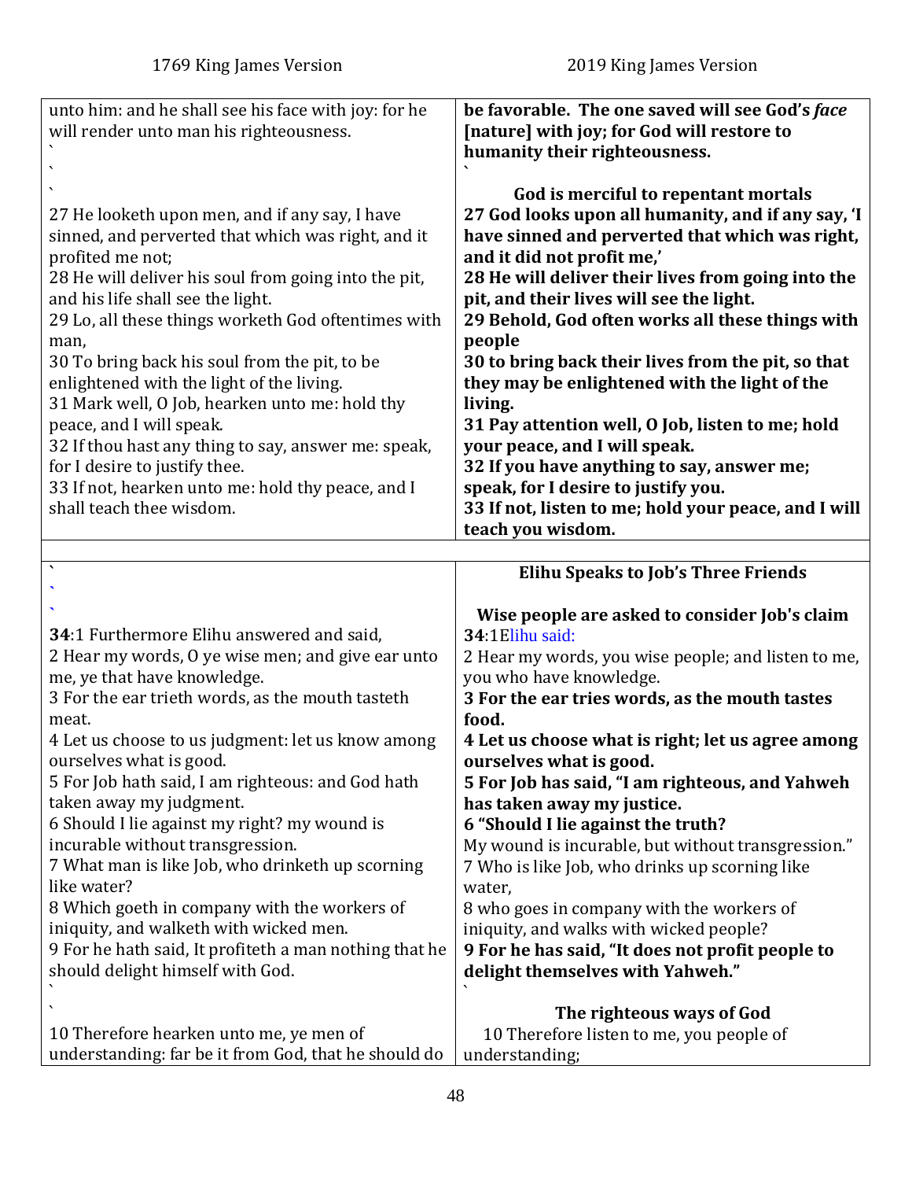| 1769 King James Version | 2019 King James Version |
|---|---|
| unto him: and he shall see his face with joy: for he will render unto man his righteousness.<br>`<br>`<br>` | **be favorable. The one saved will see God's *face* [nature] with joy; for God will restore to humanity their righteousness.**<br>` |
| | **God is merciful to repentant mortals** |
| 27 He looketh upon men, and if any say, I have sinned, and perverted that which was right, and it profited me not; | **27 God looks upon all humanity, and if any say, 'I have sinned and perverted that which was right, and it did not profit me,'** |
| 28 He will deliver his soul from going into the pit, and his life shall see the light. | **28 He will deliver their lives from going into the pit, and their lives will see the light.** |
| 29 Lo, all these things worketh God oftentimes with man, | **29 Behold, God often works all these things with people** |
| 30 To bring back his soul from the pit, to be enlightened with the light of the living. | **30 to bring back their lives from the pit, so that they may be enlightened with the light of the living.** |
| 31 Mark well, O Job, hearken unto me: hold thy peace, and I will speak. | **31 Pay attention well, O Job, listen to me; hold your peace, and I will speak.** |
| 32 If thou hast any thing to say, answer me: speak, for I desire to justify thee. | **32 If you have anything to say, answer me; speak, for I desire to justify you.** |
| 33 If not, hearken unto me: hold thy peace, and I shall teach thee wisdom. | **33 If not, listen to me; hold your peace, and I will teach you wisdom.** |
| | |
| `<br>`<br>` | **Elihu Speaks to Job's Three Friends** |
| | **Wise people are asked to consider Job's claim** |
| **34**:1 Furthermore Elihu answered and said, | **34**:1 Elihu said: |
| 2 Hear my words, O ye wise men; and give ear unto me, ye that have knowledge. | 2 Hear my words, you wise people; and listen to me, you who have knowledge. |
| 3 For the ear trieth words, as the mouth tasteth meat. | **3 For the ear tries words, as the mouth tastes food.** |
| 4 Let us choose to us judgment: let us know among ourselves what is good. | **4 Let us choose what is right; let us agree among ourselves what is good.** |
| 5 For Job hath said, I am righteous: and God hath taken away my judgment. | **5 For Job has said, "I am righteous, and Yahweh has taken away my justice.** |
| 6 Should I lie against my right? my wound is incurable without transgression. | **6 "Should I lie against the truth?** My wound is incurable, but without transgression." |
| 7 What man is like Job, who drinketh up scorning like water? | 7 Who is like Job, who drinks up scorning like water, |
| 8 Which goeth in company with the workers of iniquity, and walketh with wicked men. | 8 who goes in company with the workers of iniquity, and walks with wicked people? |
| 9 For he hath said, It profiteth a man nothing that he should delight himself with God.<br>`<br>` | **9 For he has said, "It does not profit people to delight themselves with Yahweh."**<br>` |
| | **The righteous ways of God** |
| 10 Therefore hearken unto me, ye men of understanding: far be it from God, that he should do | 10 Therefore listen to me, you people of understanding; |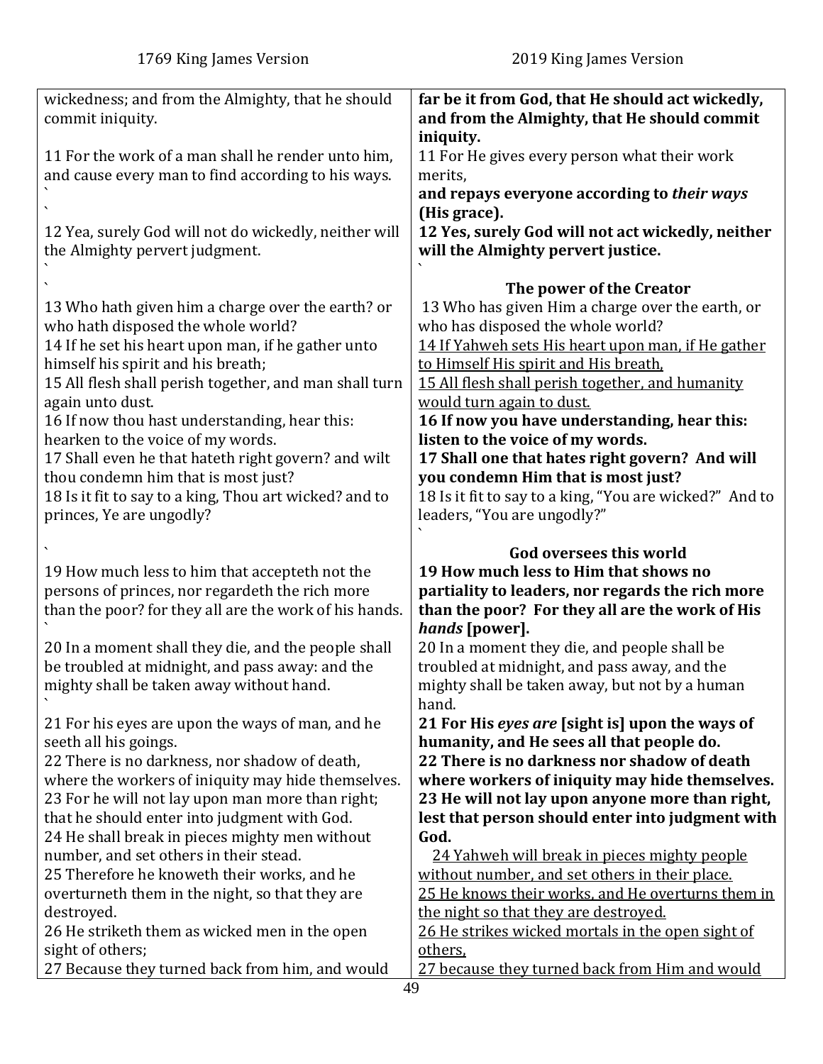| 1769 King James Version | 2019 King James Version |
|---|---|
| wickedness; and from the Almighty, that he should commit iniquity. | **far be it from God, that He should act wickedly, and from the Almighty, that He should commit iniquity.** |
| 11 For the work of a man shall he render unto him, and cause every man to find according to his ways. | 11 For He gives every person what their work merits, **and repays everyone according to *their ways* (His grace).** |
| 12 Yea, surely God will not do wickedly, neither will the Almighty pervert judgment. | **12 Yes, surely God will not act wickedly, neither will the Almighty pervert justice.** |
| | **The power of the Creator** |
| 13 Who hath given him a charge over the earth? or who hath disposed the whole world? | 13 Who has given Him a charge over the earth, or who has disposed the whole world? |
| 14 If he set his heart upon man, if he gather unto himself his spirit and his breath; | <u>14 If Yahweh sets His heart upon man, if He gather to Himself His spirit and His breath,</u> |
| 15 All flesh shall perish together, and man shall turn again unto dust. | <u>15 All flesh shall perish together, and humanity would turn again to dust.</u> |
| 16 If now thou hast understanding, hear this: hearken to the voice of my words. | **16 If now you have understanding, hear this: listen to the voice of my words.** |
| 17 Shall even he that hateth right govern? and wilt thou condemn him that is most just? | **17 Shall one that hates right govern? And will you condemn Him that is most just?** |
| 18 Is it fit to say to a king, Thou art wicked? and to princes, Ye are ungodly? | 18 Is it fit to say to a king, "You are wicked?" And to leaders, "You are ungodly?" |
| | **God oversees this world** |
| 19 How much less to him that accepteth not the persons of princes, nor regardeth the rich more than the poor? for they all are the work of his hands. | **19 How much less to Him that shows no partiality to leaders, nor regards the rich more than the poor? For they all are the work of His *hands* [power].** |
| 20 In a moment shall they die, and the people shall be troubled at midnight, and pass away: and the mighty shall be taken away without hand. | 20 In a moment they die, and people shall be troubled at midnight, and pass away, and the mighty shall be taken away, but not by a human hand. |
| 21 For his eyes are upon the ways of man, and he seeth all his goings. | **21 For His *eyes are* [sight is] upon the ways of humanity, and He sees all that people do.** |
| 22 There is no darkness, nor shadow of death, where the workers of iniquity may hide themselves. | **22 There is no darkness nor shadow of death where workers of iniquity may hide themselves.** |
| 23 For he will not lay upon man more than right; that he should enter into judgment with God. | **23 He will not lay upon anyone more than right, lest that person should enter into judgment with God.** |
| 24 He shall break in pieces mighty men without number, and set others in their stead. | <u>24 Yahweh will break in pieces mighty people without number, and set others in their place.</u> |
| 25 Therefore he knoweth their works, and he overturneth them in the night, so that they are destroyed. | <u>25 He knows their works, and He overturns them in the night so that they are destroyed.</u> |
| 26 He striketh them as wicked men in the open sight of others; | <u>26 He strikes wicked mortals in the open sight of others,</u> |
| 27 Because they turned back from him, and would | <u>27 because they turned back from Him and would</u> |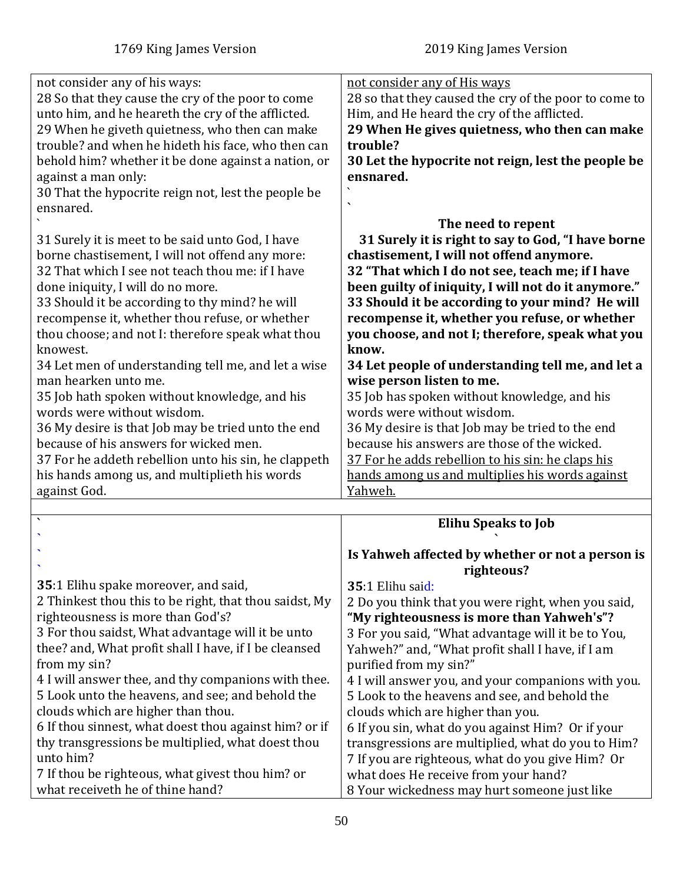| 1769 King James Version | 2019 King James Version |
|---|---|
| not consider any of his ways:<br>28 So that they cause the cry of the poor to come unto him, and he heareth the cry of the afflicted.<br>29 When he giveth quietness, who then can make trouble? and when he hideth his face, who then can behold him? whether it be done against a nation, or against a man only:<br>30 That the hypocrite reign not, lest the people be ensnared.<br>`<br>31 Surely it is meet to be said unto God, I have borne chastisement, I will not offend any more:<br>32 That which I see not teach thou me: if I have done iniquity, I will do no more.<br>33 Should it be according to thy mind? he will recompense it, whether thou refuse, or whether thou choose; and not I: therefore speak what thou knowest.<br>34 Let men of understanding tell me, and let a wise man hearken unto me.<br>35 Job hath spoken without knowledge, and his words were without wisdom.<br>36 My desire is that Job may be tried unto the end because of his answers for wicked men.<br>37 For he addeth rebellion unto his sin, he clappeth his hands among us, and multiplieth his words against God. | not consider any of His ways<br>28 so that they caused the cry of the poor to come to Him, and He heard the cry of the afflicted.<br>**29 When He gives quietness, who then can make trouble?**<br>**30 Let the hypocrite not reign, lest the people be ensnared.**<br>`<br>`<br>**The need to repent**<br>**31 Surely it is right to say to God, "I have borne chastisement, I will not offend anymore.**<br>**32 "That which I do not see, teach me; if I have been guilty of iniquity, I will not do it anymore."**<br>**33 Should it be according to your mind? He will recompense it, whether you refuse, or whether you choose, and not I; therefore, speak what you know.**<br>**34 Let people of understanding tell me, and let a wise person listen to me.**<br>35 Job has spoken without knowledge, and his words were without wisdom.<br>36 My desire is that Job may be tried to the end because his answers are those of the wicked.<br>37 For he adds rebellion to his sin: he claps his hands among us and multiplies his words against Yahweh. |
| | |
| `<br>`<br>`<br>`<br>**35**:1 Elihu spake moreover, and said,<br>2 Thinkest thou this to be right, that thou saidst, My righteousness is more than God's?<br>3 For thou saidst, What advantage will it be unto thee? and, What profit shall I have, if I be cleansed from my sin?<br>4 I will answer thee, and thy companions with thee.<br>5 Look unto the heavens, and see; and behold the clouds which are higher than thou.<br>6 If thou sinnest, what doest thou against him? or if thy transgressions be multiplied, what doest thou unto him?<br>7 If thou be righteous, what givest thou him? or what receiveth he of thine hand? | **Elihu Speaks to Job**<br>`<br>**Is Yahweh affected by whether or not a person is righteous?**<br>**35**:1 Elihu said:<br>2 Do you think that you were right, when you said, **"My righteousness is more than Yahweh's"?**<br>3 For you said, "What advantage will it be to You, Yahweh?" and, "What profit shall I have, if I am purified from my sin?"<br>4 I will answer you, and your companions with you.<br>5 Look to the heavens and see, and behold the clouds which are higher than you.<br>6 If you sin, what do you against Him? Or if your transgressions are multiplied, what do you to Him?<br>7 If you are righteous, what do you give Him? Or what does He receive from your hand?<br>8 Your wickedness may hurt someone just like |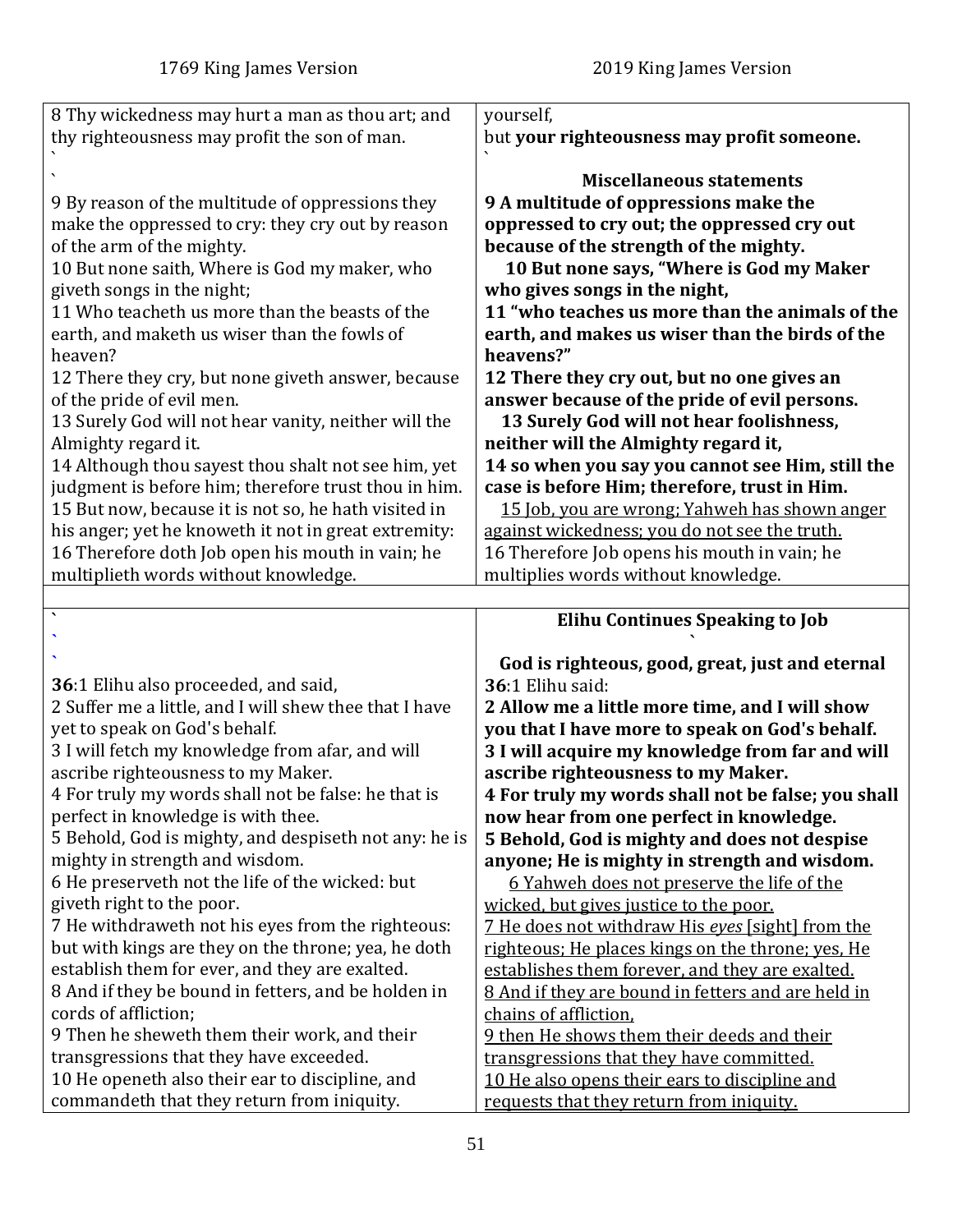| 1769 King James Version | 2019 King James Version |
|---|---|
| 8 Thy wickedness may hurt a man as thou art; and thy righteousness may profit the son of man. | yourself, but **your righteousness may profit someone.** |
| ` ` | **Miscellaneous statements** |
| 9 By reason of the multitude of oppressions they make the oppressed to cry: they cry out by reason of the arm of the mighty. 10 But none saith, Where is God my maker, who giveth songs in the night; 11 Who teacheth us more than the beasts of the earth, and maketh us wiser than the fowls of heaven? 12 There they cry, but none giveth answer, because of the pride of evil men. 13 Surely God will not hear vanity, neither will the Almighty regard it. 14 Although thou sayest thou shalt not see him, yet judgment is before him; therefore trust thou in him. 15 But now, because it is not so, he hath visited in his anger; yet he knoweth it not in great extremity: 16 Therefore doth Job open his mouth in vain; he multiplieth words without knowledge. | **9 A multitude of oppressions make the oppressed to cry out; the oppressed cry out because of the strength of the mighty. 10 But none says, "Where is God my Maker who gives songs in the night, 11 "who teaches us more than the animals of the earth, and makes us wiser than the birds of the heavens?" 12 There they cry out, but no one gives an answer because of the pride of evil persons. 13 Surely God will not hear foolishness, neither will the Almighty regard it, 14 so when you say you cannot see Him, still the case is before Him; therefore, trust in Him.** <u>15 Job, you are wrong; Yahweh has shown anger against wickedness; you do not see the truth.</u> 16 Therefore Job opens his mouth in vain; he multiplies words without knowledge. |
| | |
| ` ` ` | **Elihu Continues Speaking to Job** **God is righteous, good, great, just and eternal** |
| **36**:1 Elihu also proceeded, and said, 2 Suffer me a little, and I will shew thee that I have yet to speak on God's behalf. 3 I will fetch my knowledge from afar, and will ascribe righteousness to my Maker. 4 For truly my words shall not be false: he that is perfect in knowledge is with thee. 5 Behold, God is mighty, and despiseth not any: he is mighty in strength and wisdom. 6 He preserveth not the life of the wicked: but giveth right to the poor. 7 He withdraweth not his eyes from the righteous: but with kings are they on the throne; yea, he doth establish them for ever, and they are exalted. 8 And if they be bound in fetters, and be holden in cords of affliction; 9 Then he sheweth them their work, and their transgressions that they have exceeded. 10 He openeth also their ear to discipline, and commandeth that they return from iniquity. | **36**:1 Elihu said: **2 Allow me a little more time, and I will show you that I have more to speak on God's behalf. 3 I will acquire my knowledge from far and will ascribe righteousness to my Maker. 4 For truly my words shall not be false; you shall now hear from one perfect in knowledge. 5 Behold, God is mighty and does not despise anyone; He is mighty in strength and wisdom.** <u>6 Yahweh does not preserve the life of the wicked, but gives justice to the poor.</u> <u>7 He does not withdraw His *eyes* [sight] from the righteous; He places kings on the throne; yes, He establishes them forever, and they are exalted.</u> <u>8 And if they are bound in fetters and are held in chains of affliction,</u> <u>9 then He shows them their deeds and their transgressions that they have committed.</u> <u>10 He also opens their ears to discipline and requests that they return from iniquity.</u> |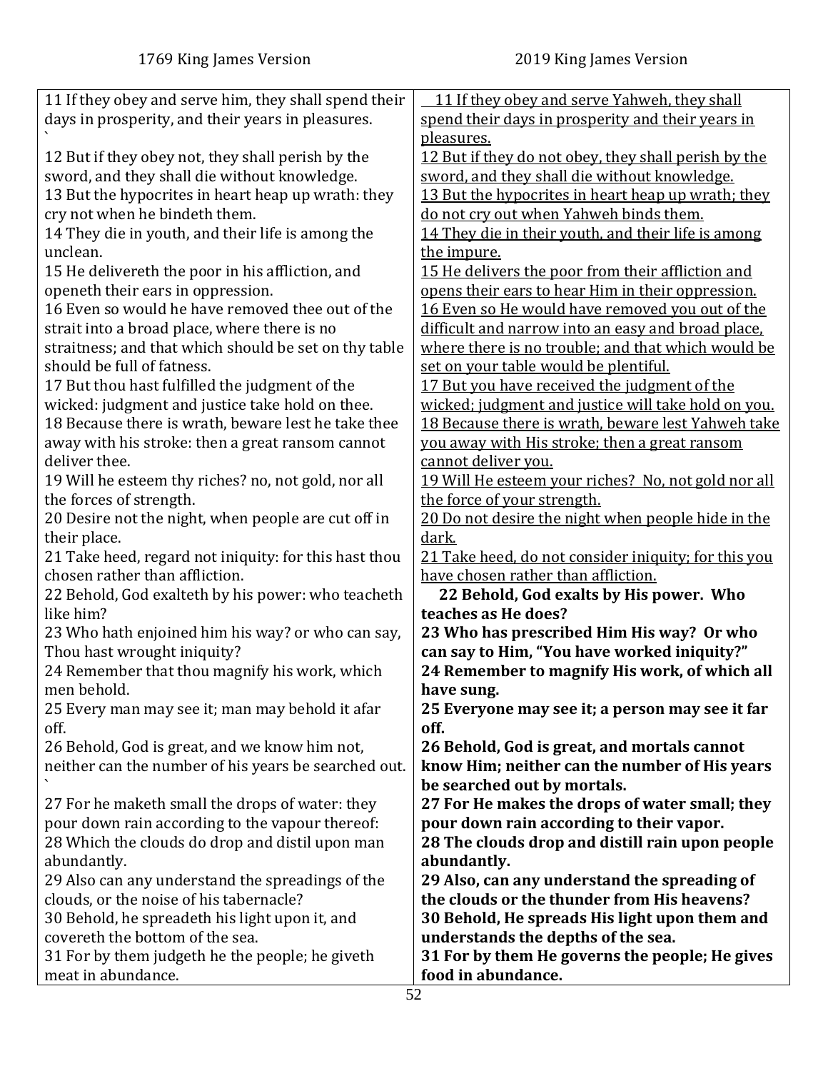| 1769 King James Version | 2019 King James Version |
| --- | --- |
| 11 If they obey and serve him, they shall spend their days in prosperity, and their years in pleasures. ` | <u>11 If they obey and serve Yahweh, they shall spend their days in prosperity and their years in pleasures.</u> |
| 12 But if they obey not, they shall perish by the sword, and they shall die without knowledge. | <u>12 But if they do not obey, they shall perish by the sword, and they shall die without knowledge.</u> |
| 13 But the hypocrites in heart heap up wrath: they cry not when he bindeth them. | <u>13 But the hypocrites in heart heap up wrath; they do not cry out when Yahweh binds them.</u> |
| 14 They die in youth, and their life is among the unclean. | <u>14 They die in their youth, and their life is among the impure.</u> |
| 15 He delivereth the poor in his affliction, and openeth their ears in oppression. | <u>15 He delivers the poor from their affliction and opens their ears to hear Him in their oppression.</u> |
| 16 Even so would he have removed thee out of the strait into a broad place, where there is no straitness; and that which should be set on thy table should be full of fatness. | <u>16 Even so He would have removed you out of the difficult and narrow into an easy and broad place, where there is no trouble; and that which would be set on your table would be plentiful.</u> |
| 17 But thou hast fulfilled the judgment of the wicked: judgment and justice take hold on thee. | <u>17 But you have received the judgment of the wicked; judgment and justice will take hold on you.</u> |
| 18 Because there is wrath, beware lest he take thee away with his stroke: then a great ransom cannot deliver thee. | <u>18 Because there is wrath, beware lest Yahweh take you away with His stroke; then a great ransom cannot deliver you.</u> |
| 19 Will he esteem thy riches? no, not gold, nor all the forces of strength. | <u>19 Will He esteem your riches? No, not gold nor all the force of your strength.</u> |
| 20 Desire not the night, when people are cut off in their place. | <u>20 Do not desire the night when people hide in the dark.</u> |
| 21 Take heed, regard not iniquity: for this hast thou chosen rather than affliction. | <u>21 Take heed, do not consider iniquity; for this you have chosen rather than affliction.</u> |
| 22 Behold, God exalteth by his power: who teacheth like him? | **22 Behold, God exalts by His power. Who teaches as He does?** |
| 23 Who hath enjoined him his way? or who can say, Thou hast wrought iniquity? | **23 Who has prescribed Him His way? Or who can say to Him, "You have worked iniquity?"** |
| 24 Remember that thou magnify his work, which men behold. | **24 Remember to magnify His work, of which all have sung.** |
| 25 Every man may see it; man may behold it afar off. | **25 Everyone may see it; a person may see it far off.** |
| 26 Behold, God is great, and we know him not, neither can the number of his years be searched out. ` | **26 Behold, God is great, and mortals cannot know Him; neither can the number of His years be searched out by mortals.** |
| 27 For he maketh small the drops of water: they pour down rain according to the vapour thereof: | **27 For He makes the drops of water small; they pour down rain according to their vapor.** |
| 28 Which the clouds do drop and distil upon man abundantly. | **28 The clouds drop and distill rain upon people abundantly.** |
| 29 Also can any understand the spreadings of the clouds, or the noise of his tabernacle? | **29 Also, can any understand the spreading of the clouds or the thunder from His heavens?** |
| 30 Behold, he spreadeth his light upon it, and covereth the bottom of the sea. | **30 Behold, He spreads His light upon them and understands the depths of the sea.** |
| 31 For by them judgeth he the people; he giveth meat in abundance. | **31 For by them He governs the people; He gives food in abundance.** |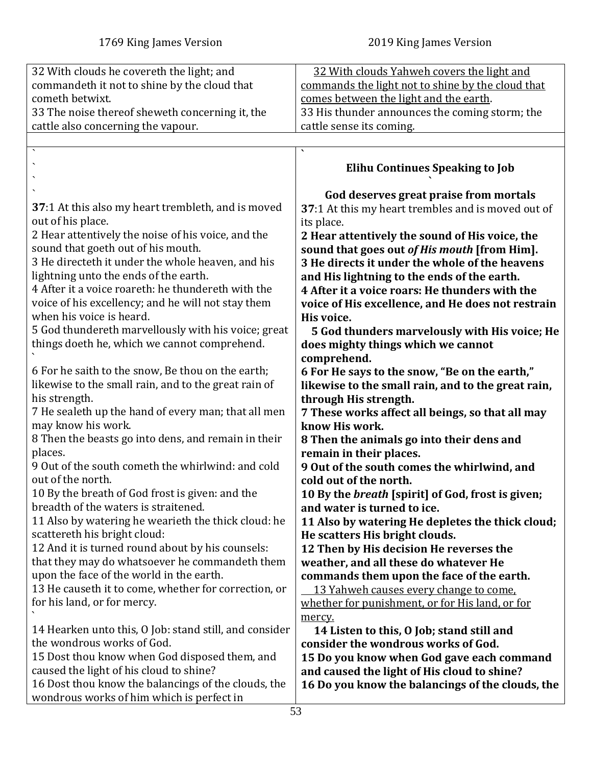| 1769 King James Version | 2019 King James Version |
|---|---|
| 32 With clouds he covereth the light; and commandeth it not to shine by the cloud that cometh betwixt.<br>33 The noise thereof sheweth concerning it, the cattle also concerning the vapour. | <u>32 With clouds Yahweh covers the light and commands the light not to shine by the cloud that comes between the light and the earth</u>.<br>33 His thunder announces the coming storm; the cattle sense its coming. |
| | |
| `<br>`<br>`<br>`<br>**37**:1 At this also my heart trembleth, and is moved out of his place.<br>2 Hear attentively the noise of his voice, and the sound that goeth out of his mouth.<br>3 He directeth it under the whole heaven, and his lightning unto the ends of the earth.<br>4 After it a voice roareth: he thundereth with the voice of his excellency; and he will not stay them when his voice is heard.<br>5 God thundereth marvellously with his voice; great things doeth he, which we cannot comprehend.<br>`<br>6 For he saith to the snow, Be thou on the earth; likewise to the small rain, and to the great rain of his strength.<br>7 He sealeth up the hand of every man; that all men may know his work.<br>8 Then the beasts go into dens, and remain in their places.<br>9 Out of the south cometh the whirlwind: and cold out of the north.<br>10 By the breath of God frost is given: and the breadth of the waters is straitened.<br>11 Also by watering he wearieth the thick cloud: he scattereth his bright cloud:<br>12 And it is turned round about by his counsels: that they may do whatsoever he commandeth them upon the face of the world in the earth.<br>13 He causeth it to come, whether for correction, or for his land, or for mercy.<br>`<br>14 Hearken unto this, O Job: stand still, and consider the wondrous works of God.<br>15 Dost thou know when God disposed them, and caused the light of his cloud to shine?<br>16 Dost thou know the balancings of the clouds, the wondrous works of him which is perfect in | `<br>**Elihu Continues Speaking to Job**<br>`<br>**God deserves great praise from mortals**<br>**37**:1 At this my heart trembles and is moved out of its place.<br>**2 Hear attentively the sound of His voice, the sound that goes out *of His mouth* [from Him].**<br>**3 He directs it under the whole of the heavens and His lightning to the ends of the earth.**<br>**4 After it a voice roars: He thunders with the voice of His excellence, and He does not restrain His voice.**<br>**5 God thunders marvelously with His voice; He does mighty things which we cannot comprehend.**<br>**6 For He says to the snow, "Be on the earth," likewise to the small rain, and to the great rain, through His strength.**<br>**7 These works affect all beings, so that all may know His work.**<br>**8 Then the animals go into their dens and remain in their places.**<br>**9 Out of the south comes the whirlwind, and cold out of the north.**<br>**10 By the *breath* [spirit] of God, frost is given; and water is turned to ice.**<br>**11 Also by watering He depletes the thick cloud; He scatters His bright clouds.**<br>**12 Then by His decision He reverses the weather, and all these do whatever He commands them upon the face of the earth.**<br><u>13 Yahweh causes every change to come, whether for punishment, or for His land, or for mercy.</u><br>**14 Listen to this, O Job; stand still and consider the wondrous works of God.**<br>**15 Do you know when God gave each command and caused the light of His cloud to shine?**<br>**16 Do you know the balancings of the clouds, the** |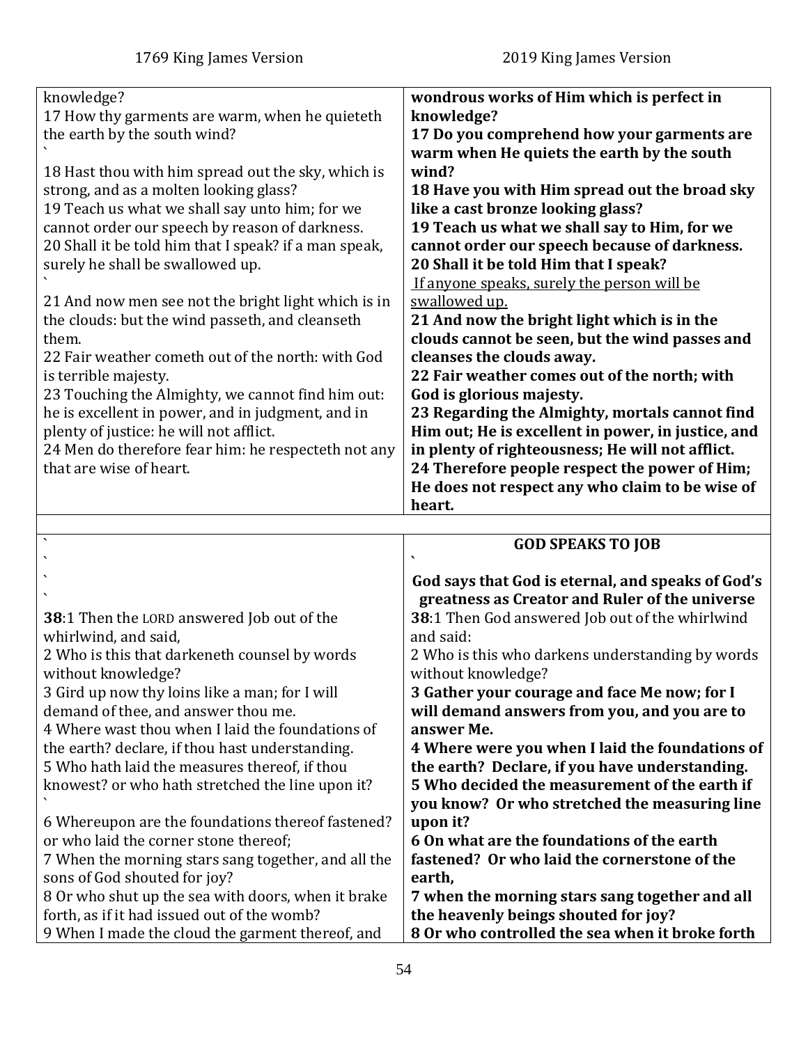| 1769 King James Version | 2019 King James Version |
| --- | --- |
| knowledge?<br>17 How thy garments are warm, when he quieteth the earth by the south wind?<br>18 Hast thou with him spread out the sky, which is strong, and as a molten looking glass?<br>19 Teach us what we shall say unto him; for we cannot order our speech by reason of darkness.<br>20 Shall it be told him that I speak? if a man speak, surely he shall be swallowed up.<br>21 And now men see not the bright light which is in the clouds: but the wind passeth, and cleanseth them.<br>22 Fair weather cometh out of the north: with God is terrible majesty.<br>23 Touching the Almighty, we cannot find him out: he is excellent in power, and in judgment, and in plenty of justice: he will not afflict.<br>24 Men do therefore fear him: he respecteth not any that are wise of heart. | **wondrous works of Him which is perfect in knowledge?**<br>**17 Do you comprehend how your garments are warm when He quiets the earth by the south wind?**<br>**18 Have you with Him spread out the broad sky like a cast bronze looking glass?**<br>**19 Teach us what we shall say to Him, for we cannot order our speech because of darkness.**<br>**20 Shall it be told Him that I speak?**<br>If anyone speaks, surely the person will be swallowed up.<br>**21 And now the bright light which is in the clouds cannot be seen, but the wind passes and cleanses the clouds away.**<br>**22 Fair weather comes out of the north; with God is glorious majesty.**<br>**23 Regarding the Almighty, mortals cannot find Him out; He is excellent in power, in justice, and in plenty of righteousness; He will not afflict.**<br>**24 Therefore people respect the power of Him; He does not respect any who claim to be wise of heart.** |
| | |
| **38**:1 Then the LORD answered Job out of the whirlwind, and said,<br>2 Who is this that darkeneth counsel by words without knowledge?<br>3 Gird up now thy loins like a man; for I will demand of thee, and answer thou me.<br>4 Where wast thou when I laid the foundations of the earth? declare, if thou hast understanding.<br>5 Who hath laid the measures thereof, if thou knowest? or who hath stretched the line upon it?<br>6 Whereupon are the foundations thereof fastened? or who laid the corner stone thereof;<br>7 When the morning stars sang together, and all the sons of God shouted for joy?<br>8 Or who shut up the sea with doors, when it brake forth, as if it had issued out of the womb?<br>9 When I made the cloud the garment thereof, and | **GOD SPEAKS TO JOB**<br>**God says that God is eternal, and speaks of God's greatness as Creator and Ruler of the universe**<br>**38**:1 Then God answered Job out of the whirlwind and said:<br>2 Who is this who darkens understanding by words without knowledge?<br>**3 Gather your courage and face Me now; for I will demand answers from you, and you are to answer Me.**<br>**4 Where were you when I laid the foundations of the earth? Declare, if you have understanding.**<br>**5 Who decided the measurement of the earth if you know? Or who stretched the measuring line upon it?**<br>**6 On what are the foundations of the earth fastened? Or who laid the cornerstone of the earth,**<br>**7 when the morning stars sang together and all the heavenly beings shouted for joy?**<br>**8 Or who controlled the sea when it broke forth** |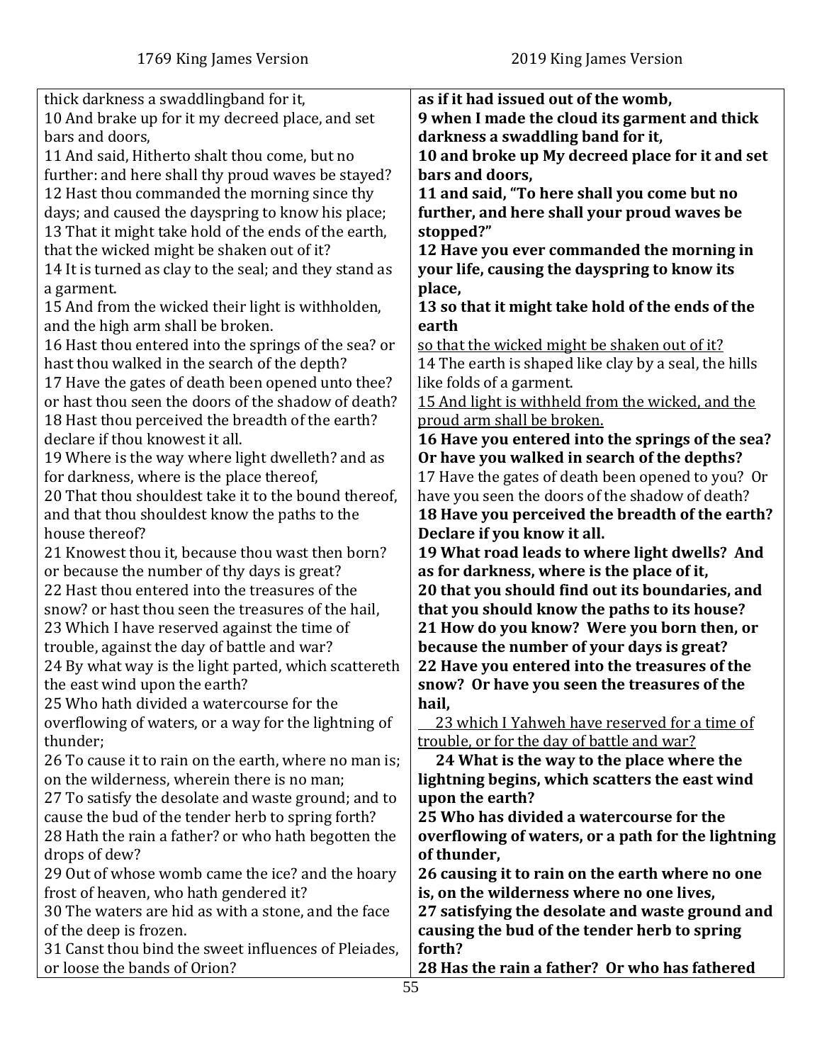| 1769 King James Version | 2019 King James Version |
|---|---|
| thick darkness a swaddlingband for it,<br>10 And brake up for it my decreed place, and set bars and doors,<br>11 And said, Hitherto shalt thou come, but no further: and here shall thy proud waves be stayed?<br>12 Hast thou commanded the morning since thy days; and caused the dayspring to know his place;<br>13 That it might take hold of the ends of the earth, that the wicked might be shaken out of it?<br>14 It is turned as clay to the seal; and they stand as a garment.<br>15 And from the wicked their light is withholden, and the high arm shall be broken.<br>16 Hast thou entered into the springs of the sea? or hast thou walked in the search of the depth?<br>17 Have the gates of death been opened unto thee? or hast thou seen the doors of the shadow of death?<br>18 Hast thou perceived the breadth of the earth? declare if thou knowest it all.<br>19 Where is the way where light dwelleth? and as for darkness, where is the place thereof,<br>20 That thou shouldest take it to the bound thereof, and that thou shouldest know the paths to the house thereof?<br>21 Knowest thou it, because thou wast then born? or because the number of thy days is great?<br>22 Hast thou entered into the treasures of the snow? or hast thou seen the treasures of the hail,<br>23 Which I have reserved against the time of trouble, against the day of battle and war?<br>24 By what way is the light parted, which scattereth the east wind upon the earth?<br>25 Who hath divided a watercourse for the overflowing of waters, or a way for the lightning of thunder;<br>26 To cause it to rain on the earth, where no man is; on the wilderness, wherein there is no man;<br>27 To satisfy the desolate and waste ground; and to cause the bud of the tender herb to spring forth?<br>28 Hath the rain a father? or who hath begotten the drops of dew?<br>29 Out of whose womb came the ice? and the hoary frost of heaven, who hath gendered it?<br>30 The waters are hid as with a stone, and the face of the deep is frozen.<br>31 Canst thou bind the sweet influences of Pleiades, or loose the bands of Orion? | **as if it had issued out of the womb,**<br>**9 when I made the cloud its garment and thick darkness a swaddling band for it,**<br>**10 and broke up My decreed place for it and set bars and doors,**<br>**11 and said, "To here shall you come but no further, and here shall your proud waves be stopped?"**<br>**12 Have you ever commanded the morning in your life, causing the dayspring to know its place,**<br>**13 so that it might take hold of the ends of the earth**<br><u>so that the wicked might be shaken out of it?</u><br>14 The earth is shaped like clay by a seal, the hills like folds of a garment.<br><u>15 And light is withheld from the wicked, and the proud arm shall be broken.</u><br>**16 Have you entered into the springs of the sea? Or have you walked in search of the depths?**<br>17 Have the gates of death been opened to you? Or have you seen the doors of the shadow of death?<br>**18 Have you perceived the breadth of the earth? Declare if you know it all.**<br>**19 What road leads to where light dwells? And as for darkness, where is the place of it,**<br>**20 that you should find out its boundaries, and that you should know the paths to its house?**<br>**21 How do you know? Were you born then, or because the number of your days is great?**<br>**22 Have you entered into the treasures of the snow? Or have you seen the treasures of the hail,**<br><u>23 which I Yahweh have reserved for a time of trouble, or for the day of battle and war?</u><br>**24 What is the way to the place where the lightning begins, which scatters the east wind upon the earth?**<br>**25 Who has divided a watercourse for the overflowing of waters, or a path for the lightning of thunder,**<br>**26 causing it to rain on the earth where no one is, on the wilderness where no one lives,**<br>**27 satisfying the desolate and waste ground and causing the bud of the tender herb to spring forth?**<br>**28 Has the rain a father? Or who has fathered** |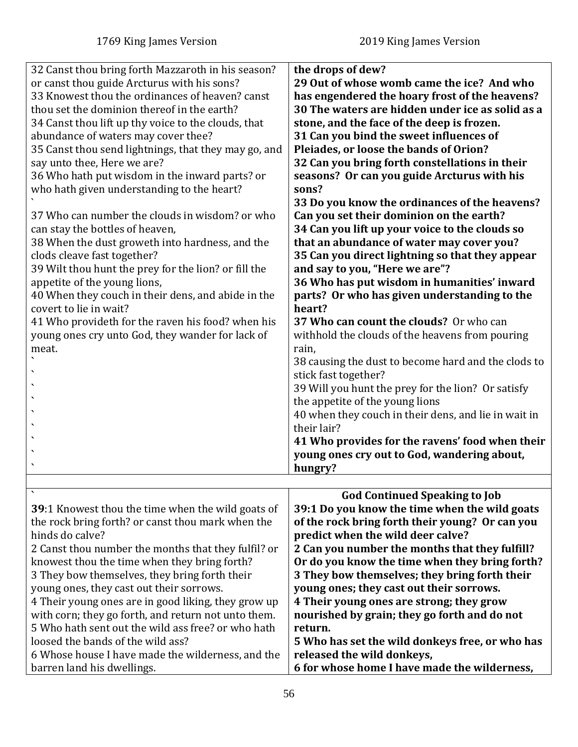| 1769 King James Version | 2019 King James Version |
|---|---|
| 32 Canst thou bring forth Mazzaroth in his season? or canst thou guide Arcturus with his sons?<br>33 Knowest thou the ordinances of heaven? canst thou set the dominion thereof in the earth?<br>34 Canst thou lift up thy voice to the clouds, that abundance of waters may cover thee?<br>35 Canst thou send lightnings, that they may go, and say unto thee, Here we are?<br>36 Who hath put wisdom in the inward parts? or who hath given understanding to the heart?<br>`<br>37 Who can number the clouds in wisdom? or who can stay the bottles of heaven,<br>38 When the dust groweth into hardness, and the clods cleave fast together?<br>39 Wilt thou hunt the prey for the lion? or fill the appetite of the young lions,<br>40 When they couch in their dens, and abide in the covert to lie in wait?<br>41 Who provideth for the raven his food? when his young ones cry unto God, they wander for lack of meat.<br>`<br>`<br>`<br>`<br>`<br>`<br>`<br>`<br>` | **the drops of dew?**<br>**29 Out of whose womb came the ice? And who has engendered the hoary frost of the heavens?**<br>**30 The waters are hidden under ice as solid as a stone, and the face of the deep is frozen.**<br>**31 Can you bind the sweet influences of Pleiades, or loose the bands of Orion?**<br>**32 Can you bring forth constellations in their seasons? Or can you guide Arcturus with his sons?**<br>**33 Do you know the ordinances of the heavens? Can you set their dominion on the earth?**<br>**34 Can you lift up your voice to the clouds so that an abundance of water may cover you?**<br>**35 Can you direct lightning so that they appear and say to you, "Here we are"?**<br>**36 Who has put wisdom in humanities' inward parts? Or who has given understanding to the heart?**<br>**37 Who can count the clouds?** Or who can withhold the clouds of the heavens from pouring rain,<br>38 causing the dust to become hard and the clods to stick fast together?<br>39 Will you hunt the prey for the lion? Or satisfy the appetite of the young lions<br>40 when they couch in their dens, and lie in wait in their lair?<br>**41 Who provides for the ravens' food when their young ones cry out to God, wandering about, hungry?** |
| | |
| `<br>**39**:1 Knowest thou the time when the wild goats of the rock bring forth? or canst thou mark when the hinds do calve?<br>2 Canst thou number the months that they fulfil? or knowest thou the time when they bring forth?<br>3 They bow themselves, they bring forth their young ones, they cast out their sorrows.<br>4 Their young ones are in good liking, they grow up with corn; they go forth, and return not unto them.<br>5 Who hath sent out the wild ass free? or who hath loosed the bands of the wild ass?<br>6 Whose house I have made the wilderness, and the barren land his dwellings. | **God Continued Speaking to Job**<br>**39:1 Do you know the time when the wild goats of the rock bring forth their young? Or can you predict when the wild deer calve?**<br>**2 Can you number the months that they fulfill? Or do you know the time when they bring forth?**<br>**3 They bow themselves; they bring forth their young ones; they cast out their sorrows.**<br>**4 Their young ones are strong; they grow nourished by grain; they go forth and do not return.**<br>**5 Who has set the wild donkeys free, or who has released the wild donkeys,**<br>**6 for whose home I have made the wilderness,** |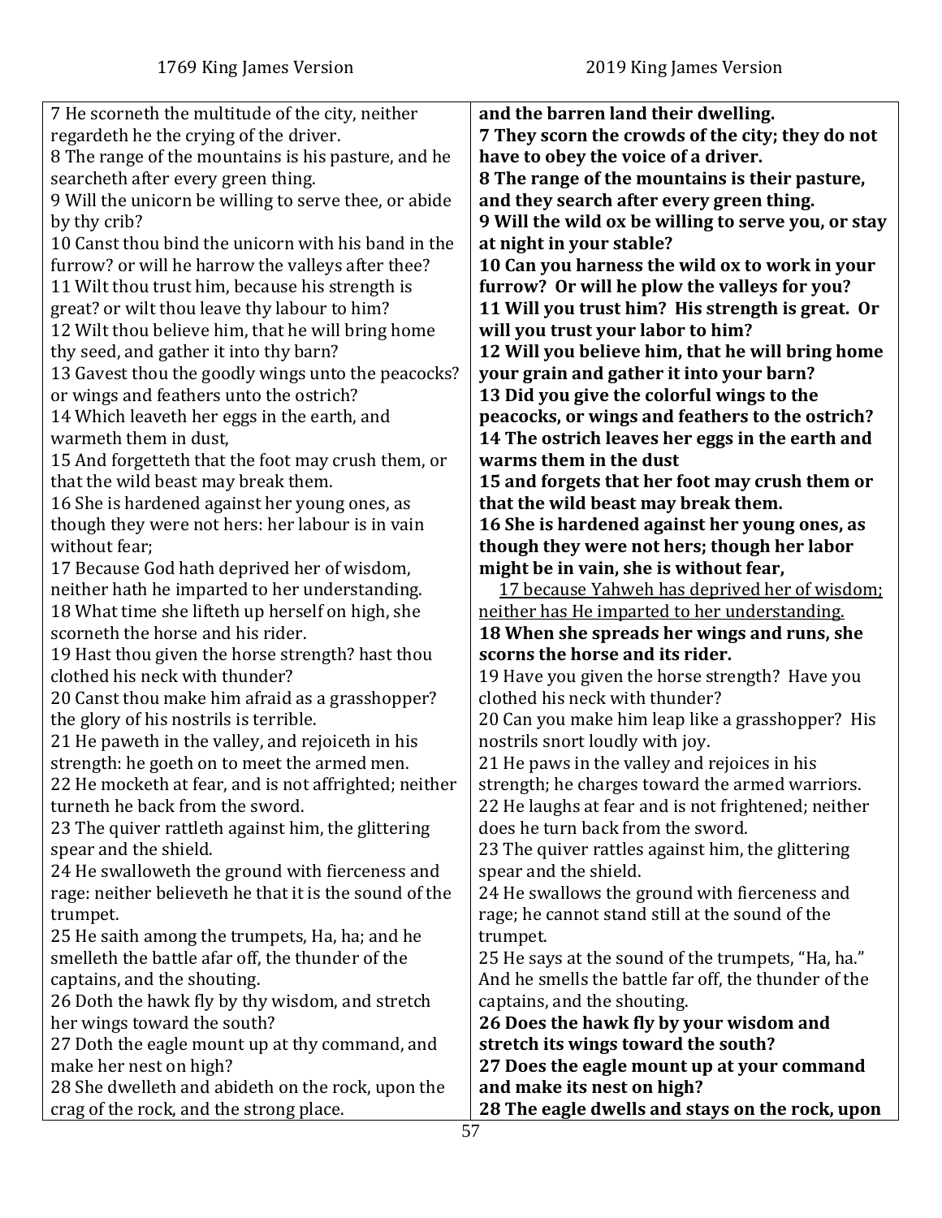| 1769 King James Version | 2019 King James Version |
|---|---|
| 7 He scorneth the multitude of the city, neither regardeth he the crying of the driver. | **and the barren land their dwelling.** **7 They scorn the crowds of the city; they do not have to obey the voice of a driver.** |
| 8 The range of the mountains is his pasture, and he searcheth after every green thing. | **8 The range of the mountains is their pasture, and they search after every green thing.** |
| 9 Will the unicorn be willing to serve thee, or abide by thy crib? | **9 Will the wild ox be willing to serve you, or stay at night in your stable?** |
| 10 Canst thou bind the unicorn with his band in the furrow? or will he harrow the valleys after thee? | **10 Can you harness the wild ox to work in your furrow? Or will he plow the valleys for you?** |
| 11 Wilt thou trust him, because his strength is great? or wilt thou leave thy labour to him? | **11 Will you trust him? His strength is great. Or will you trust your labor to him?** |
| 12 Wilt thou believe him, that he will bring home thy seed, and gather it into thy barn? | **12 Will you believe him, that he will bring home your grain and gather it into your barn?** |
| 13 Gavest thou the goodly wings unto the peacocks? or wings and feathers unto the ostrich? | **13 Did you give the colorful wings to the peacocks, or wings and feathers to the ostrich?** |
| 14 Which leaveth her eggs in the earth, and warmeth them in dust, | **14 The ostrich leaves her eggs in the earth and warms them in the dust** |
| 15 And forgetteth that the foot may crush them, or that the wild beast may break them. | **15 and forgets that her foot may crush them or that the wild beast may break them.** |
| 16 She is hardened against her young ones, as though they were not hers: her labour is in vain without fear; | **16 She is hardened against her young ones, as though they were not hers; though her labor might be in vain, she is without fear,** |
| 17 Because God hath deprived her of wisdom, neither hath he imparted to her understanding. | <u>17 because Yahweh has deprived her of wisdom; neither has He imparted to her understanding.</u> |
| 18 What time she lifteth up herself on high, she scorneth the horse and his rider. | **18 When she spreads her wings and runs, she scorns the horse and its rider.** |
| 19 Hast thou given the horse strength? hast thou clothed his neck with thunder? | 19 Have you given the horse strength? Have you clothed his neck with thunder? |
| 20 Canst thou make him afraid as a grasshopper? the glory of his nostrils is terrible. | 20 Can you make him leap like a grasshopper? His nostrils snort loudly with joy. |
| 21 He paweth in the valley, and rejoiceth in his strength: he goeth on to meet the armed men. | 21 He paws in the valley and rejoices in his strength; he charges toward the armed warriors. |
| 22 He mocketh at fear, and is not affrighted; neither turneth he back from the sword. | 22 He laughs at fear and is not frightened; neither does he turn back from the sword. |
| 23 The quiver rattleth against him, the glittering spear and the shield. | 23 The quiver rattles against him, the glittering spear and the shield. |
| 24 He swalloweth the ground with fierceness and rage: neither believeth he that it is the sound of the trumpet. | 24 He swallows the ground with fierceness and rage; he cannot stand still at the sound of the trumpet. |
| 25 He saith among the trumpets, Ha, ha; and he smelleth the battle afar off, the thunder of the captains, and the shouting. | 25 He says at the sound of the trumpets, "Ha, ha." And he smells the battle far off, the thunder of the captains, and the shouting. |
| 26 Doth the hawk fly by thy wisdom, and stretch her wings toward the south? | **26 Does the hawk fly by your wisdom and stretch its wings toward the south?** |
| 27 Doth the eagle mount up at thy command, and make her nest on high? | **27 Does the eagle mount up at your command and make its nest on high?** |
| 28 She dwelleth and abideth on the rock, upon the crag of the rock, and the strong place. | **28 The eagle dwells and stays on the rock, upon** |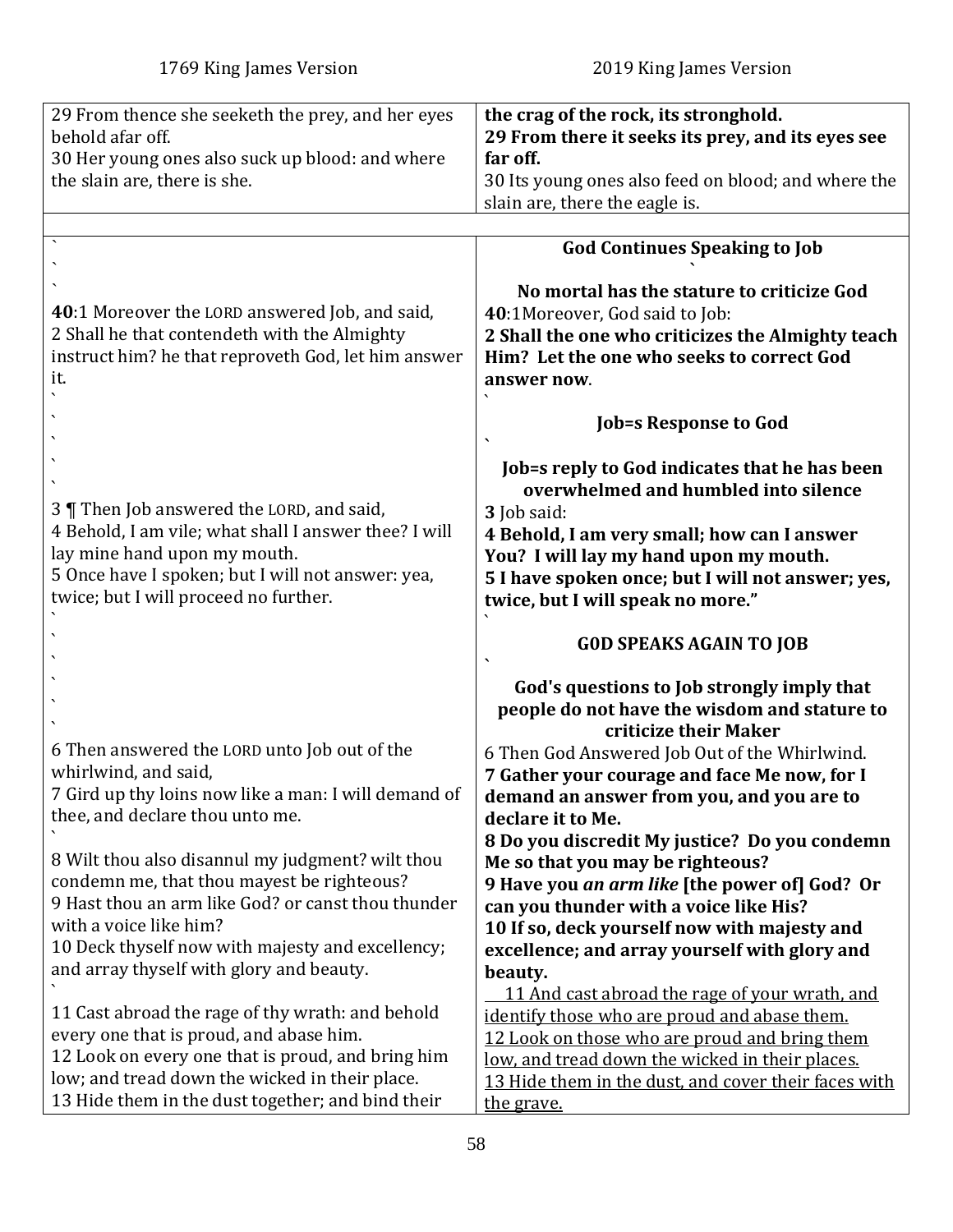| 1769 King James Version | 2019 King James Version |
|---|---|
| 29 From thence she seeketh the prey, and her eyes behold afar off.<br>30 Her young ones also suck up blood: and where the slain are, there is she. | **the crag of the rock, its stronghold.**<br>**29 From there it seeks its prey, and its eyes see far off.**<br>30 Its young ones also feed on blood; and where the slain are, there the eagle is. |
| | |
| **40**:1 Moreover the LORD answered Job, and said,<br>2 Shall he that contendeth with the Almighty instruct him? he that reproveth God, let him answer it. | **God Continues Speaking to Job**<br><br>**No mortal has the stature to criticize God**<br>**40**:1Moreover, God said to Job:<br>**2 Shall the one who criticizes the Almighty teach Him? Let the one who seeks to correct God answer now**. |
| 3 ¶ Then Job answered the LORD, and said,<br>4 Behold, I am vile; what shall I answer thee? I will lay mine hand upon my mouth.<br>5 Once have I spoken; but I will not answer: yea, twice; but I will proceed no further. | **Job=s Response to God**<br><br>**Job=s reply to God indicates that he has been overwhelmed and humbled into silence**<br>**3** Job said:<br>**4 Behold, I am very small; how can I answer You? I will lay my hand upon my mouth.**<br>**5 I have spoken once; but I will not answer; yes, twice, but I will speak no more."** |
| 6 Then answered the LORD unto Job out of the whirlwind, and said,<br>7 Gird up thy loins now like a man: I will demand of thee, and declare thou unto me.<br>8 Wilt thou also disannul my judgment? wilt thou condemn me, that thou mayest be righteous?<br>9 Hast thou an arm like God? or canst thou thunder with a voice like him?<br>10 Deck thyself now with majesty and excellency; and array thyself with glory and beauty.<br>11 Cast abroad the rage of thy wrath: and behold every one that is proud, and abase him.<br>12 Look on every one that is proud, and bring him low; and tread down the wicked in their place.<br>13 Hide them in the dust together; and bind their | **G0D SPEAKS AGAIN TO JOB**<br><br>**God's questions to Job strongly imply that people do not have the wisdom and stature to criticize their Maker**<br>6 Then God Answered Job Out of the Whirlwind.<br>**7 Gather your courage and face Me now, for I demand an answer from you, and you are to declare it to Me.**<br>**8 Do you discredit My justice? Do you condemn Me so that you may be righteous?**<br>**9 Have you *an arm like* [the power of] God? Or can you thunder with a voice like His?**<br>**10 If so, deck yourself now with majesty and excellence; and array yourself with glory and beauty.**<br><u>11 And cast abroad the rage of your wrath, and identify those who are proud and abase them.</u><br><u>12 Look on those who are proud and bring them low, and tread down the wicked in their places.</u><br><u>13 Hide them in the dust, and cover their faces with the grave.</u> |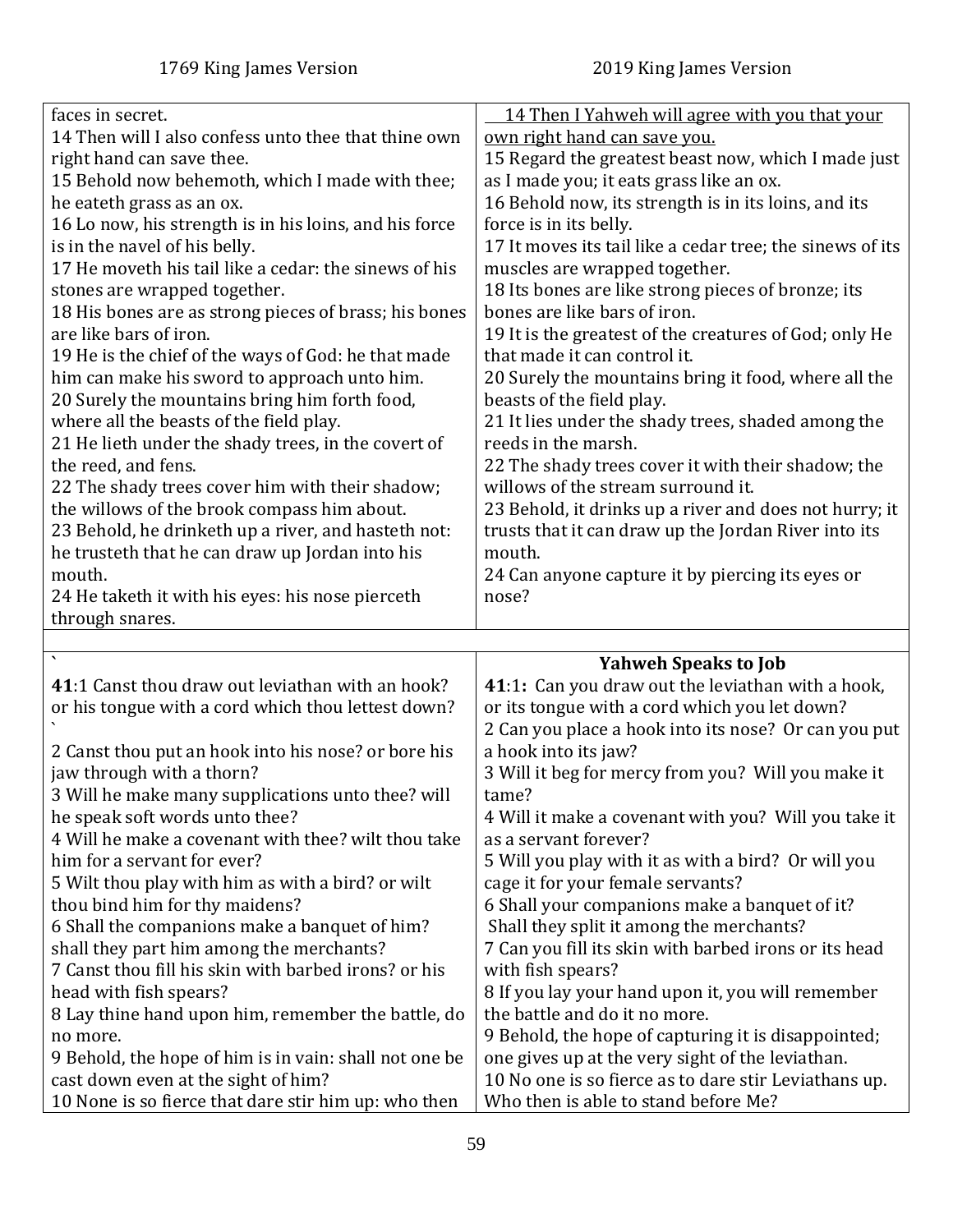| 1769 King James Version | 2019 King James Version |
|---|---|
| faces in secret.<br>14 Then will I also confess unto thee that thine own right hand can save thee.<br>15 Behold now behemoth, which I made with thee; he eateth grass as an ox.<br>16 Lo now, his strength is in his loins, and his force is in the navel of his belly.<br>17 He moveth his tail like a cedar: the sinews of his stones are wrapped together.<br>18 His bones are as strong pieces of brass; his bones are like bars of iron.<br>19 He is the chief of the ways of God: he that made him can make his sword to approach unto him.<br>20 Surely the mountains bring him forth food, where all the beasts of the field play.<br>21 He lieth under the shady trees, in the covert of the reed, and fens.<br>22 The shady trees cover him with their shadow; the willows of the brook compass him about.<br>23 Behold, he drinketh up a river, and hasteth not: he trusteth that he can draw up Jordan into his mouth.<br>24 He taketh it with his eyes: his nose pierceth through snares. | 14 Then I Yahweh will agree with you that your own right hand can save you.<br>15 Regard the greatest beast now, which I made just as I made you; it eats grass like an ox.<br>16 Behold now, its strength is in its loins, and its force is in its belly.<br>17 It moves its tail like a cedar tree; the sinews of its muscles are wrapped together.<br>18 Its bones are like strong pieces of bronze; its bones are like bars of iron.<br>19 It is the greatest of the creatures of God; only He that made it can control it.<br>20 Surely the mountains bring it food, where all the beasts of the field play.<br>21 It lies under the shady trees, shaded among the reeds in the marsh.<br>22 The shady trees cover it with their shadow; the willows of the stream surround it.<br>23 Behold, it drinks up a river and does not hurry; it trusts that it can draw up the Jordan River into its mouth.<br>24 Can anyone capture it by piercing its eyes or nose? |
| | |
| `<br>**41**:1 Canst thou draw out leviathan with an hook? or his tongue with a cord which thou lettest down?<br>`<br>2 Canst thou put an hook into his nose? or bore his jaw through with a thorn?<br>3 Will he make many supplications unto thee? will he speak soft words unto thee?<br>4 Will he make a covenant with thee? wilt thou take him for a servant for ever?<br>5 Wilt thou play with him as with a bird? or wilt thou bind him for thy maidens?<br>6 Shall the companions make a banquet of him? shall they part him among the merchants?<br>7 Canst thou fill his skin with barbed irons? or his head with fish spears?<br>8 Lay thine hand upon him, remember the battle, do no more.<br>9 Behold, the hope of him is in vain: shall not one be cast down even at the sight of him?<br>10 None is so fierce that dare stir him up: who then | **Yahweh Speaks to Job**<br>**41**:1: Can you draw out the leviathan with a hook, or its tongue with a cord which you let down?<br>2 Can you place a hook into its nose? Or can you put a hook into its jaw?<br>3 Will it beg for mercy from you? Will you make it tame?<br>4 Will it make a covenant with you? Will you take it as a servant forever?<br>5 Will you play with it as with a bird? Or will you cage it for your female servants?<br>6 Shall your companions make a banquet of it? Shall they split it among the merchants?<br>7 Can you fill its skin with barbed irons or its head with fish spears?<br>8 If you lay your hand upon it, you will remember the battle and do it no more.<br>9 Behold, the hope of capturing it is disappointed; one gives up at the very sight of the leviathan.<br>10 No one is so fierce as to dare stir Leviathans up. Who then is able to stand before Me? |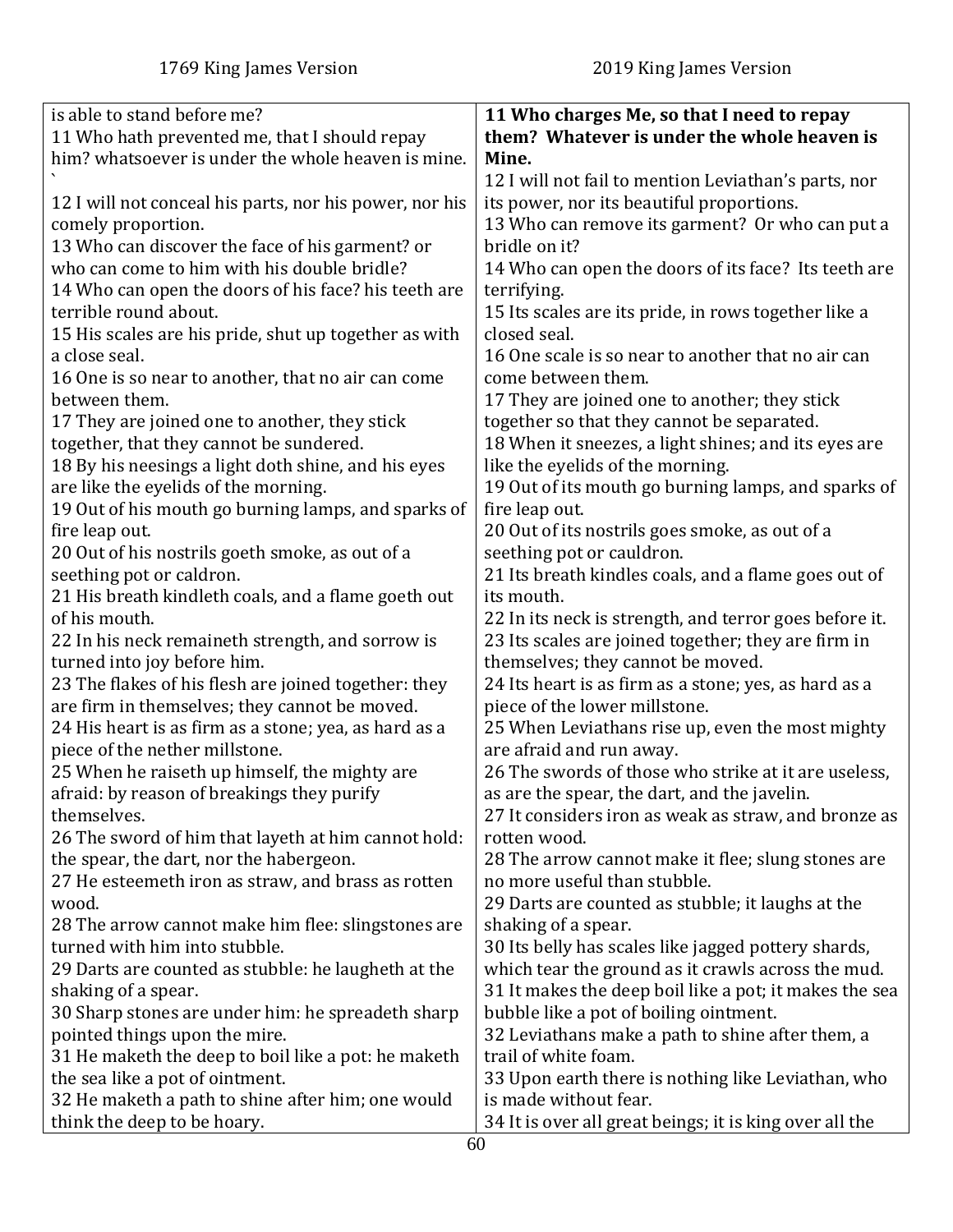| 1769 King James Version | 2019 King James Version |
| --- | --- |
| is able to stand before me?<br>11 Who hath prevented me, that I should repay him? whatsoever is under the whole heaven is mine.<br>`<br>12 I will not conceal his parts, nor his power, nor his comely proportion.<br>13 Who can discover the face of his garment? or who can come to him with his double bridle?<br>14 Who can open the doors of his face? his teeth are terrible round about.<br>15 His scales are his pride, shut up together as with a close seal.<br>16 One is so near to another, that no air can come between them.<br>17 They are joined one to another, they stick together, that they cannot be sundered.<br>18 By his neesings a light doth shine, and his eyes are like the eyelids of the morning.<br>19 Out of his mouth go burning lamps, and sparks of fire leap out.<br>20 Out of his nostrils goeth smoke, as out of a seething pot or caldron.<br>21 His breath kindleth coals, and a flame goeth out of his mouth.<br>22 In his neck remaineth strength, and sorrow is turned into joy before him.<br>23 The flakes of his flesh are joined together: they are firm in themselves; they cannot be moved.<br>24 His heart is as firm as a stone; yea, as hard as a piece of the nether millstone.<br>25 When he raiseth up himself, the mighty are afraid: by reason of breakings they purify themselves.<br>26 The sword of him that layeth at him cannot hold: the spear, the dart, nor the habergeon.<br>27 He esteemeth iron as straw, and brass as rotten wood.<br>28 The arrow cannot make him flee: slingstones are turned with him into stubble.<br>29 Darts are counted as stubble: he laugheth at the shaking of a spear.<br>30 Sharp stones are under him: he spreadeth sharp pointed things upon the mire.<br>31 He maketh the deep to boil like a pot: he maketh the sea like a pot of ointment.<br>32 He maketh a path to shine after him; one would think the deep to be hoary. | **11 Who charges Me, so that I need to repay them? Whatever is under the whole heaven is Mine.**<br>12 I will not fail to mention Leviathan's parts, nor its power, nor its beautiful proportions.<br>13 Who can remove its garment? Or who can put a bridle on it?<br>14 Who can open the doors of its face? Its teeth are terrifying.<br>15 Its scales are its pride, in rows together like a closed seal.<br>16 One scale is so near to another that no air can come between them.<br>17 They are joined one to another; they stick together so that they cannot be separated.<br>18 When it sneezes, a light shines; and its eyes are like the eyelids of the morning.<br>19 Out of its mouth go burning lamps, and sparks of fire leap out.<br>20 Out of its nostrils goes smoke, as out of a seething pot or cauldron.<br>21 Its breath kindles coals, and a flame goes out of its mouth.<br>22 In its neck is strength, and terror goes before it.<br>23 Its scales are joined together; they are firm in themselves; they cannot be moved.<br>24 Its heart is as firm as a stone; yes, as hard as a piece of the lower millstone.<br>25 When Leviathans rise up, even the most mighty are afraid and run away.<br>26 The swords of those who strike at it are useless, as are the spear, the dart, and the javelin.<br>27 It considers iron as weak as straw, and bronze as rotten wood.<br>28 The arrow cannot make it flee; slung stones are no more useful than stubble.<br>29 Darts are counted as stubble; it laughs at the shaking of a spear.<br>30 Its belly has scales like jagged pottery shards, which tear the ground as it crawls across the mud.<br>31 It makes the deep boil like a pot; it makes the sea bubble like a pot of boiling ointment.<br>32 Leviathans make a path to shine after them, a trail of white foam.<br>33 Upon earth there is nothing like Leviathan, who is made without fear.<br>34 It is over all great beings; it is king over all the |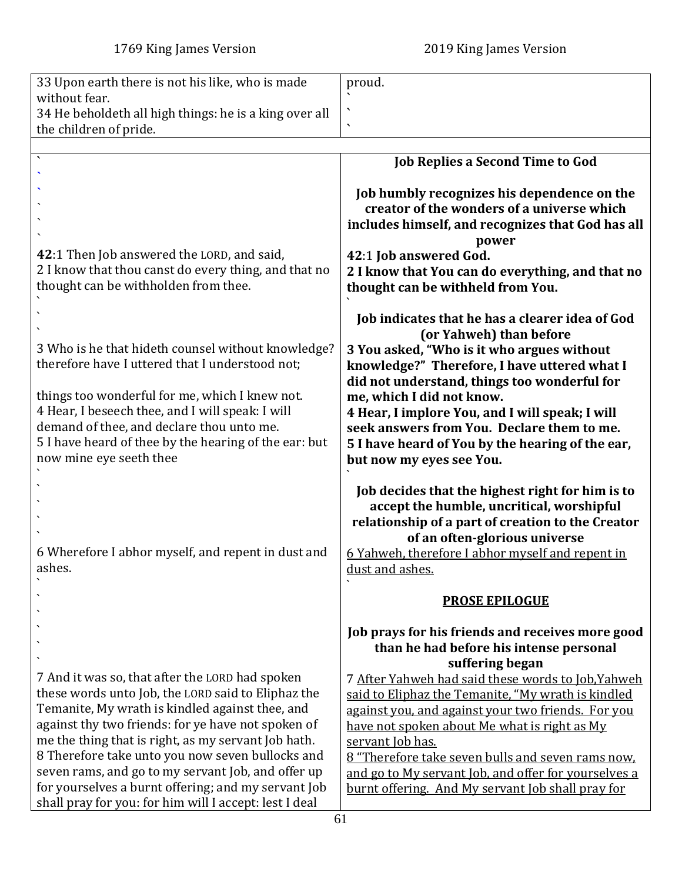| 1769 King James Version | 2019 King James Version |
| --- | --- |
| 33 Upon earth there is not his like, who is made without fear.<br>34 He beholdeth all high things: he is a king over all the children of pride. | proud. |
| | |
| | **Job Replies a Second Time to God**<br><br>**Job humbly recognizes his dependence on the creator of the wonders of a universe which includes himself, and recognizes that God has all power** |
| **42**:1 Then Job answered the LORD, and said,<br>2 I know that thou canst do every thing, and that no thought can be withholden from thee. | **42**:1 **Job answered God.**<br>**2 I know that You can do everything, and that no thought can be withheld from You.** |
| | **Job indicates that he has a clearer idea of God (or Yahweh) than before** |
| 3 Who is he that hideth counsel without knowledge? therefore have I uttered that I understood not; things too wonderful for me, which I knew not.<br>4 Hear, I beseech thee, and I will speak: I will demand of thee, and declare thou unto me.<br>5 I have heard of thee by the hearing of the ear: but now mine eye seeth thee | **3 You asked, "Who is it who argues without knowledge?" Therefore, I have uttered what I did not understand, things too wonderful for me, which I did not know.**<br>**4 Hear, I implore You, and I will speak; I will seek answers from You. Declare them to me.**<br>**5 I have heard of You by the hearing of the ear, but now my eyes see You.** |
| | **Job decides that the highest right for him is to accept the humble, uncritical, worshipful relationship of a part of creation to the Creator of an often-glorious universe** |
| 6 Wherefore I abhor myself, and repent in dust and ashes. | 6 Yahweh, therefore I abhor myself and repent in dust and ashes. |
| | **PROSE EPILOGUE**<br><br>**Job prays for his friends and receives more good than he had before his intense personal suffering began** |
| 7 And it was so, that after the LORD had spoken these words unto Job, the LORD said to Eliphaz the Temanite, My wrath is kindled against thee, and against thy two friends: for ye have not spoken of me the thing that is right, as my servant Job hath.<br>8 Therefore take unto you now seven bullocks and seven rams, and go to my servant Job, and offer up for yourselves a burnt offering; and my servant Job shall pray for you: for him will I accept: lest I deal | 7 After Yahweh had said these words to Job,Yahweh said to Eliphaz the Temanite, "My wrath is kindled against you, and against your two friends. For you have not spoken about Me what is right as My servant Job has.<br>8 "Therefore take seven bulls and seven rams now, and go to My servant Job, and offer for yourselves a burnt offering. And My servant Job shall pray for |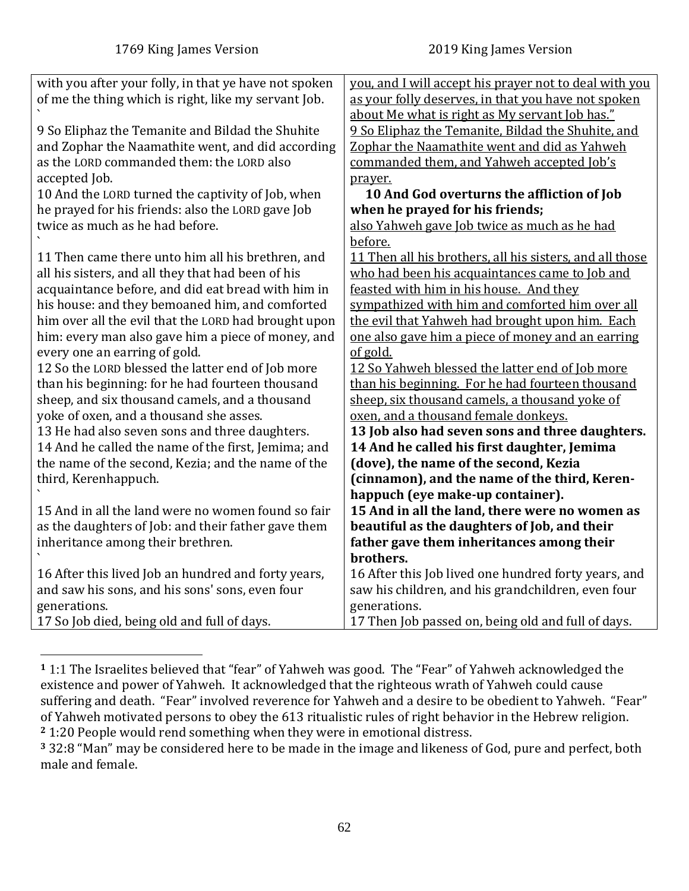| 1769 King James Version | 2019 King James Version |
|---|---|
| with you after your folly, in that ye have not spoken of me the thing which is right, like my servant Job. | you, and I will accept his prayer not to deal with you as your folly deserves, in that you have not spoken about Me what is right as My servant Job has." |
| 9 So Eliphaz the Temanite and Bildad the Shuhite and Zophar the Naamathite went, and did according as the LORD commanded them: the LORD also accepted Job. | 9 So Eliphaz the Temanite, Bildad the Shuhite, and Zophar the Naamathite went and did as Yahweh commanded them, and Yahweh accepted Job's prayer. |
| 10 And the LORD turned the captivity of Job, when he prayed for his friends: also the LORD gave Job twice as much as he had before. | **10 And God overturns the affliction of Job when he prayed for his friends;** also Yahweh gave Job twice as much as he had before. |
| 11 Then came there unto him all his brethren, and all his sisters, and all they that had been of his acquaintance before, and did eat bread with him in his house: and they bemoaned him, and comforted him over all the evil that the LORD had brought upon him: every man also gave him a piece of money, and every one an earring of gold. | 11 Then all his brothers, all his sisters, and all those who had been his acquaintances came to Job and feasted with him in his house. And they sympathized with him and comforted him over all the evil that Yahweh had brought upon him. Each one also gave him a piece of money and an earring of gold. |
| 12 So the LORD blessed the latter end of Job more than his beginning: for he had fourteen thousand sheep, and six thousand camels, and a thousand yoke of oxen, and a thousand she asses. | 12 So Yahweh blessed the latter end of Job more than his beginning. For he had fourteen thousand sheep, six thousand camels, a thousand yoke of oxen, and a thousand female donkeys. |
| 13 He had also seven sons and three daughters. | **13 Job also had seven sons and three daughters.** |
| 14 And he called the name of the first, Jemima; and the name of the second, Kezia; and the name of the third, Kerenhappuch. | **14 And he called his first daughter, Jemima (dove), the name of the second, Kezia (cinnamon), and the name of the third, Keren-happuch (eye make-up container).** |
| 15 And in all the land were no women found so fair as the daughters of Job: and their father gave them inheritance among their brethren. | **15 And in all the land, there were no women as beautiful as the daughters of Job, and their father gave them inheritances among their brothers.** |
| 16 After this lived Job an hundred and forty years, and saw his sons, and his sons' sons, even four generations. | 16 After this Job lived one hundred forty years, and saw his children, and his grandchildren, even four generations. |
| 17 So Job died, being old and full of days. | 17 Then Job passed on, being old and full of days. |

---

[1] 1:1 The Israelites believed that "fear" of Yahweh was good. The "Fear" of Yahweh acknowledged the existence and power of Yahweh. It acknowledged that the righteous wrath of Yahweh could cause suffering and death. "Fear" involved reverence for Yahweh and a desire to be obedient to Yahweh. "Fear" of Yahweh motivated persons to obey the 613 ritualistic rules of right behavior in the Hebrew religion.

[2] 1:20 People would rend something when they were in emotional distress.

[3] 32:8 "Man" may be considered here to be made in the image and likeness of God, pure and perfect, both male and female.